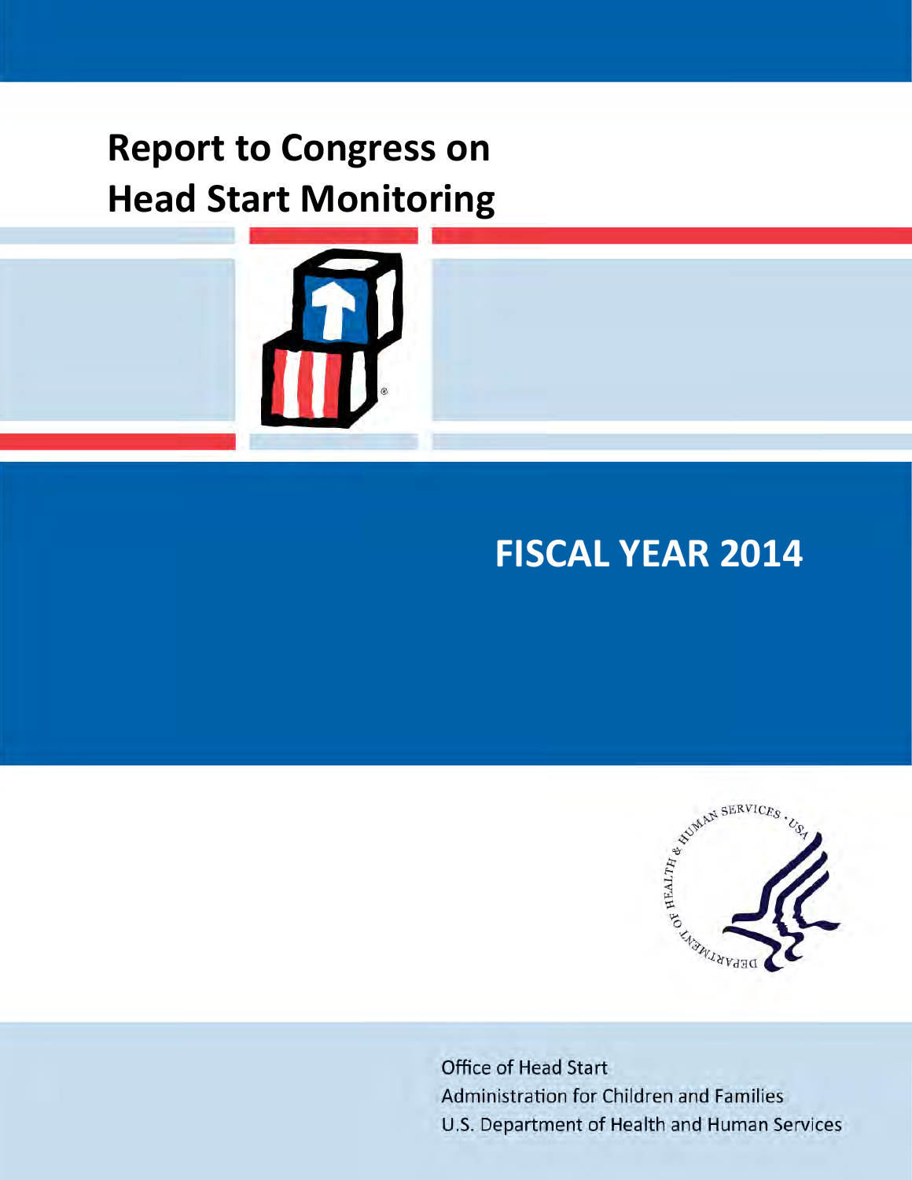# Report to Congress on Head Start Monitoring

## FISCAL YEAR 2014

Office of Head Start
Administration for Children and Families
U.S. Department of Health and Human Services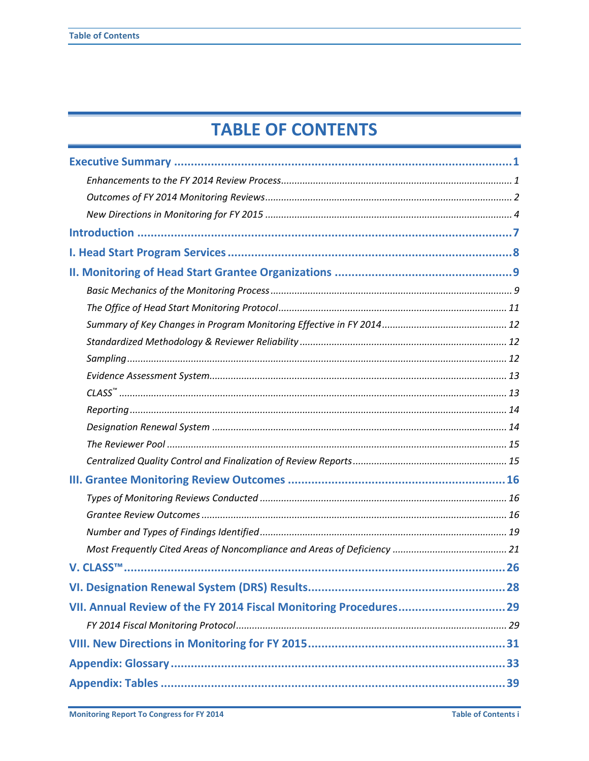# TABLE OF CONTENTS

**Executive Summary** ... 1

*Enhancements to the FY 2014 Review Process* ... 1

*Outcomes of FY 2014 Monitoring Reviews* ... 2

*New Directions in Monitoring for FY 2015* ... 4

**Introduction** ... 7

**I. Head Start Program Services** ... 8

**II. Monitoring of Head Start Grantee Organizations** ... 9

*Basic Mechanics of the Monitoring Process* ... 9

*The Office of Head Start Monitoring Protocol* ... 11

*Summary of Key Changes in Program Monitoring Effective in FY 2014* ... 12

*Standardized Methodology & Reviewer Reliability* ... 12

*Sampling* ... 12

*Evidence Assessment System* ... 13

*CLASS™* ... 13

*Reporting* ... 14

*Designation Renewal System* ... 14

*The Reviewer Pool* ... 15

*Centralized Quality Control and Finalization of Review Reports* ... 15

**III. Grantee Monitoring Review Outcomes** ... 16

*Types of Monitoring Reviews Conducted* ... 16

*Grantee Review Outcomes* ... 16

*Number and Types of Findings Identified* ... 19

*Most Frequently Cited Areas of Noncompliance and Areas of Deficiency* ... 21

**V. CLASS™** ... 26

**VI. Designation Renewal System (DRS) Results** ... 28

**VII. Annual Review of the FY 2014 Fiscal Monitoring Procedures** ... 29

*FY 2014 Fiscal Monitoring Protocol* ... 29

**VIII. New Directions in Monitoring for FY 2015** ... 31

**Appendix: Glossary** ... 33

**Appendix: Tables** ... 39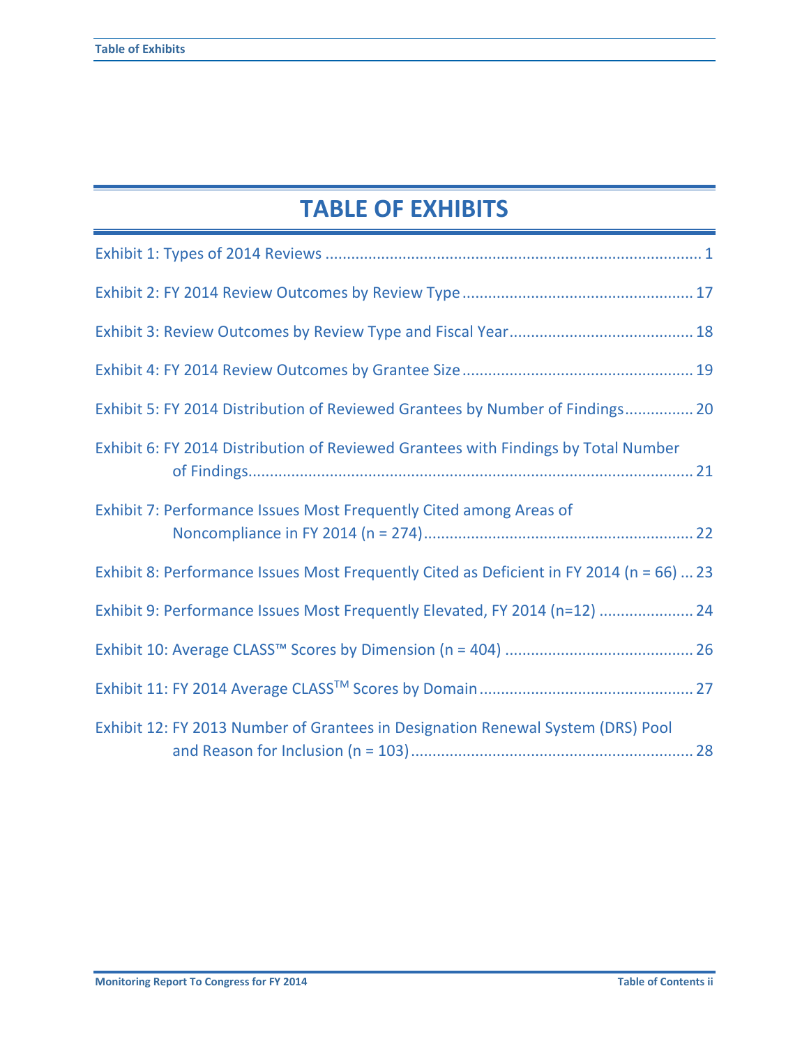# TABLE OF EXHIBITS

Exhibit 1: Types of 2014 Reviews ........................................................................................ 1

Exhibit 2: FY 2014 Review Outcomes by Review Type ..................................................... 17

Exhibit 3: Review Outcomes by Review Type and Fiscal Year.......................................... 18

Exhibit 4: FY 2014 Review Outcomes by Grantee Size ..................................................... 19

Exhibit 5: FY 2014 Distribution of Reviewed Grantees by Number of Findings................ 20

Exhibit 6: FY 2014 Distribution of Reviewed Grantees with Findings by Total Number of Findings........................................................................................................ 21

Exhibit 7: Performance Issues Most Frequently Cited among Areas of Noncompliance in FY 2014 (n = 274)............................................................... 22

Exhibit 8: Performance Issues Most Frequently Cited as Deficient in FY 2014 (n = 66) ... 23

Exhibit 9: Performance Issues Most Frequently Elevated, FY 2014 (n=12) ...................... 24

Exhibit 10: Average CLASS™ Scores by Dimension (n = 404) ........................................... 26

Exhibit 11: FY 2014 Average CLASS™ Scores by Domain ................................................. 27

Exhibit 12: FY 2013 Number of Grantees in Designation Renewal System (DRS) Pool and Reason for Inclusion (n = 103) ................................................................. 28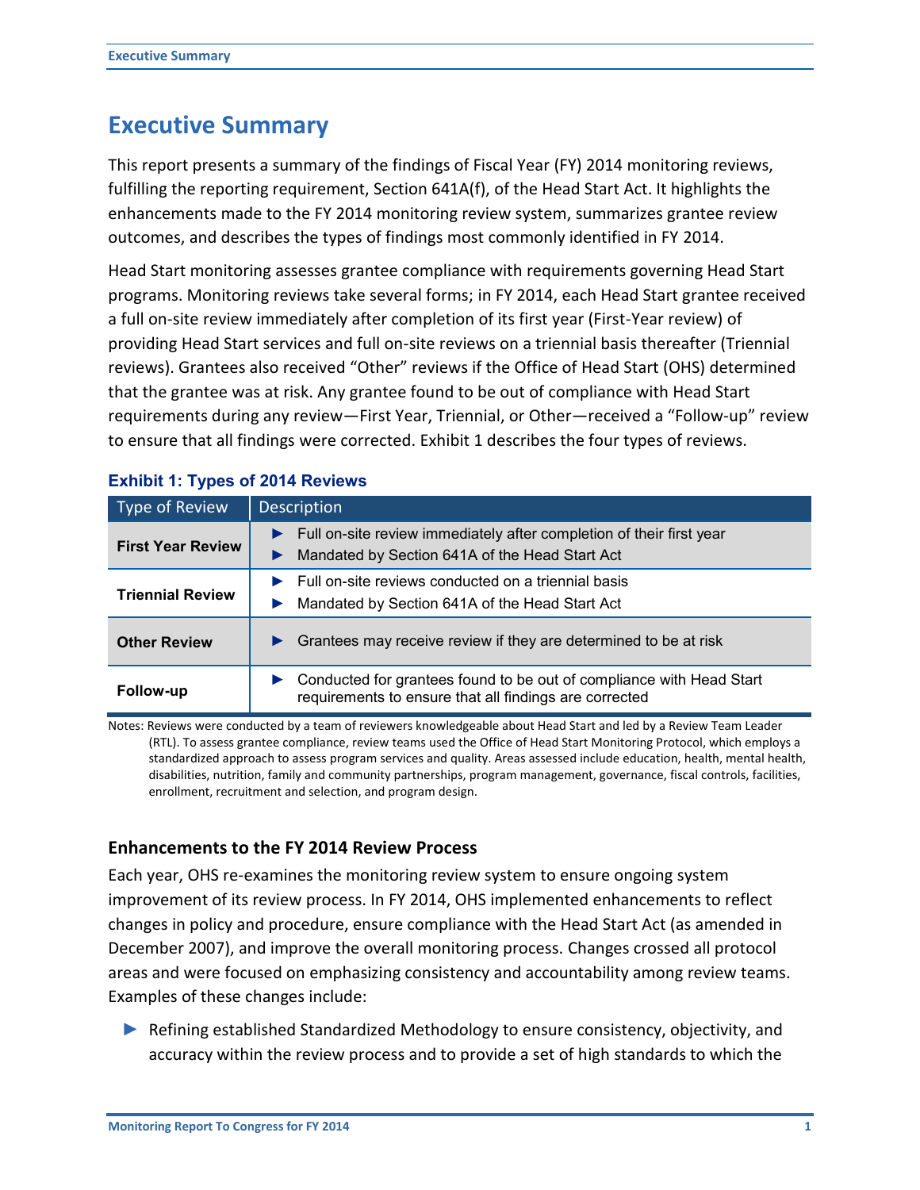# Executive Summary

This report presents a summary of the findings of Fiscal Year (FY) 2014 monitoring reviews, fulfilling the reporting requirement, Section 641A(f), of the Head Start Act. It highlights the enhancements made to the FY 2014 monitoring review system, summarizes grantee review outcomes, and describes the types of findings most commonly identified in FY 2014.

Head Start monitoring assesses grantee compliance with requirements governing Head Start programs. Monitoring reviews take several forms; in FY 2014, each Head Start grantee received a full on-site review immediately after completion of its first year (First-Year review) of providing Head Start services and full on-site reviews on a triennial basis thereafter (Triennial reviews). Grantees also received "Other" reviews if the Office of Head Start (OHS) determined that the grantee was at risk. Any grantee found to be out of compliance with Head Start requirements during any review—First Year, Triennial, or Other—received a "Follow-up" review to ensure that all findings were corrected. Exhibit 1 describes the four types of reviews.

**Exhibit 1: Types of 2014 Reviews**

| Type of Review | Description |
|---|---|
| **First Year Review** | ► Full on-site review immediately after completion of their first year<br>► Mandated by Section 641A of the Head Start Act |
| **Triennial Review** | ► Full on-site reviews conducted on a triennial basis<br>► Mandated by Section 641A of the Head Start Act |
| **Other Review** | ► Grantees may receive review if they are determined to be at risk |
| **Follow-up** | ► Conducted for grantees found to be out of compliance with Head Start requirements to ensure that all findings are corrected |

Notes: Reviews were conducted by a team of reviewers knowledgeable about Head Start and led by a Review Team Leader (RTL). To assess grantee compliance, review teams used the Office of Head Start Monitoring Protocol, which employs a standardized approach to assess program services and quality. Areas assessed include education, health, mental health, disabilities, nutrition, family and community partnerships, program management, governance, fiscal controls, facilities, enrollment, recruitment and selection, and program design.

### Enhancements to the FY 2014 Review Process

Each year, OHS re-examines the monitoring review system to ensure ongoing system improvement of its review process. In FY 2014, OHS implemented enhancements to reflect changes in policy and procedure, ensure compliance with the Head Start Act (as amended in December 2007), and improve the overall monitoring process. Changes crossed all protocol areas and were focused on emphasizing consistency and accountability among review teams. Examples of these changes include:

- Refining established Standardized Methodology to ensure consistency, objectivity, and accuracy within the review process and to provide a set of high standards to which the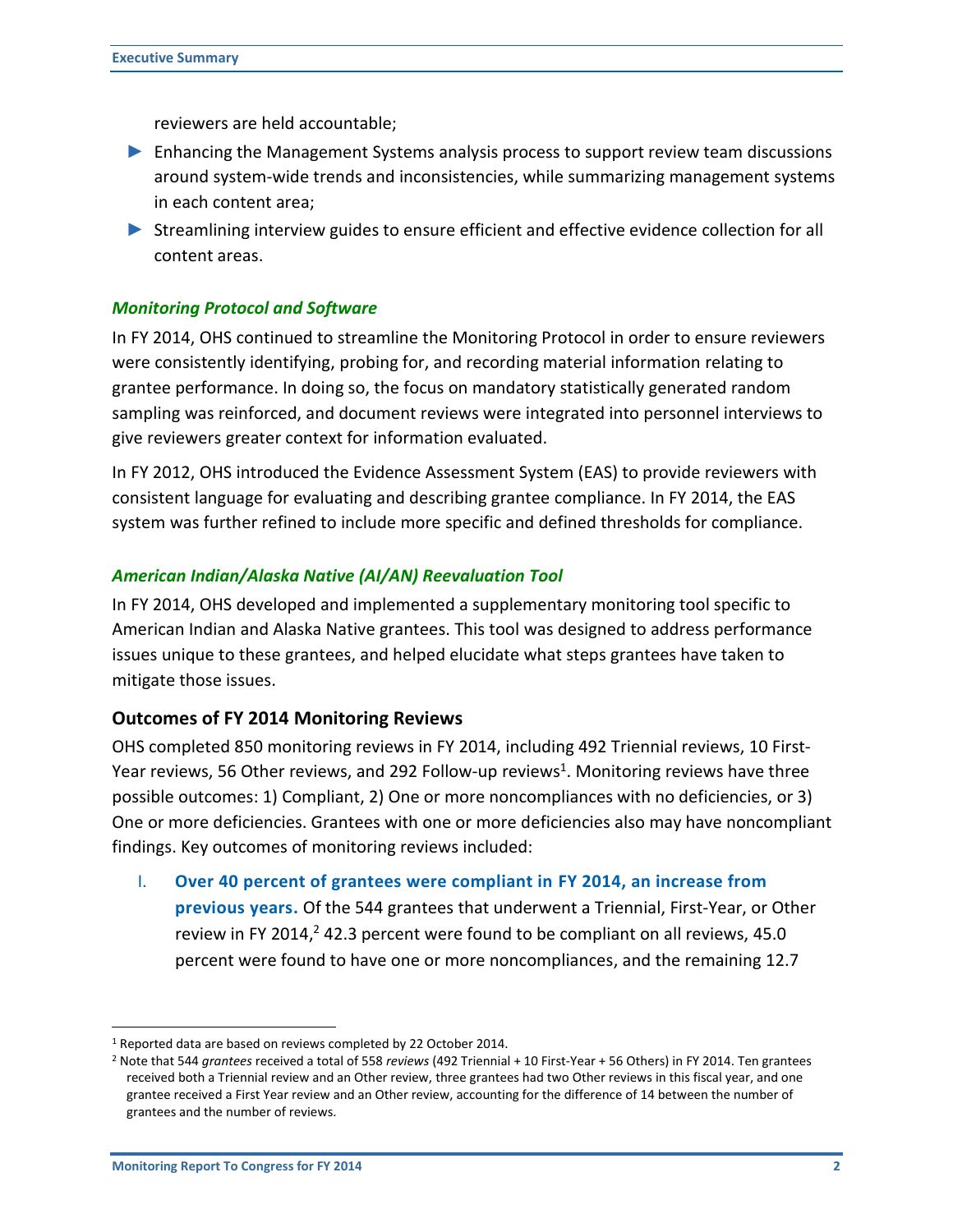reviewers are held accountable;

- Enhancing the Management Systems analysis process to support review team discussions around system-wide trends and inconsistencies, while summarizing management systems in each content area;
- Streamlining interview guides to ensure efficient and effective evidence collection for all content areas.

### *Monitoring Protocol and Software*

In FY 2014, OHS continued to streamline the Monitoring Protocol in order to ensure reviewers were consistently identifying, probing for, and recording material information relating to grantee performance. In doing so, the focus on mandatory statistically generated random sampling was reinforced, and document reviews were integrated into personnel interviews to give reviewers greater context for information evaluated.

In FY 2012, OHS introduced the Evidence Assessment System (EAS) to provide reviewers with consistent language for evaluating and describing grantee compliance. In FY 2014, the EAS system was further refined to include more specific and defined thresholds for compliance.

### *American Indian/Alaska Native (AI/AN) Reevaluation Tool*

In FY 2014, OHS developed and implemented a supplementary monitoring tool specific to American Indian and Alaska Native grantees. This tool was designed to address performance issues unique to these grantees, and helped elucidate what steps grantees have taken to mitigate those issues.

## Outcomes of FY 2014 Monitoring Reviews

OHS completed 850 monitoring reviews in FY 2014, including 492 Triennial reviews, 10 First-Year reviews, 56 Other reviews, and 292 Follow-up reviews[1]. Monitoring reviews have three possible outcomes: 1) Compliant, 2) One or more noncompliances with no deficiencies, or 3) One or more deficiencies. Grantees with one or more deficiencies also may have noncompliant findings. Key outcomes of monitoring reviews included:

I. **Over 40 percent of grantees were compliant in FY 2014, an increase from previous years.** Of the 544 grantees that underwent a Triennial, First-Year, or Other review in FY 2014,[2] 42.3 percent were found to be compliant on all reviews, 45.0 percent were found to have one or more noncompliances, and the remaining 12.7

---

[1] Reported data are based on reviews completed by 22 October 2014.

[2] Note that 544 *grantees* received a total of 558 *reviews* (492 Triennial + 10 First-Year + 56 Others) in FY 2014. Ten grantees received both a Triennial review and an Other review, three grantees had two Other reviews in this fiscal year, and one grantee received a First Year review and an Other review, accounting for the difference of 14 between the number of grantees and the number of reviews.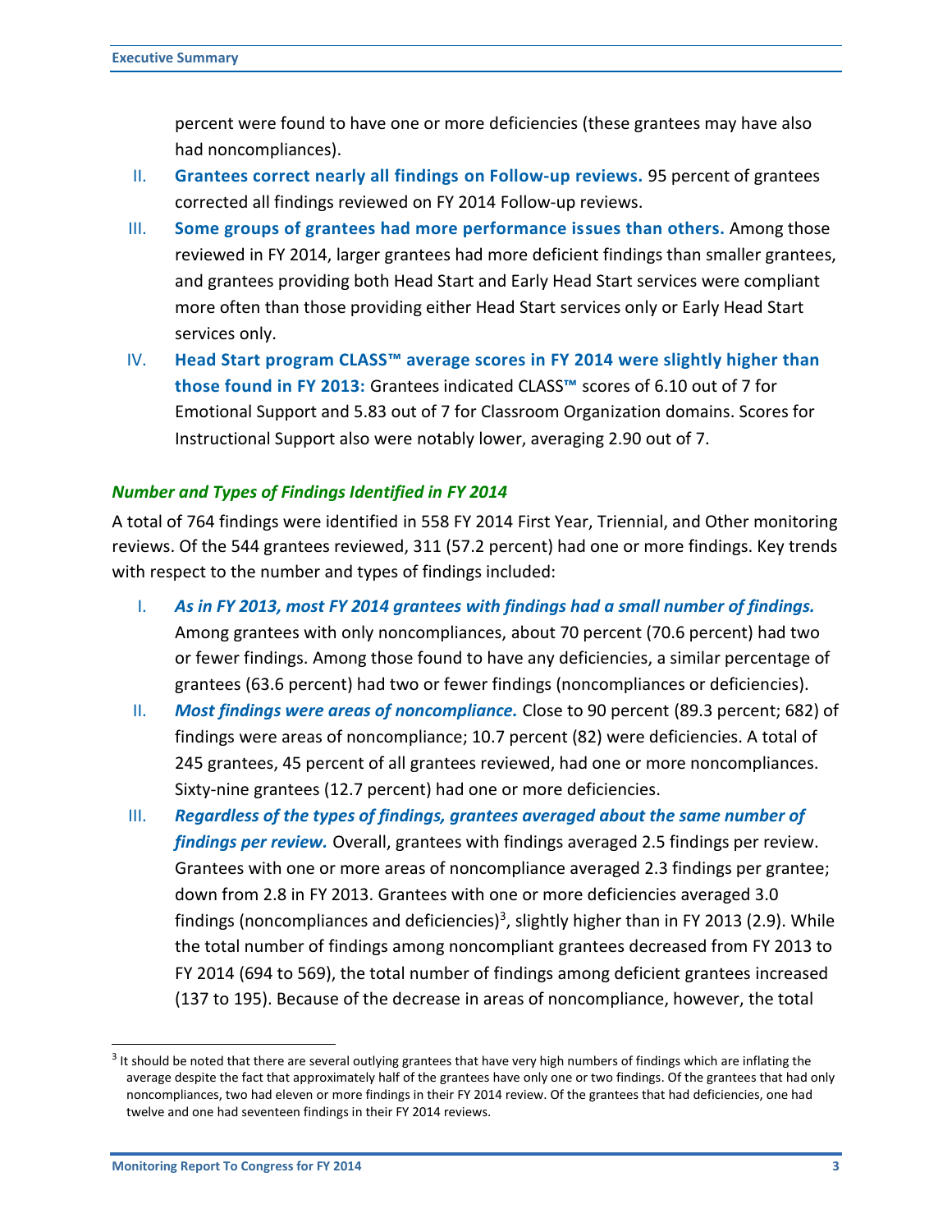percent were found to have one or more deficiencies (these grantees may have also had noncompliances).

II. **Grantees correct nearly all findings on Follow-up reviews.** 95 percent of grantees corrected all findings reviewed on FY 2014 Follow-up reviews.

III. **Some groups of grantees had more performance issues than others.** Among those reviewed in FY 2014, larger grantees had more deficient findings than smaller grantees, and grantees providing both Head Start and Early Head Start services were compliant more often than those providing either Head Start services only or Early Head Start services only.

IV. **Head Start program CLASS™ average scores in FY 2014 were slightly higher than those found in FY 2013:** Grantees indicated CLASS™ scores of 6.10 out of 7 for Emotional Support and 5.83 out of 7 for Classroom Organization domains. Scores for Instructional Support also were notably lower, averaging 2.90 out of 7.

### *Number and Types of Findings Identified in FY 2014*

A total of 764 findings were identified in 558 FY 2014 First Year, Triennial, and Other monitoring reviews. Of the 544 grantees reviewed, 311 (57.2 percent) had one or more findings. Key trends with respect to the number and types of findings included:

I. ***As in FY 2013, most FY 2014 grantees with findings had a small number of findings.*** Among grantees with only noncompliances, about 70 percent (70.6 percent) had two or fewer findings. Among those found to have any deficiencies, a similar percentage of grantees (63.6 percent) had two or fewer findings (noncompliances or deficiencies).

II. ***Most findings were areas of noncompliance.*** Close to 90 percent (89.3 percent; 682) of findings were areas of noncompliance; 10.7 percent (82) were deficiencies. A total of 245 grantees, 45 percent of all grantees reviewed, had one or more noncompliances. Sixty-nine grantees (12.7 percent) had one or more deficiencies.

III. ***Regardless of the types of findings, grantees averaged about the same number of findings per review.*** Overall, grantees with findings averaged 2.5 findings per review. Grantees with one or more areas of noncompliance averaged 2.3 findings per grantee; down from 2.8 in FY 2013. Grantees with one or more deficiencies averaged 3.0 findings (noncompliances and deficiencies)[3], slightly higher than in FY 2013 (2.9). While the total number of findings among noncompliant grantees decreased from FY 2013 to FY 2014 (694 to 569), the total number of findings among deficient grantees increased (137 to 195). Because of the decrease in areas of noncompliance, however, the total

[3] It should be noted that there are several outlying grantees that have very high numbers of findings which are inflating the average despite the fact that approximately half of the grantees have only one or two findings. Of the grantees that had only noncompliances, two had eleven or more findings in their FY 2014 review. Of the grantees that had deficiencies, one had twelve and one had seventeen findings in their FY 2014 reviews.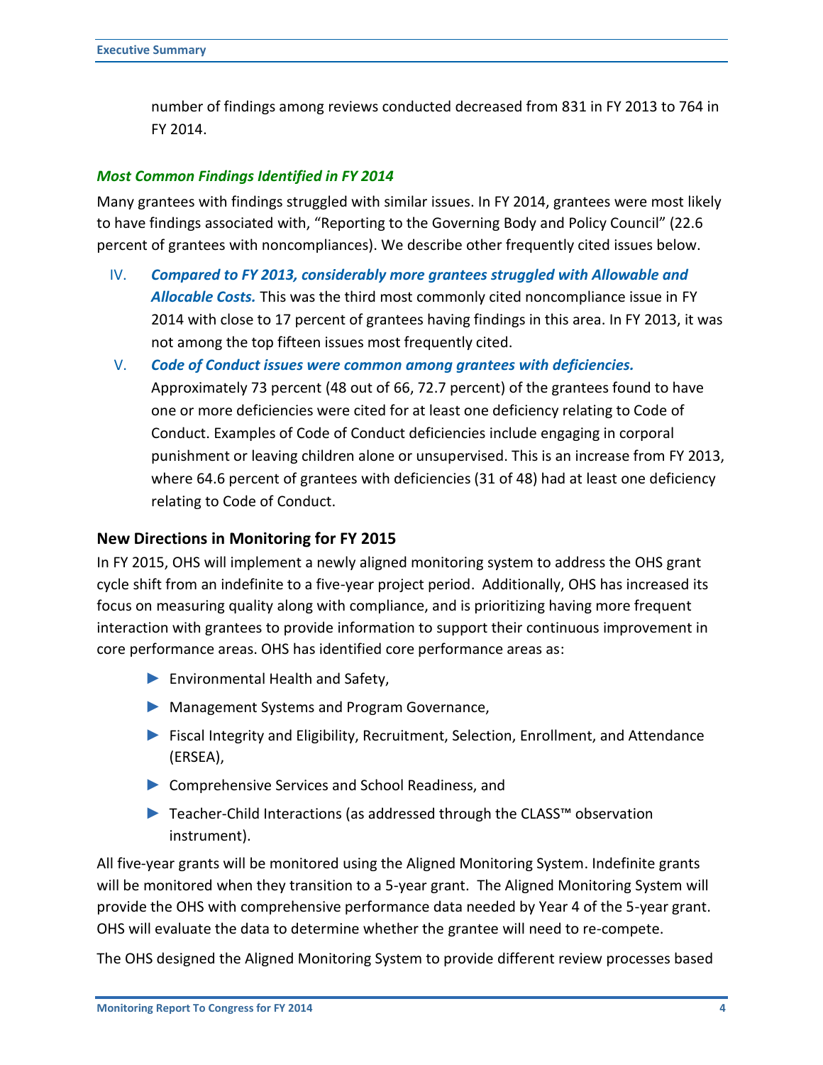number of findings among reviews conducted decreased from 831 in FY 2013 to 764 in FY 2014.

### *Most Common Findings Identified in FY 2014*

Many grantees with findings struggled with similar issues. In FY 2014, grantees were most likely to have findings associated with, "Reporting to the Governing Body and Policy Council" (22.6 percent of grantees with noncompliances). We describe other frequently cited issues below.

IV. ***Compared to FY 2013, considerably more grantees struggled with Allowable and Allocable Costs.*** This was the third most commonly cited noncompliance issue in FY 2014 with close to 17 percent of grantees having findings in this area. In FY 2013, it was not among the top fifteen issues most frequently cited.

V. ***Code of Conduct issues were common among grantees with deficiencies.*** Approximately 73 percent (48 out of 66, 72.7 percent) of the grantees found to have one or more deficiencies were cited for at least one deficiency relating to Code of Conduct. Examples of Code of Conduct deficiencies include engaging in corporal punishment or leaving children alone or unsupervised. This is an increase from FY 2013, where 64.6 percent of grantees with deficiencies (31 of 48) had at least one deficiency relating to Code of Conduct.

## New Directions in Monitoring for FY 2015

In FY 2015, OHS will implement a newly aligned monitoring system to address the OHS grant cycle shift from an indefinite to a five-year project period. Additionally, OHS has increased its focus on measuring quality along with compliance, and is prioritizing having more frequent interaction with grantees to provide information to support their continuous improvement in core performance areas. OHS has identified core performance areas as:

- Environmental Health and Safety,
- Management Systems and Program Governance,
- Fiscal Integrity and Eligibility, Recruitment, Selection, Enrollment, and Attendance (ERSEA),
- Comprehensive Services and School Readiness, and
- Teacher-Child Interactions (as addressed through the CLASS™ observation instrument).

All five-year grants will be monitored using the Aligned Monitoring System. Indefinite grants will be monitored when they transition to a 5-year grant. The Aligned Monitoring System will provide the OHS with comprehensive performance data needed by Year 4 of the 5-year grant. OHS will evaluate the data to determine whether the grantee will need to re-compete.

The OHS designed the Aligned Monitoring System to provide different review processes based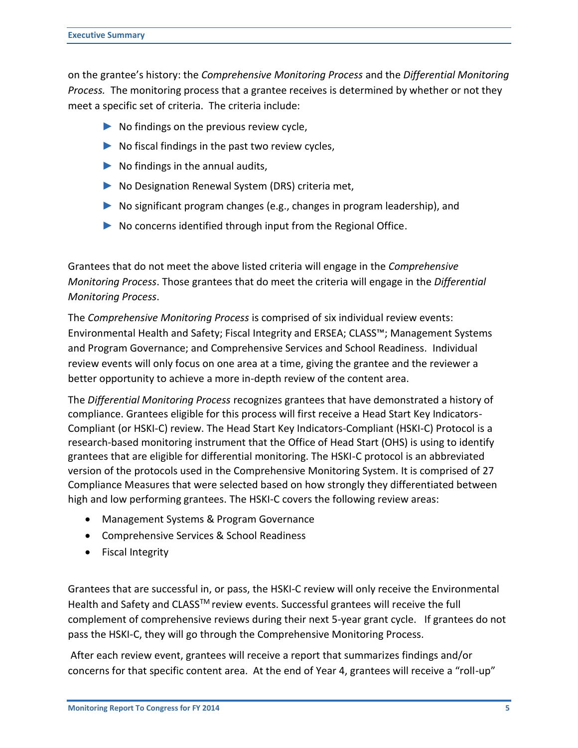on the grantee's history: the *Comprehensive Monitoring Process* and the *Differential Monitoring Process.* The monitoring process that a grantee receives is determined by whether or not they meet a specific set of criteria. The criteria include:

- No findings on the previous review cycle,
- No fiscal findings in the past two review cycles,
- No findings in the annual audits,
- No Designation Renewal System (DRS) criteria met,
- No significant program changes (e.g., changes in program leadership), and
- No concerns identified through input from the Regional Office.

Grantees that do not meet the above listed criteria will engage in the *Comprehensive Monitoring Process*. Those grantees that do meet the criteria will engage in the *Differential Monitoring Process*.

The *Comprehensive Monitoring Process* is comprised of six individual review events: Environmental Health and Safety; Fiscal Integrity and ERSEA; CLASS™; Management Systems and Program Governance; and Comprehensive Services and School Readiness. Individual review events will only focus on one area at a time, giving the grantee and the reviewer a better opportunity to achieve a more in-depth review of the content area.

The *Differential Monitoring Process* recognizes grantees that have demonstrated a history of compliance. Grantees eligible for this process will first receive a Head Start Key Indicators-Compliant (or HSKI-C) review. The Head Start Key Indicators-Compliant (HSKI-C) Protocol is a research-based monitoring instrument that the Office of Head Start (OHS) is using to identify grantees that are eligible for differential monitoring. The HSKI-C protocol is an abbreviated version of the protocols used in the Comprehensive Monitoring System. It is comprised of 27 Compliance Measures that were selected based on how strongly they differentiated between high and low performing grantees. The HSKI-C covers the following review areas:

- Management Systems & Program Governance
- Comprehensive Services & School Readiness
- Fiscal Integrity

Grantees that are successful in, or pass, the HSKI-C review will only receive the Environmental Health and Safety and CLASS™ review events. Successful grantees will receive the full complement of comprehensive reviews during their next 5-year grant cycle. If grantees do not pass the HSKI-C, they will go through the Comprehensive Monitoring Process.

After each review event, grantees will receive a report that summarizes findings and/or concerns for that specific content area. At the end of Year 4, grantees will receive a "roll-up"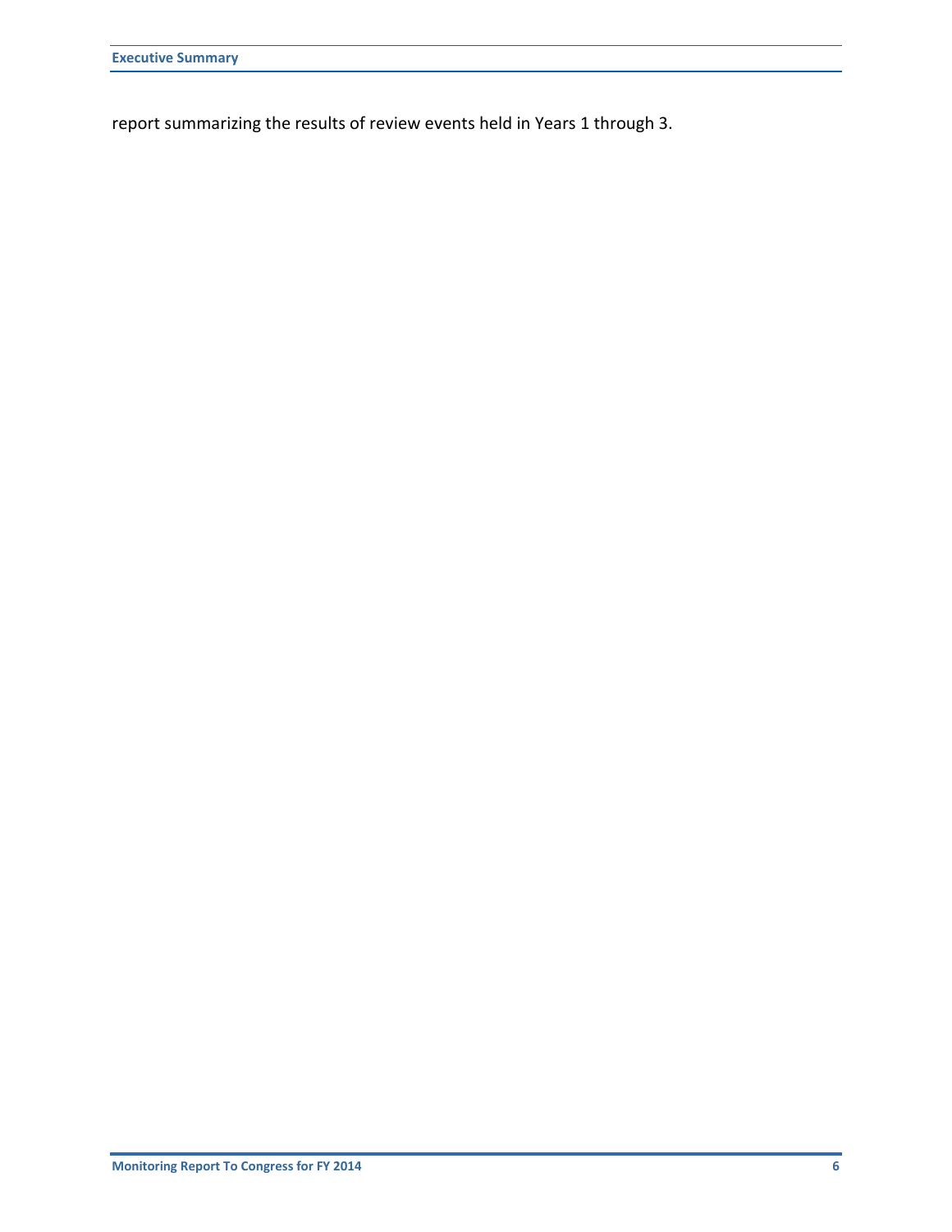report summarizing the results of review events held in Years 1 through 3.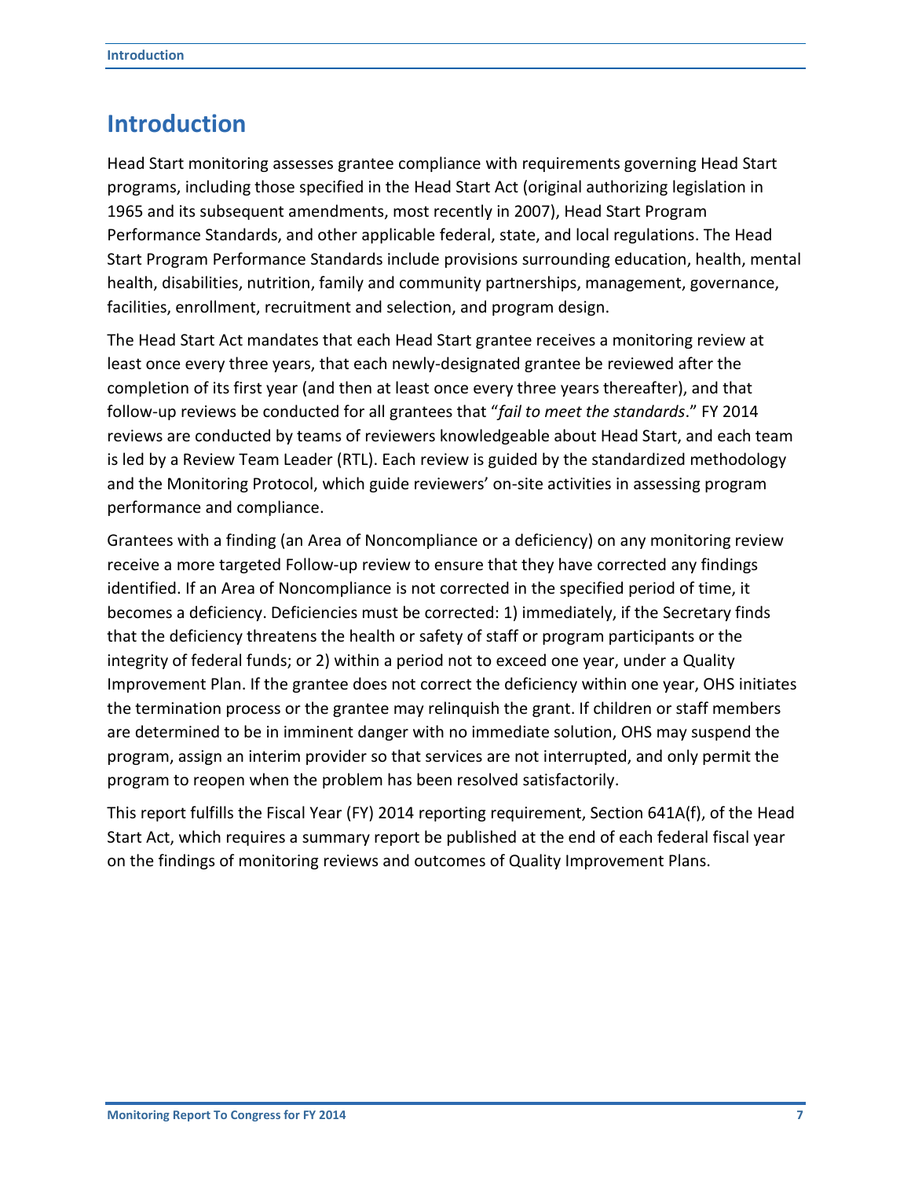# Introduction

Head Start monitoring assesses grantee compliance with requirements governing Head Start programs, including those specified in the Head Start Act (original authorizing legislation in 1965 and its subsequent amendments, most recently in 2007), Head Start Program Performance Standards, and other applicable federal, state, and local regulations. The Head Start Program Performance Standards include provisions surrounding education, health, mental health, disabilities, nutrition, family and community partnerships, management, governance, facilities, enrollment, recruitment and selection, and program design.

The Head Start Act mandates that each Head Start grantee receives a monitoring review at least once every three years, that each newly-designated grantee be reviewed after the completion of its first year (and then at least once every three years thereafter), and that follow-up reviews be conducted for all grantees that "*fail to meet the standards*." FY 2014 reviews are conducted by teams of reviewers knowledgeable about Head Start, and each team is led by a Review Team Leader (RTL). Each review is guided by the standardized methodology and the Monitoring Protocol, which guide reviewers' on-site activities in assessing program performance and compliance.

Grantees with a finding (an Area of Noncompliance or a deficiency) on any monitoring review receive a more targeted Follow-up review to ensure that they have corrected any findings identified. If an Area of Noncompliance is not corrected in the specified period of time, it becomes a deficiency. Deficiencies must be corrected: 1) immediately, if the Secretary finds that the deficiency threatens the health or safety of staff or program participants or the integrity of federal funds; or 2) within a period not to exceed one year, under a Quality Improvement Plan. If the grantee does not correct the deficiency within one year, OHS initiates the termination process or the grantee may relinquish the grant. If children or staff members are determined to be in imminent danger with no immediate solution, OHS may suspend the program, assign an interim provider so that services are not interrupted, and only permit the program to reopen when the problem has been resolved satisfactorily.

This report fulfills the Fiscal Year (FY) 2014 reporting requirement, Section 641A(f), of the Head Start Act, which requires a summary report be published at the end of each federal fiscal year on the findings of monitoring reviews and outcomes of Quality Improvement Plans.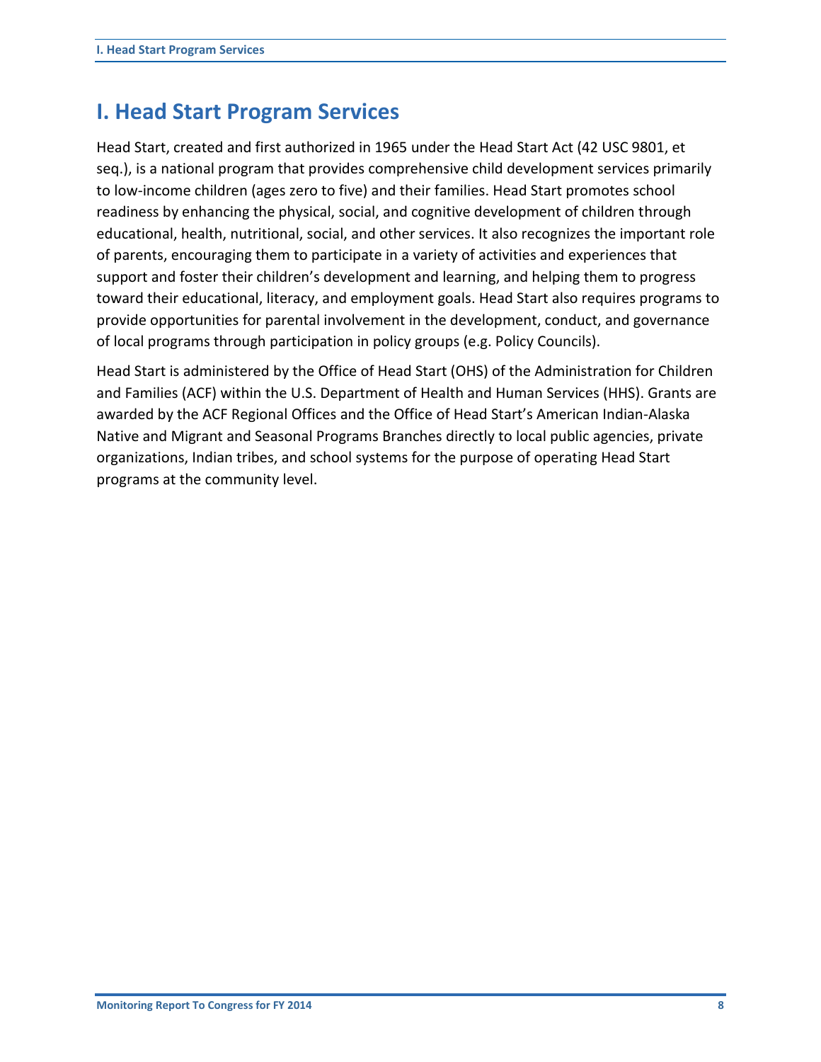# I. Head Start Program Services

Head Start, created and first authorized in 1965 under the Head Start Act (42 USC 9801, et seq.), is a national program that provides comprehensive child development services primarily to low-income children (ages zero to five) and their families. Head Start promotes school readiness by enhancing the physical, social, and cognitive development of children through educational, health, nutritional, social, and other services. It also recognizes the important role of parents, encouraging them to participate in a variety of activities and experiences that support and foster their children's development and learning, and helping them to progress toward their educational, literacy, and employment goals. Head Start also requires programs to provide opportunities for parental involvement in the development, conduct, and governance of local programs through participation in policy groups (e.g. Policy Councils).

Head Start is administered by the Office of Head Start (OHS) of the Administration for Children and Families (ACF) within the U.S. Department of Health and Human Services (HHS). Grants are awarded by the ACF Regional Offices and the Office of Head Start's American Indian-Alaska Native and Migrant and Seasonal Programs Branches directly to local public agencies, private organizations, Indian tribes, and school systems for the purpose of operating Head Start programs at the community level.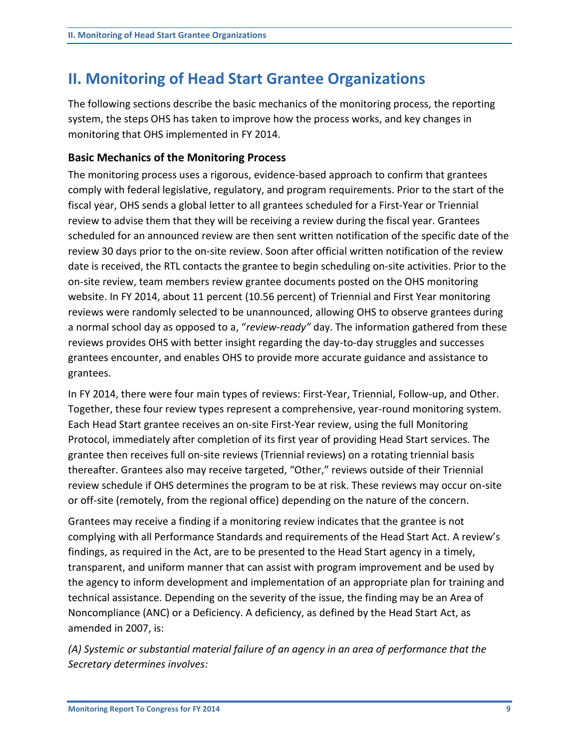# II. Monitoring of Head Start Grantee Organizations

The following sections describe the basic mechanics of the monitoring process, the reporting system, the steps OHS has taken to improve how the process works, and key changes in monitoring that OHS implemented in FY 2014.

### Basic Mechanics of the Monitoring Process

The monitoring process uses a rigorous, evidence-based approach to confirm that grantees comply with federal legislative, regulatory, and program requirements. Prior to the start of the fiscal year, OHS sends a global letter to all grantees scheduled for a First-Year or Triennial review to advise them that they will be receiving a review during the fiscal year. Grantees scheduled for an announced review are then sent written notification of the specific date of the review 30 days prior to the on-site review. Soon after official written notification of the review date is received, the RTL contacts the grantee to begin scheduling on-site activities. Prior to the on-site review, team members review grantee documents posted on the OHS monitoring website. In FY 2014, about 11 percent (10.56 percent) of Triennial and First Year monitoring reviews were randomly selected to be unannounced, allowing OHS to observe grantees during a normal school day as opposed to a, "*review-ready"* day. The information gathered from these reviews provides OHS with better insight regarding the day-to-day struggles and successes grantees encounter, and enables OHS to provide more accurate guidance and assistance to grantees.

In FY 2014, there were four main types of reviews: First-Year, Triennial, Follow-up, and Other. Together, these four review types represent a comprehensive, year-round monitoring system. Each Head Start grantee receives an on-site First-Year review, using the full Monitoring Protocol, immediately after completion of its first year of providing Head Start services. The grantee then receives full on-site reviews (Triennial reviews) on a rotating triennial basis thereafter. Grantees also may receive targeted, "Other," reviews outside of their Triennial review schedule if OHS determines the program to be at risk. These reviews may occur on-site or off-site (remotely, from the regional office) depending on the nature of the concern.

Grantees may receive a finding if a monitoring review indicates that the grantee is not complying with all Performance Standards and requirements of the Head Start Act. A review's findings, as required in the Act, are to be presented to the Head Start agency in a timely, transparent, and uniform manner that can assist with program improvement and be used by the agency to inform development and implementation of an appropriate plan for training and technical assistance. Depending on the severity of the issue, the finding may be an Area of Noncompliance (ANC) or a Deficiency. A deficiency, as defined by the Head Start Act, as amended in 2007, is:

*(A) Systemic or substantial material failure of an agency in an area of performance that the Secretary determines involves:*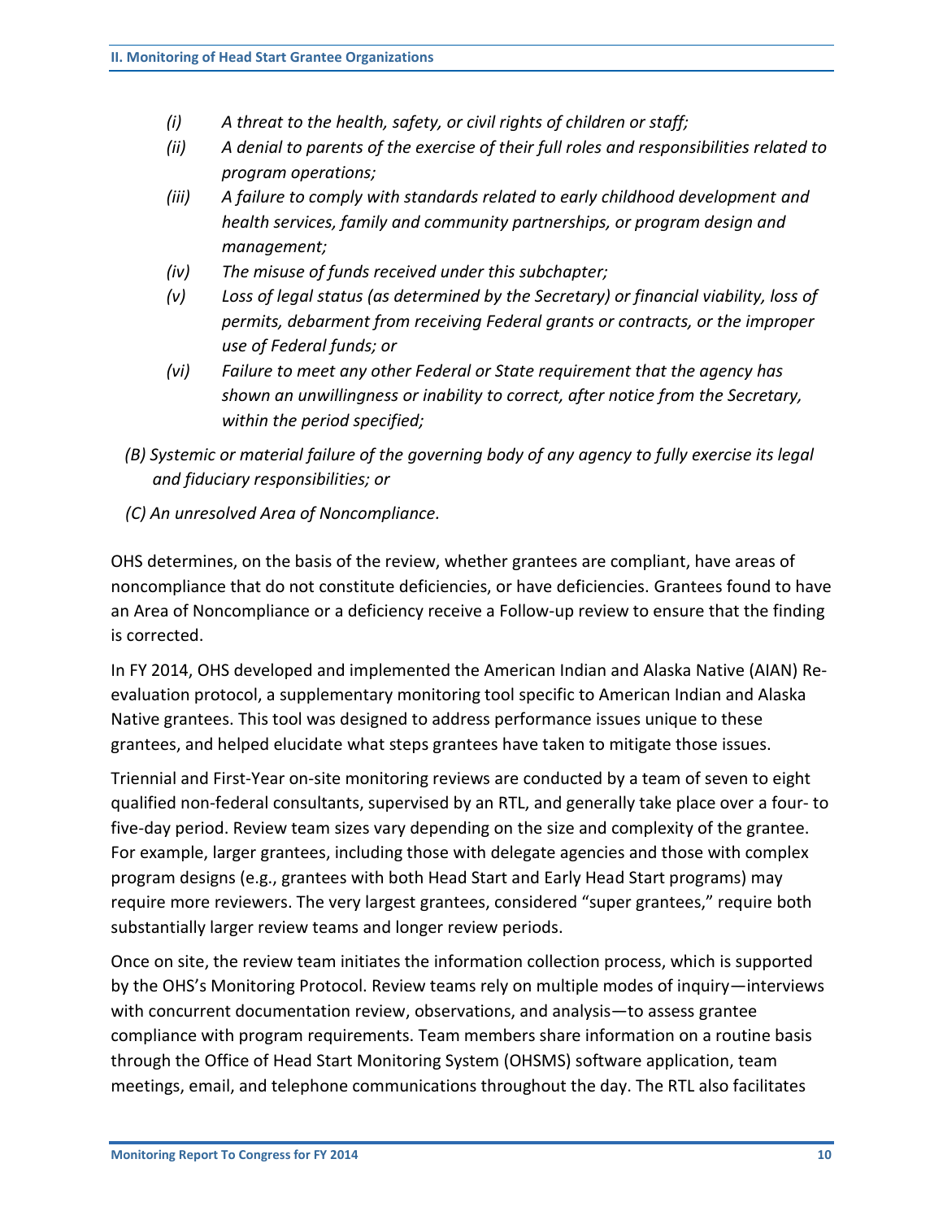- *(i) A threat to the health, safety, or civil rights of children or staff;*
- *(ii) A denial to parents of the exercise of their full roles and responsibilities related to program operations;*
- *(iii) A failure to comply with standards related to early childhood development and health services, family and community partnerships, or program design and management;*
- *(iv) The misuse of funds received under this subchapter;*
- *(v) Loss of legal status (as determined by the Secretary) or financial viability, loss of permits, debarment from receiving Federal grants or contracts, or the improper use of Federal funds; or*
- *(vi) Failure to meet any other Federal or State requirement that the agency has shown an unwillingness or inability to correct, after notice from the Secretary, within the period specified;*

*(B) Systemic or material failure of the governing body of any agency to fully exercise its legal and fiduciary responsibilities; or*

*(C) An unresolved Area of Noncompliance.*

OHS determines, on the basis of the review, whether grantees are compliant, have areas of noncompliance that do not constitute deficiencies, or have deficiencies. Grantees found to have an Area of Noncompliance or a deficiency receive a Follow-up review to ensure that the finding is corrected.

In FY 2014, OHS developed and implemented the American Indian and Alaska Native (AIAN) Re-evaluation protocol, a supplementary monitoring tool specific to American Indian and Alaska Native grantees. This tool was designed to address performance issues unique to these grantees, and helped elucidate what steps grantees have taken to mitigate those issues.

Triennial and First-Year on-site monitoring reviews are conducted by a team of seven to eight qualified non-federal consultants, supervised by an RTL, and generally take place over a four- to five-day period. Review team sizes vary depending on the size and complexity of the grantee. For example, larger grantees, including those with delegate agencies and those with complex program designs (e.g., grantees with both Head Start and Early Head Start programs) may require more reviewers. The very largest grantees, considered "super grantees," require both substantially larger review teams and longer review periods.

Once on site, the review team initiates the information collection process, which is supported by the OHS's Monitoring Protocol. Review teams rely on multiple modes of inquiry—interviews with concurrent documentation review, observations, and analysis—to assess grantee compliance with program requirements. Team members share information on a routine basis through the Office of Head Start Monitoring System (OHSMS) software application, team meetings, email, and telephone communications throughout the day. The RTL also facilitates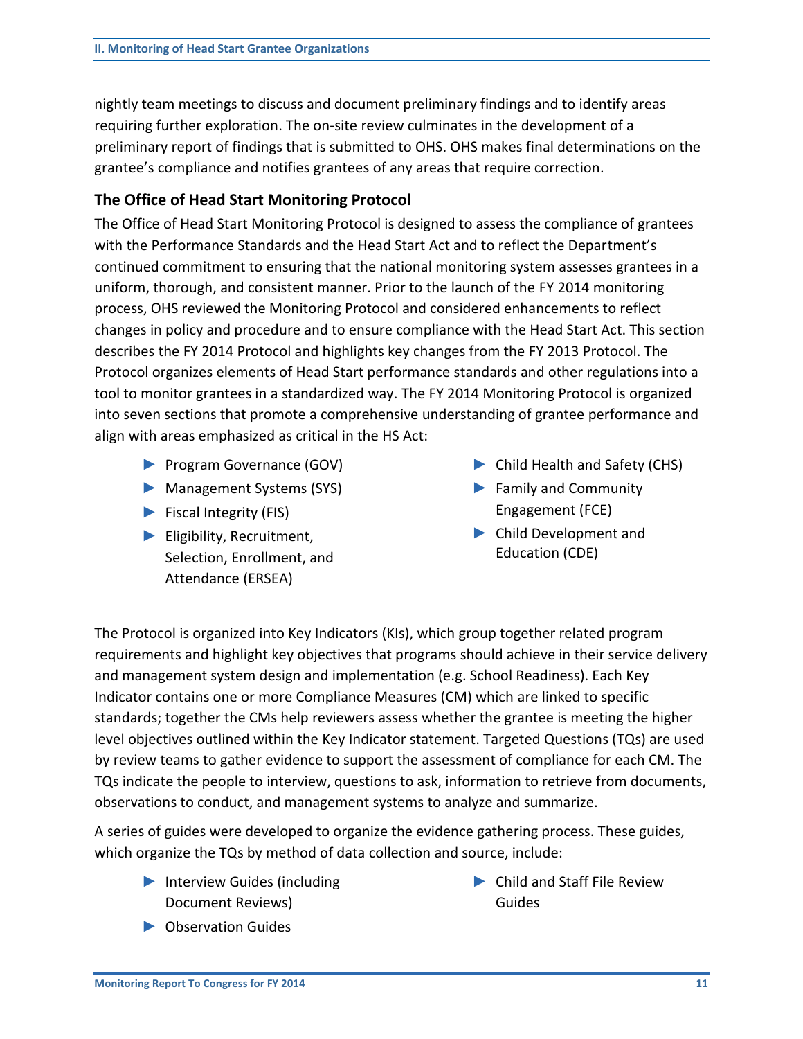nightly team meetings to discuss and document preliminary findings and to identify areas requiring further exploration. The on-site review culminates in the development of a preliminary report of findings that is submitted to OHS. OHS makes final determinations on the grantee's compliance and notifies grantees of any areas that require correction.

### The Office of Head Start Monitoring Protocol

The Office of Head Start Monitoring Protocol is designed to assess the compliance of grantees with the Performance Standards and the Head Start Act and to reflect the Department's continued commitment to ensuring that the national monitoring system assesses grantees in a uniform, thorough, and consistent manner. Prior to the launch of the FY 2014 monitoring process, OHS reviewed the Monitoring Protocol and considered enhancements to reflect changes in policy and procedure and to ensure compliance with the Head Start Act. This section describes the FY 2014 Protocol and highlights key changes from the FY 2013 Protocol. The Protocol organizes elements of Head Start performance standards and other regulations into a tool to monitor grantees in a standardized way. The FY 2014 Monitoring Protocol is organized into seven sections that promote a comprehensive understanding of grantee performance and align with areas emphasized as critical in the HS Act:

- Program Governance (GOV)
- Management Systems (SYS)
- Fiscal Integrity (FIS)
- Eligibility, Recruitment, Selection, Enrollment, and Attendance (ERSEA)
- Child Health and Safety (CHS)
- Family and Community Engagement (FCE)
- Child Development and Education (CDE)

The Protocol is organized into Key Indicators (KIs), which group together related program requirements and highlight key objectives that programs should achieve in their service delivery and management system design and implementation (e.g. School Readiness). Each Key Indicator contains one or more Compliance Measures (CM) which are linked to specific standards; together the CMs help reviewers assess whether the grantee is meeting the higher level objectives outlined within the Key Indicator statement. Targeted Questions (TQs) are used by review teams to gather evidence to support the assessment of compliance for each CM. The TQs indicate the people to interview, questions to ask, information to retrieve from documents, observations to conduct, and management systems to analyze and summarize.

A series of guides were developed to organize the evidence gathering process. These guides, which organize the TQs by method of data collection and source, include:

- Interview Guides (including Document Reviews)
- Observation Guides
- Child and Staff File Review Guides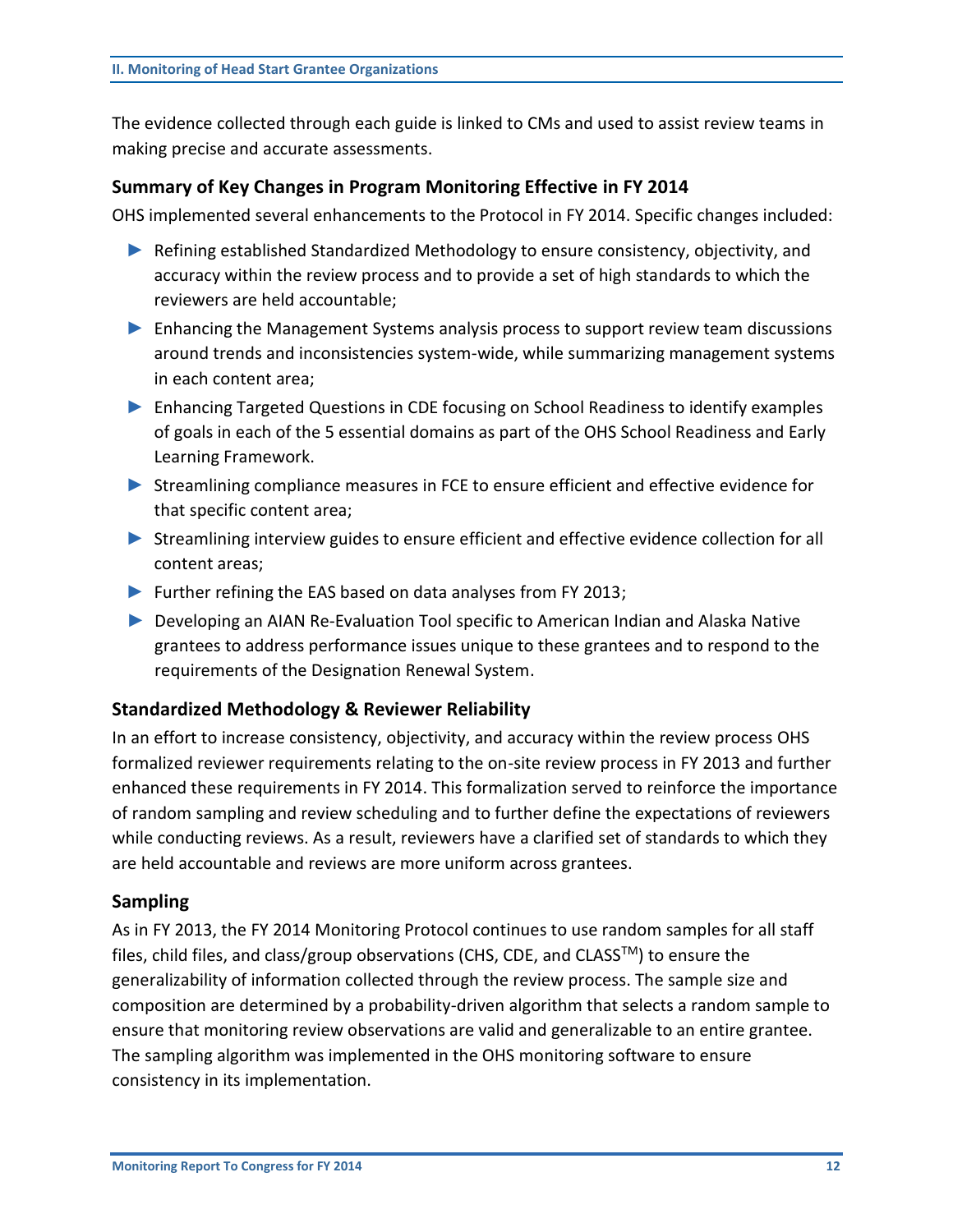The evidence collected through each guide is linked to CMs and used to assist review teams in making precise and accurate assessments.

### Summary of Key Changes in Program Monitoring Effective in FY 2014

OHS implemented several enhancements to the Protocol in FY 2014. Specific changes included:

- Refining established Standardized Methodology to ensure consistency, objectivity, and accuracy within the review process and to provide a set of high standards to which the reviewers are held accountable;
- Enhancing the Management Systems analysis process to support review team discussions around trends and inconsistencies system-wide, while summarizing management systems in each content area;
- Enhancing Targeted Questions in CDE focusing on School Readiness to identify examples of goals in each of the 5 essential domains as part of the OHS School Readiness and Early Learning Framework.
- Streamlining compliance measures in FCE to ensure efficient and effective evidence for that specific content area;
- Streamlining interview guides to ensure efficient and effective evidence collection for all content areas;
- Further refining the EAS based on data analyses from FY 2013;
- Developing an AIAN Re-Evaluation Tool specific to American Indian and Alaska Native grantees to address performance issues unique to these grantees and to respond to the requirements of the Designation Renewal System.

### Standardized Methodology & Reviewer Reliability

In an effort to increase consistency, objectivity, and accuracy within the review process OHS formalized reviewer requirements relating to the on-site review process in FY 2013 and further enhanced these requirements in FY 2014. This formalization served to reinforce the importance of random sampling and review scheduling and to further define the expectations of reviewers while conducting reviews. As a result, reviewers have a clarified set of standards to which they are held accountable and reviews are more uniform across grantees.

### Sampling

As in FY 2013, the FY 2014 Monitoring Protocol continues to use random samples for all staff files, child files, and class/group observations (CHS, CDE, and CLASS™) to ensure the generalizability of information collected through the review process. The sample size and composition are determined by a probability-driven algorithm that selects a random sample to ensure that monitoring review observations are valid and generalizable to an entire grantee. The sampling algorithm was implemented in the OHS monitoring software to ensure consistency in its implementation.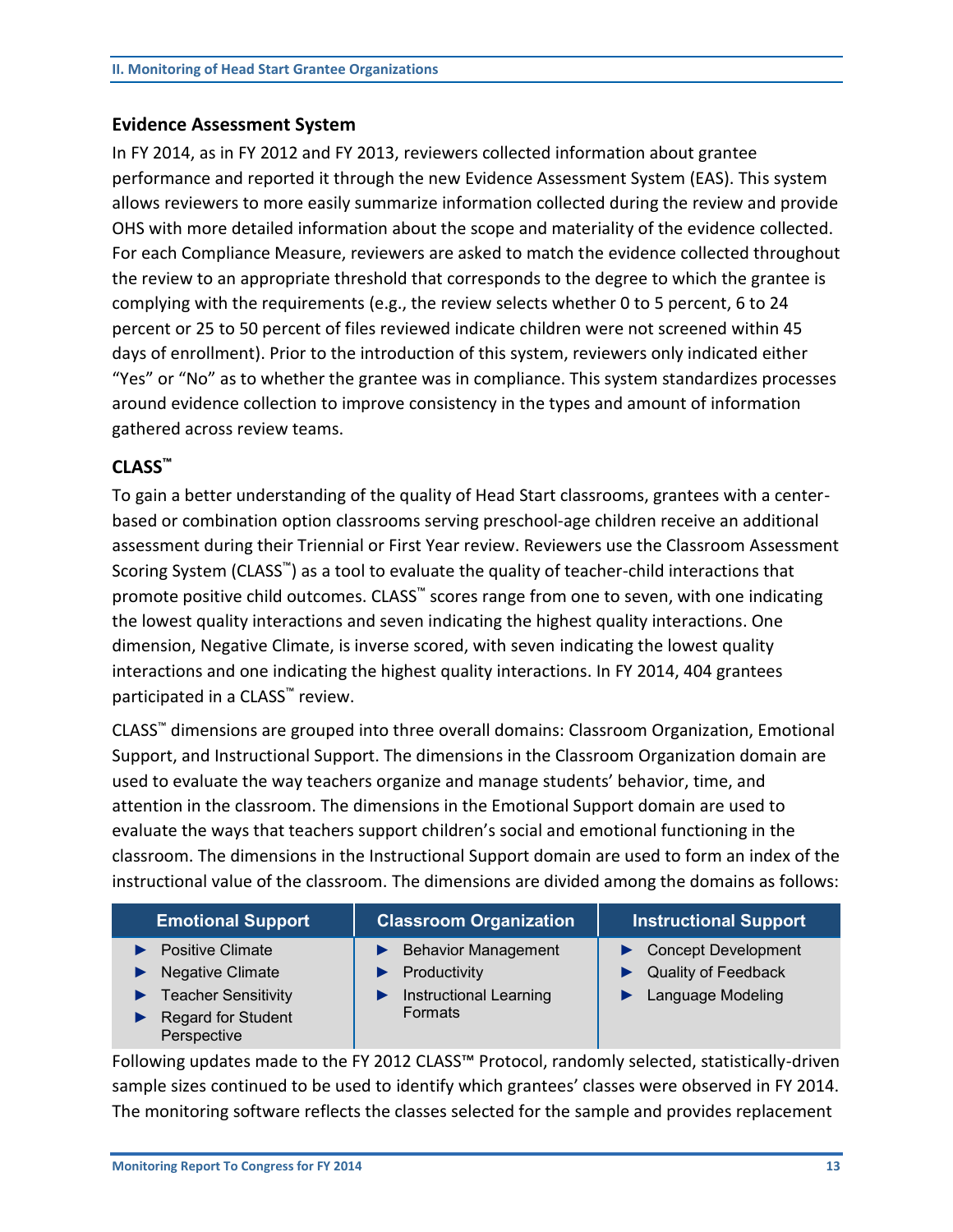### Evidence Assessment System

In FY 2014, as in FY 2012 and FY 2013, reviewers collected information about grantee performance and reported it through the new Evidence Assessment System (EAS). This system allows reviewers to more easily summarize information collected during the review and provide OHS with more detailed information about the scope and materiality of the evidence collected. For each Compliance Measure, reviewers are asked to match the evidence collected throughout the review to an appropriate threshold that corresponds to the degree to which the grantee is complying with the requirements (e.g., the review selects whether 0 to 5 percent, 6 to 24 percent or 25 to 50 percent of files reviewed indicate children were not screened within 45 days of enrollment). Prior to the introduction of this system, reviewers only indicated either "Yes" or "No" as to whether the grantee was in compliance. This system standardizes processes around evidence collection to improve consistency in the types and amount of information gathered across review teams.

### CLASS™

To gain a better understanding of the quality of Head Start classrooms, grantees with a center-based or combination option classrooms serving preschool-age children receive an additional assessment during their Triennial or First Year review. Reviewers use the Classroom Assessment Scoring System (CLASS™) as a tool to evaluate the quality of teacher-child interactions that promote positive child outcomes. CLASS™ scores range from one to seven, with one indicating the lowest quality interactions and seven indicating the highest quality interactions. One dimension, Negative Climate, is inverse scored, with seven indicating the lowest quality interactions and one indicating the highest quality interactions. In FY 2014, 404 grantees participated in a CLASS™ review.

CLASS™ dimensions are grouped into three overall domains: Classroom Organization, Emotional Support, and Instructional Support. The dimensions in the Classroom Organization domain are used to evaluate the way teachers organize and manage students' behavior, time, and attention in the classroom. The dimensions in the Emotional Support domain are used to evaluate the ways that teachers support children's social and emotional functioning in the classroom. The dimensions in the Instructional Support domain are used to form an index of the instructional value of the classroom. The dimensions are divided among the domains as follows:

| Emotional Support | Classroom Organization | Instructional Support |
|---|---|---|
| ► Positive Climate<br>► Negative Climate<br>► Teacher Sensitivity<br>► Regard for Student Perspective | ► Behavior Management<br>► Productivity<br>► Instructional Learning Formats | ► Concept Development<br>► Quality of Feedback<br>► Language Modeling |

Following updates made to the FY 2012 CLASS™ Protocol, randomly selected, statistically-driven sample sizes continued to be used to identify which grantees' classes were observed in FY 2014. The monitoring software reflects the classes selected for the sample and provides replacement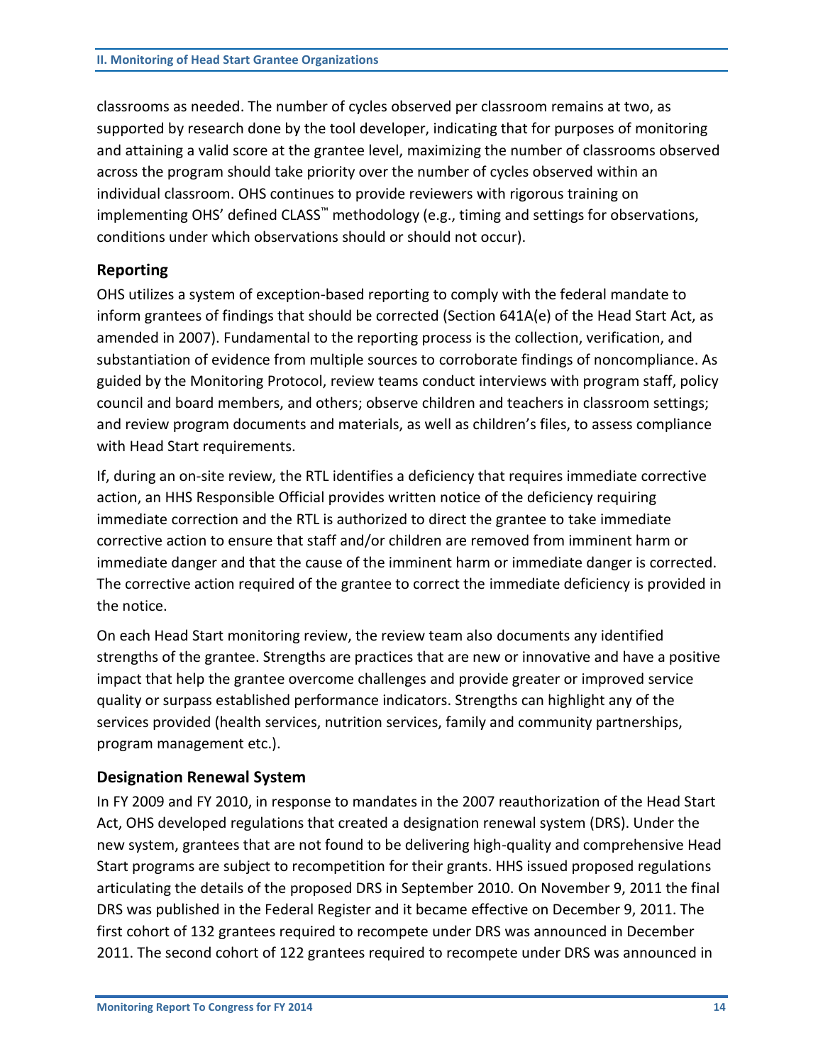classrooms as needed. The number of cycles observed per classroom remains at two, as supported by research done by the tool developer, indicating that for purposes of monitoring and attaining a valid score at the grantee level, maximizing the number of classrooms observed across the program should take priority over the number of cycles observed within an individual classroom. OHS continues to provide reviewers with rigorous training on implementing OHS' defined CLASS™ methodology (e.g., timing and settings for observations, conditions under which observations should or should not occur).

## Reporting

OHS utilizes a system of exception-based reporting to comply with the federal mandate to inform grantees of findings that should be corrected (Section 641A(e) of the Head Start Act, as amended in 2007). Fundamental to the reporting process is the collection, verification, and substantiation of evidence from multiple sources to corroborate findings of noncompliance. As guided by the Monitoring Protocol, review teams conduct interviews with program staff, policy council and board members, and others; observe children and teachers in classroom settings; and review program documents and materials, as well as children's files, to assess compliance with Head Start requirements.

If, during an on-site review, the RTL identifies a deficiency that requires immediate corrective action, an HHS Responsible Official provides written notice of the deficiency requiring immediate correction and the RTL is authorized to direct the grantee to take immediate corrective action to ensure that staff and/or children are removed from imminent harm or immediate danger and that the cause of the imminent harm or immediate danger is corrected. The corrective action required of the grantee to correct the immediate deficiency is provided in the notice.

On each Head Start monitoring review, the review team also documents any identified strengths of the grantee. Strengths are practices that are new or innovative and have a positive impact that help the grantee overcome challenges and provide greater or improved service quality or surpass established performance indicators. Strengths can highlight any of the services provided (health services, nutrition services, family and community partnerships, program management etc.).

## Designation Renewal System

In FY 2009 and FY 2010, in response to mandates in the 2007 reauthorization of the Head Start Act, OHS developed regulations that created a designation renewal system (DRS). Under the new system, grantees that are not found to be delivering high-quality and comprehensive Head Start programs are subject to recompetition for their grants. HHS issued proposed regulations articulating the details of the proposed DRS in September 2010. On November 9, 2011 the final DRS was published in the Federal Register and it became effective on December 9, 2011. The first cohort of 132 grantees required to recompete under DRS was announced in December 2011. The second cohort of 122 grantees required to recompete under DRS was announced in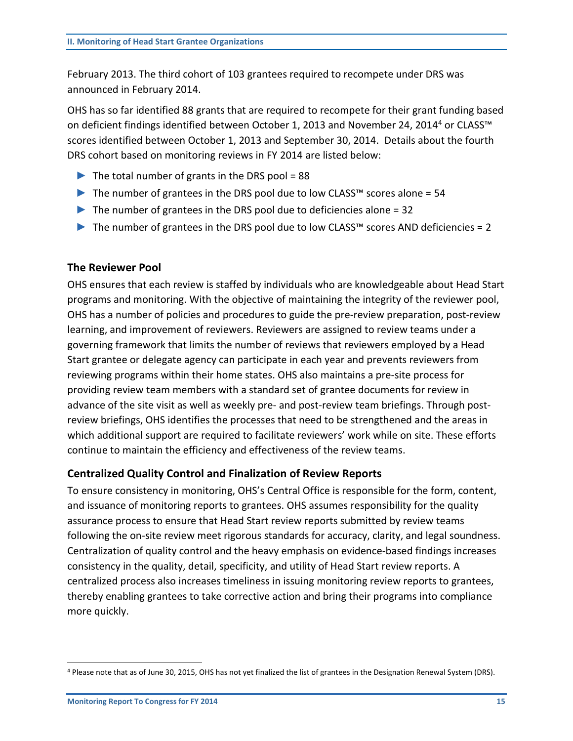February 2013. The third cohort of 103 grantees required to recompete under DRS was announced in February 2014.

OHS has so far identified 88 grants that are required to recompete for their grant funding based on deficient findings identified between October 1, 2013 and November 24, 2014[4] or CLASS™ scores identified between October 1, 2013 and September 30, 2014. Details about the fourth DRS cohort based on monitoring reviews in FY 2014 are listed below:

- The total number of grants in the DRS pool = 88
- The number of grantees in the DRS pool due to low CLASS™ scores alone = 54
- The number of grantees in the DRS pool due to deficiencies alone = 32
- The number of grantees in the DRS pool due to low CLASS™ scores AND deficiencies = 2

### The Reviewer Pool

OHS ensures that each review is staffed by individuals who are knowledgeable about Head Start programs and monitoring. With the objective of maintaining the integrity of the reviewer pool, OHS has a number of policies and procedures to guide the pre-review preparation, post-review learning, and improvement of reviewers. Reviewers are assigned to review teams under a governing framework that limits the number of reviews that reviewers employed by a Head Start grantee or delegate agency can participate in each year and prevents reviewers from reviewing programs within their home states. OHS also maintains a pre-site process for providing review team members with a standard set of grantee documents for review in advance of the site visit as well as weekly pre- and post-review team briefings. Through post-review briefings, OHS identifies the processes that need to be strengthened and the areas in which additional support are required to facilitate reviewers' work while on site. These efforts continue to maintain the efficiency and effectiveness of the review teams.

### Centralized Quality Control and Finalization of Review Reports

To ensure consistency in monitoring, OHS's Central Office is responsible for the form, content, and issuance of monitoring reports to grantees. OHS assumes responsibility for the quality assurance process to ensure that Head Start review reports submitted by review teams following the on-site review meet rigorous standards for accuracy, clarity, and legal soundness. Centralization of quality control and the heavy emphasis on evidence-based findings increases consistency in the quality, detail, specificity, and utility of Head Start review reports. A centralized process also increases timeliness in issuing monitoring review reports to grantees, thereby enabling grantees to take corrective action and bring their programs into compliance more quickly.

[4] Please note that as of June 30, 2015, OHS has not yet finalized the list of grantees in the Designation Renewal System (DRS).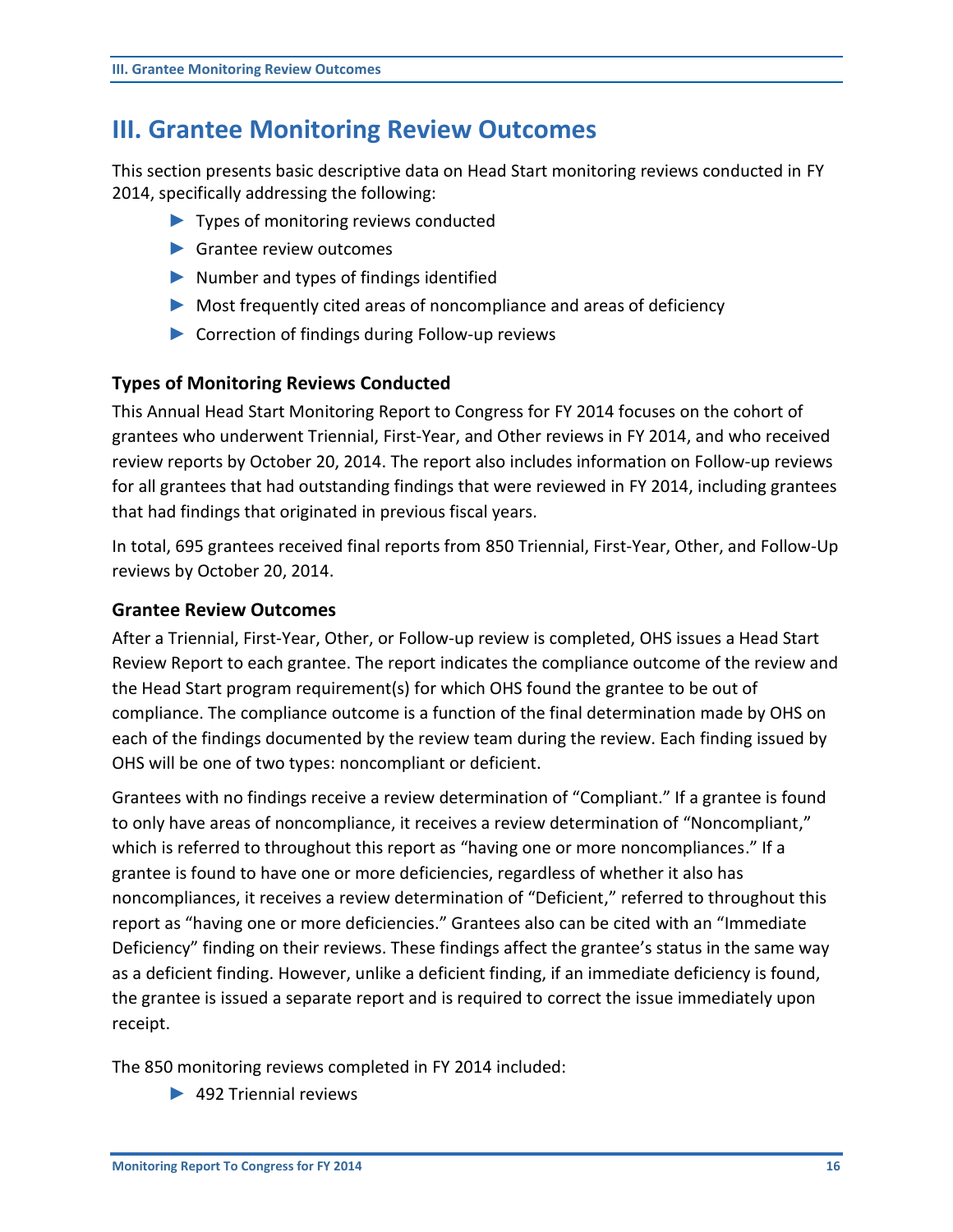# III. Grantee Monitoring Review Outcomes

This section presents basic descriptive data on Head Start monitoring reviews conducted in FY 2014, specifically addressing the following:

- Types of monitoring reviews conducted
- Grantee review outcomes
- Number and types of findings identified
- Most frequently cited areas of noncompliance and areas of deficiency
- Correction of findings during Follow-up reviews

### Types of Monitoring Reviews Conducted

This Annual Head Start Monitoring Report to Congress for FY 2014 focuses on the cohort of grantees who underwent Triennial, First-Year, and Other reviews in FY 2014, and who received review reports by October 20, 2014. The report also includes information on Follow-up reviews for all grantees that had outstanding findings that were reviewed in FY 2014, including grantees that had findings that originated in previous fiscal years.

In total, 695 grantees received final reports from 850 Triennial, First-Year, Other, and Follow-Up reviews by October 20, 2014.

### Grantee Review Outcomes

After a Triennial, First-Year, Other, or Follow-up review is completed, OHS issues a Head Start Review Report to each grantee. The report indicates the compliance outcome of the review and the Head Start program requirement(s) for which OHS found the grantee to be out of compliance. The compliance outcome is a function of the final determination made by OHS on each of the findings documented by the review team during the review. Each finding issued by OHS will be one of two types: noncompliant or deficient.

Grantees with no findings receive a review determination of "Compliant." If a grantee is found to only have areas of noncompliance, it receives a review determination of "Noncompliant," which is referred to throughout this report as "having one or more noncompliances." If a grantee is found to have one or more deficiencies, regardless of whether it also has noncompliances, it receives a review determination of "Deficient," referred to throughout this report as "having one or more deficiencies." Grantees also can be cited with an "Immediate Deficiency" finding on their reviews. These findings affect the grantee's status in the same way as a deficient finding. However, unlike a deficient finding, if an immediate deficiency is found, the grantee is issued a separate report and is required to correct the issue immediately upon receipt.

The 850 monitoring reviews completed in FY 2014 included:

- 492 Triennial reviews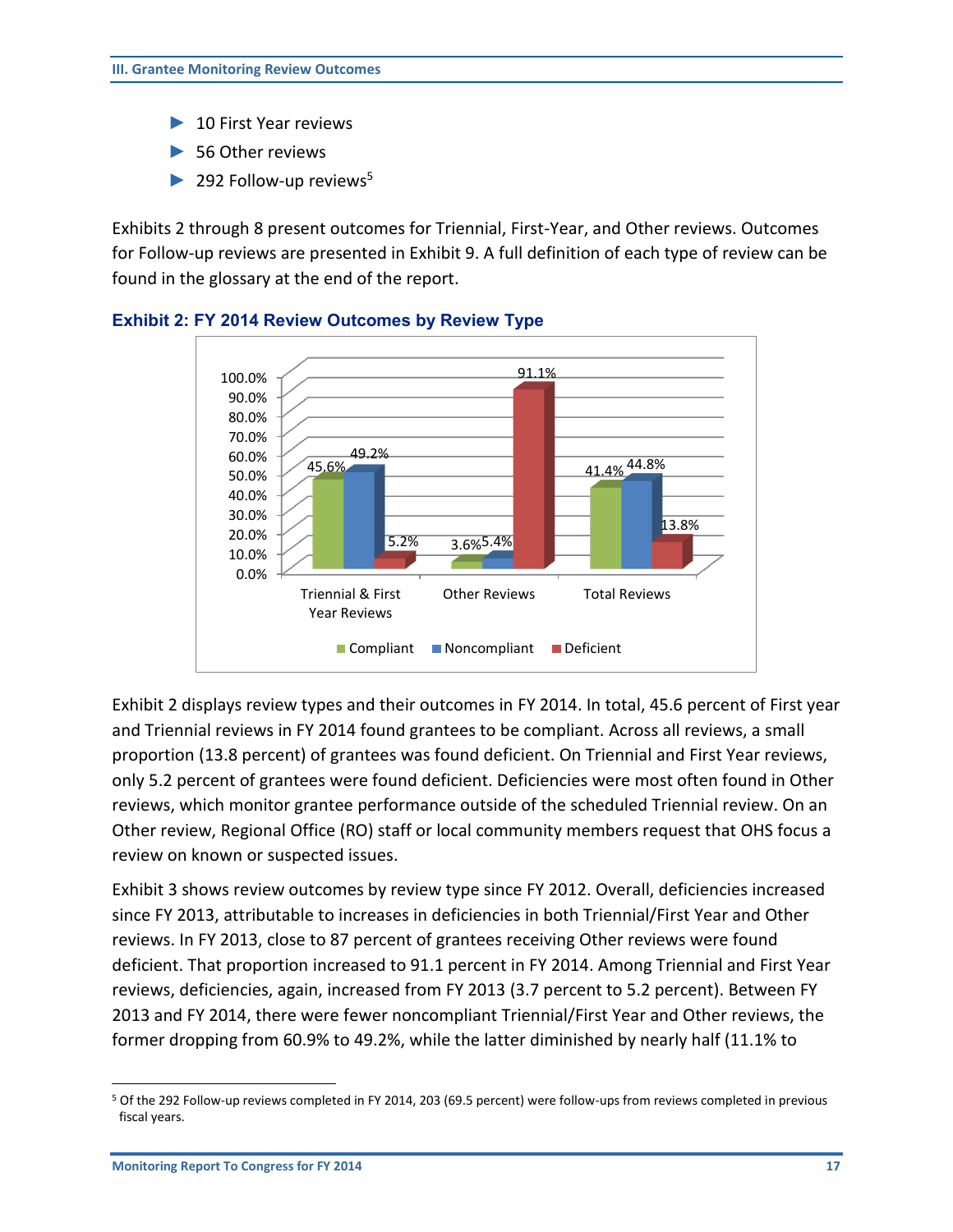- 10 First Year reviews
- 56 Other reviews
- 292 Follow-up reviews[5]

Exhibits 2 through 8 present outcomes for Triennial, First-Year, and Other reviews. Outcomes for Follow-up reviews are presented in Exhibit 9. A full definition of each type of review can be found in the glossary at the end of the report.

### Exhibit 2: FY 2014 Review Outcomes by Review Type

| | Compliant | Noncompliant | Deficient |
|---|---|---|---|
| Triennial & First Year Reviews | 45.6% | 49.2% | 5.2% |
| Other Reviews | 3.6% | 5.4% | 91.1% |
| Total Reviews | 41.4% | 44.8% | 13.8% |

Exhibit 2 displays review types and their outcomes in FY 2014. In total, 45.6 percent of First year and Triennial reviews in FY 2014 found grantees to be compliant. Across all reviews, a small proportion (13.8 percent) of grantees was found deficient. On Triennial and First Year reviews, only 5.2 percent of grantees were found deficient. Deficiencies were most often found in Other reviews, which monitor grantee performance outside of the scheduled Triennial review. On an Other review, Regional Office (RO) staff or local community members request that OHS focus a review on known or suspected issues.

Exhibit 3 shows review outcomes by review type since FY 2012. Overall, deficiencies increased since FY 2013, attributable to increases in deficiencies in both Triennial/First Year and Other reviews. In FY 2013, close to 87 percent of grantees receiving Other reviews were found deficient. That proportion increased to 91.1 percent in FY 2014. Among Triennial and First Year reviews, deficiencies, again, increased from FY 2013 (3.7 percent to 5.2 percent). Between FY 2013 and FY 2014, there were fewer noncompliant Triennial/First Year and Other reviews, the former dropping from 60.9% to 49.2%, while the latter diminished by nearly half (11.1% to

[5] Of the 292 Follow-up reviews completed in FY 2014, 203 (69.5 percent) were follow-ups from reviews completed in previous fiscal years.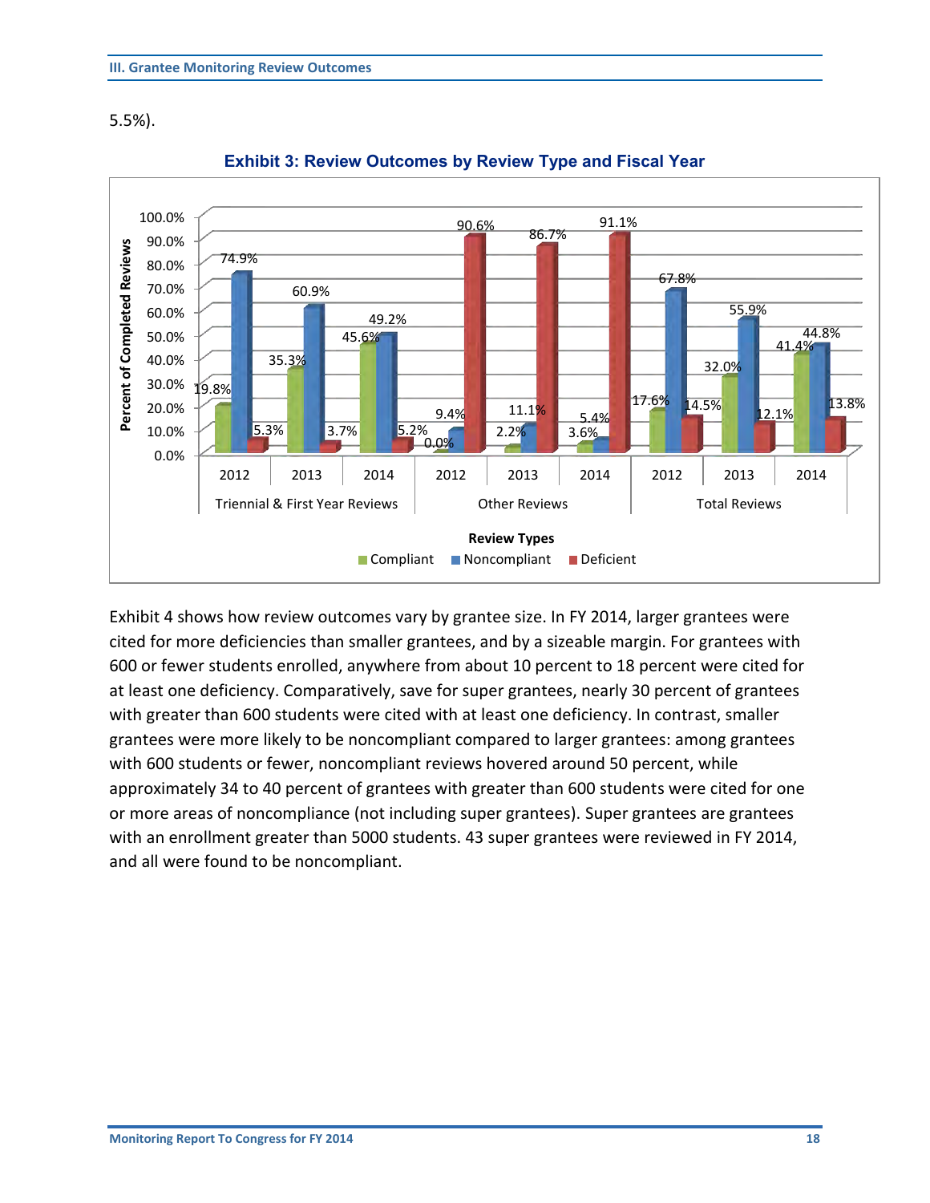5.5%).

**Exhibit 3: Review Outcomes by Review Type and Fiscal Year**

| Review Type | Fiscal Year | Compliant | Noncompliant | Deficient |
|---|---|---|---|---|
| Triennial & First Year Reviews | 2012 | 19.8% | 74.9% | 5.3% |
| Triennial & First Year Reviews | 2013 | 35.3% | 60.9% | 3.7% |
| Triennial & First Year Reviews | 2014 | 45.6% | 49.2% | 5.2% |
| Other Reviews | 2012 | 0.0% | 9.4% | 90.6% |
| Other Reviews | 2013 | 2.2% | 11.1% | 86.7% |
| Other Reviews | 2014 | 3.6% | 5.4% | 91.1% |
| Total Reviews | 2012 | 17.6% | 67.8% | 14.5% |
| Total Reviews | 2013 | 32.0% | 55.9% | 12.1% |
| Total Reviews | 2014 | 41.4% | 44.8% | 13.8% |

Exhibit 4 shows how review outcomes vary by grantee size. In FY 2014, larger grantees were cited for more deficiencies than smaller grantees, and by a sizeable margin. For grantees with 600 or fewer students enrolled, anywhere from about 10 percent to 18 percent were cited for at least one deficiency. Comparatively, save for super grantees, nearly 30 percent of grantees with greater than 600 students were cited with at least one deficiency. In contrast, smaller grantees were more likely to be noncompliant compared to larger grantees: among grantees with 600 students or fewer, noncompliant reviews hovered around 50 percent, while approximately 34 to 40 percent of grantees with greater than 600 students were cited for one or more areas of noncompliance (not including super grantees). Super grantees are grantees with an enrollment greater than 5000 students. 43 super grantees were reviewed in FY 2014, and all were found to be noncompliant.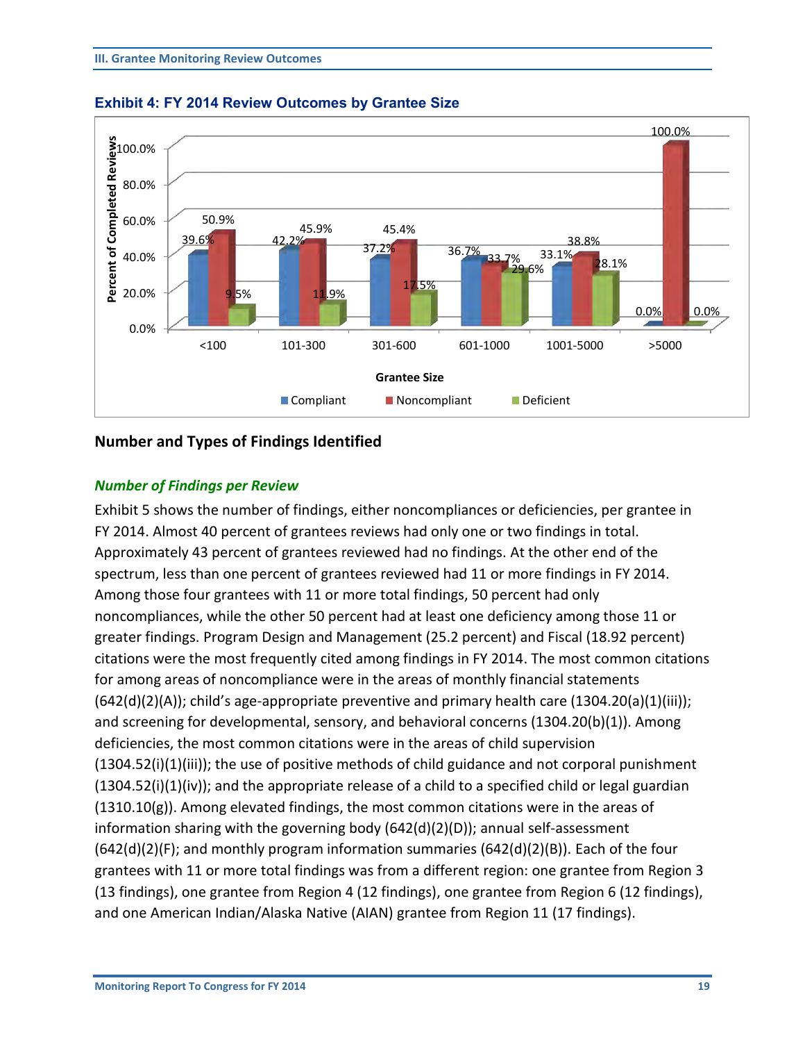## Exhibit 4: FY 2014 Review Outcomes by Grantee Size

| Grantee Size | Compliant | Noncompliant | Deficient |
|---|---|---|---|
| <100 | 39.6% | 50.9% | 9.5% |
| 101-300 | 42.2% | 45.9% | 11.9% |
| 301-600 | 37.2% | 45.4% | 17.5% |
| 601-1000 | 36.7% | 33.7% | 29.6% |
| 1001-5000 | 33.1% | 38.8% | 28.1% |
| >5000 | 0.0% | 100.0% | 0.0% |

## Number and Types of Findings Identified

### *Number of Findings per Review*

Exhibit 5 shows the number of findings, either noncompliances or deficiencies, per grantee in FY 2014. Almost 40 percent of grantees reviews had only one or two findings in total. Approximately 43 percent of grantees reviewed had no findings. At the other end of the spectrum, less than one percent of grantees reviewed had 11 or more findings in FY 2014. Among those four grantees with 11 or more total findings, 50 percent had only noncompliances, while the other 50 percent had at least one deficiency among those 11 or greater findings. Program Design and Management (25.2 percent) and Fiscal (18.92 percent) citations were the most frequently cited among findings in FY 2014. The most common citations for among areas of noncompliance were in the areas of monthly financial statements (642(d)(2)(A)); child's age-appropriate preventive and primary health care (1304.20(a)(1)(iii)); and screening for developmental, sensory, and behavioral concerns (1304.20(b)(1)). Among deficiencies, the most common citations were in the areas of child supervision (1304.52(i)(1)(iii)); the use of positive methods of child guidance and not corporal punishment (1304.52(i)(1)(iv)); and the appropriate release of a child to a specified child or legal guardian (1310.10(g)). Among elevated findings, the most common citations were in the areas of information sharing with the governing body (642(d)(2)(D)); annual self-assessment (642(d)(2)(F); and monthly program information summaries (642(d)(2)(B)). Each of the four grantees with 11 or more total findings was from a different region: one grantee from Region 3 (13 findings), one grantee from Region 4 (12 findings), one grantee from Region 6 (12 findings), and one American Indian/Alaska Native (AIAN) grantee from Region 11 (17 findings).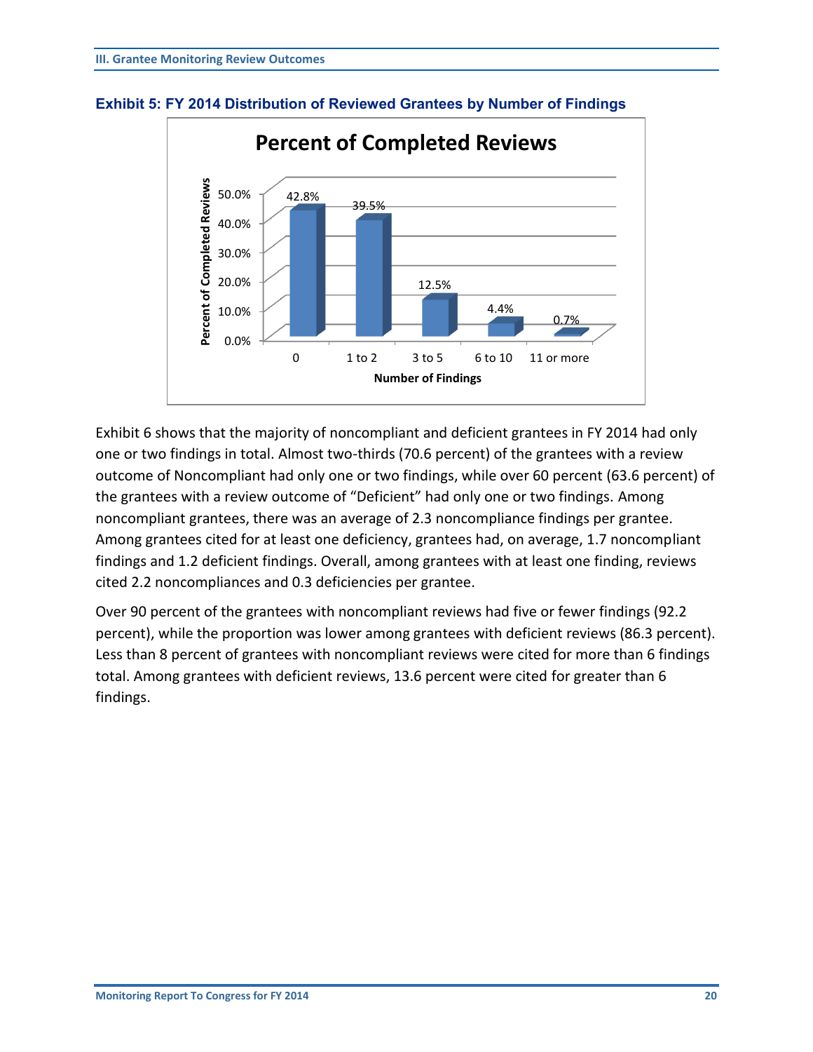**Exhibit 5: FY 2014 Distribution of Reviewed Grantees by Number of Findings**

| Number of Findings | Percent of Completed Reviews |
|---|---|
| 0 | 42.8% |
| 1 to 2 | 39.5% |
| 3 to 5 | 12.5% |
| 6 to 10 | 4.4% |
| 11 or more | 0.7% |

Exhibit 6 shows that the majority of noncompliant and deficient grantees in FY 2014 had only one or two findings in total. Almost two-thirds (70.6 percent) of the grantees with a review outcome of Noncompliant had only one or two findings, while over 60 percent (63.6 percent) of the grantees with a review outcome of "Deficient" had only one or two findings. Among noncompliant grantees, there was an average of 2.3 noncompliance findings per grantee. Among grantees cited for at least one deficiency, grantees had, on average, 1.7 noncompliant findings and 1.2 deficient findings. Overall, among grantees with at least one finding, reviews cited 2.2 noncompliances and 0.3 deficiencies per grantee.

Over 90 percent of the grantees with noncompliant reviews had five or fewer findings (92.2 percent), while the proportion was lower among grantees with deficient reviews (86.3 percent). Less than 8 percent of grantees with noncompliant reviews were cited for more than 6 findings total. Among grantees with deficient reviews, 13.6 percent were cited for greater than 6 findings.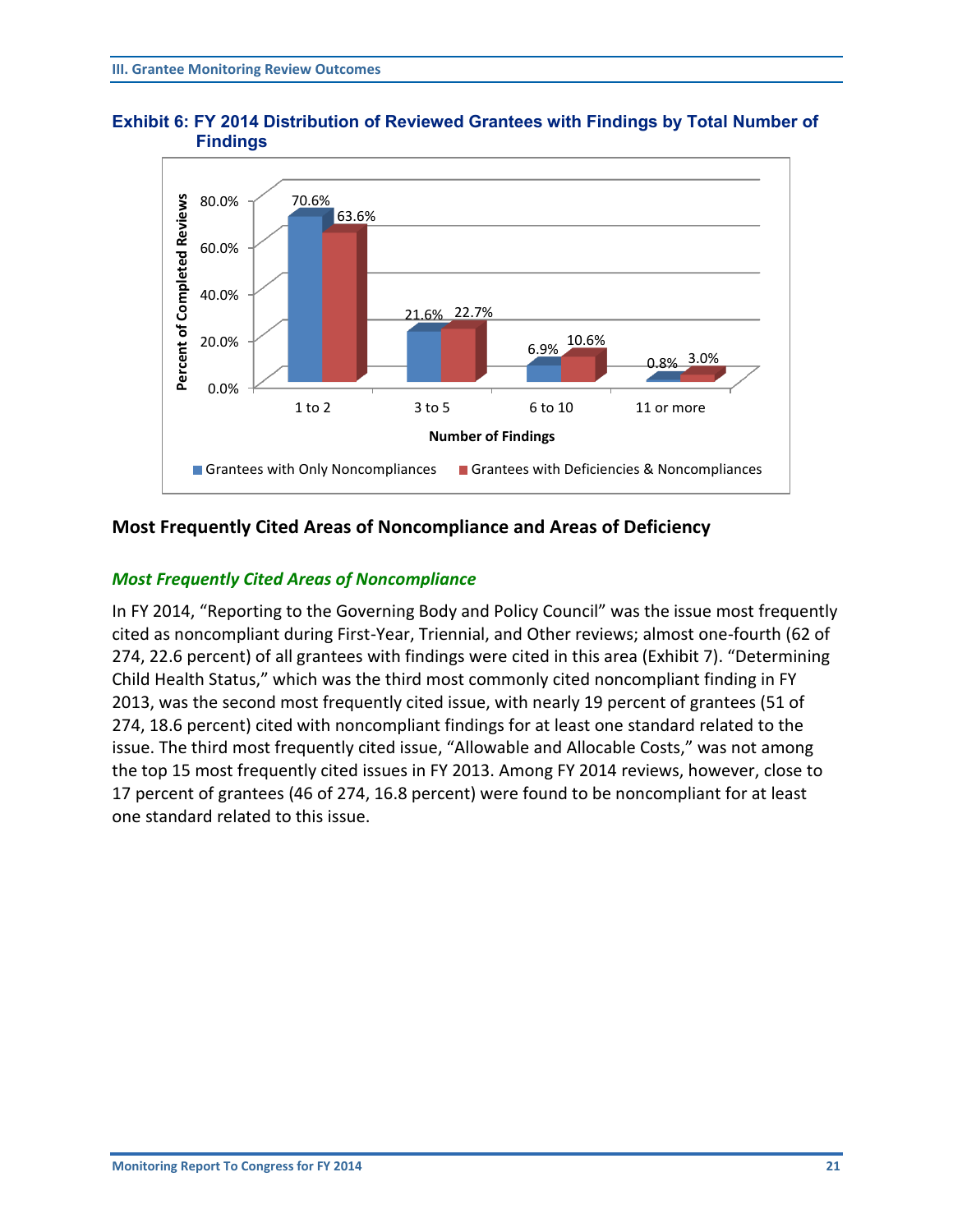### Exhibit 6: FY 2014 Distribution of Reviewed Grantees with Findings by Total Number of Findings

| Number of Findings | Grantees with Only Noncompliances | Grantees with Deficiencies & Noncompliances |
|---|---|---|
| 1 to 2 | 70.6% | 63.6% |
| 3 to 5 | 21.6% | 22.7% |
| 6 to 10 | 6.9% | 10.6% |
| 11 or more | 0.8% | 3.0% |

## Most Frequently Cited Areas of Noncompliance and Areas of Deficiency

### *Most Frequently Cited Areas of Noncompliance*

In FY 2014, "Reporting to the Governing Body and Policy Council" was the issue most frequently cited as noncompliant during First-Year, Triennial, and Other reviews; almost one-fourth (62 of 274, 22.6 percent) of all grantees with findings were cited in this area (Exhibit 7). "Determining Child Health Status," which was the third most commonly cited noncompliant finding in FY 2013, was the second most frequently cited issue, with nearly 19 percent of grantees (51 of 274, 18.6 percent) cited with noncompliant findings for at least one standard related to the issue. The third most frequently cited issue, "Allowable and Allocable Costs," was not among the top 15 most frequently cited issues in FY 2013. Among FY 2014 reviews, however, close to 17 percent of grantees (46 of 274, 16.8 percent) were found to be noncompliant for at least one standard related to this issue.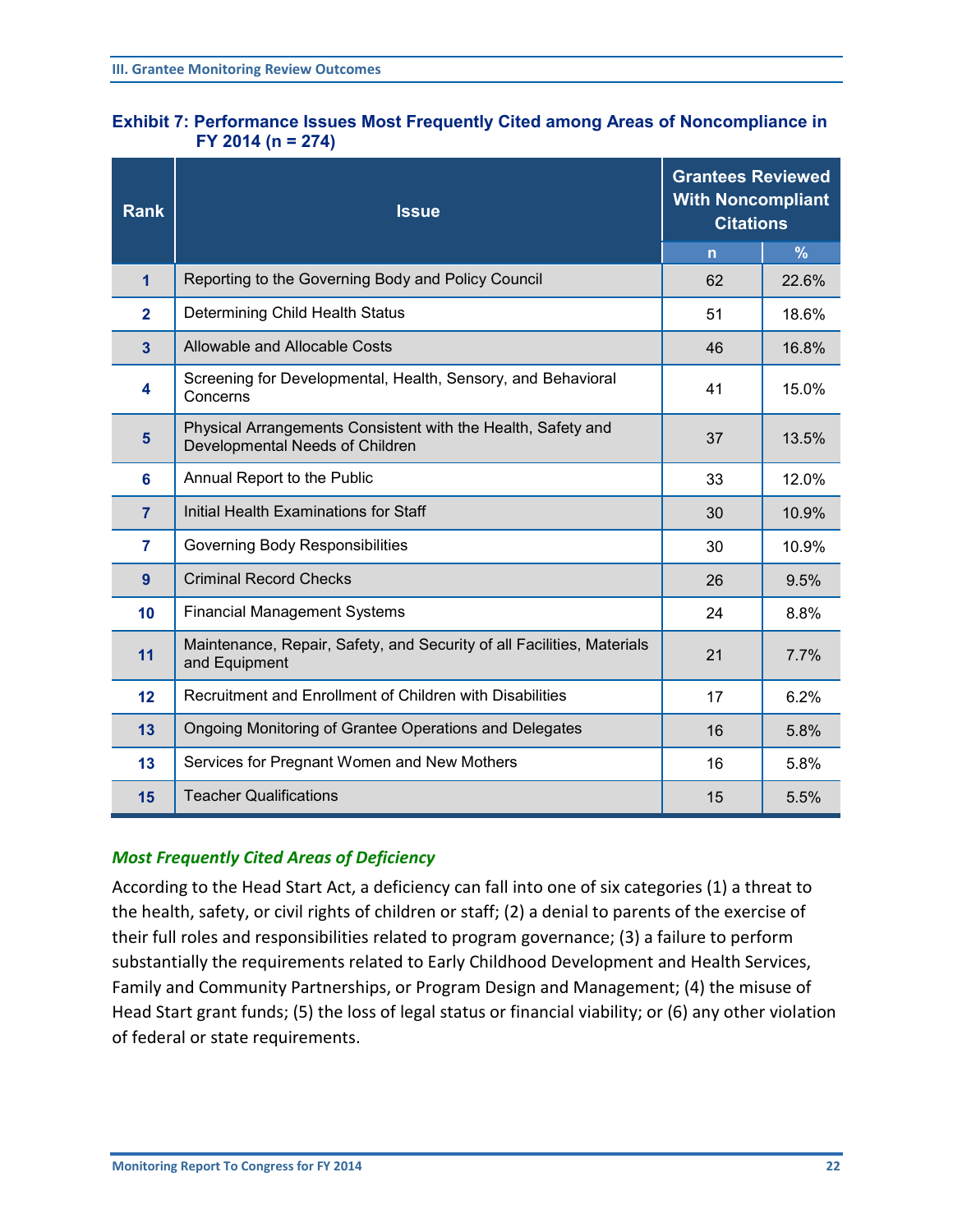**Exhibit 7: Performance Issues Most Frequently Cited among Areas of Noncompliance in FY 2014 (n = 274)**

| Rank | Issue | Grantees Reviewed With Noncompliant Citations | |
|---|---|---|---|
| | | n | % |
| 1 | Reporting to the Governing Body and Policy Council | 62 | 22.6% |
| 2 | Determining Child Health Status | 51 | 18.6% |
| 3 | Allowable and Allocable Costs | 46 | 16.8% |
| 4 | Screening for Developmental, Health, Sensory, and Behavioral Concerns | 41 | 15.0% |
| 5 | Physical Arrangements Consistent with the Health, Safety and Developmental Needs of Children | 37 | 13.5% |
| 6 | Annual Report to the Public | 33 | 12.0% |
| 7 | Initial Health Examinations for Staff | 30 | 10.9% |
| 7 | Governing Body Responsibilities | 30 | 10.9% |
| 9 | Criminal Record Checks | 26 | 9.5% |
| 10 | Financial Management Systems | 24 | 8.8% |
| 11 | Maintenance, Repair, Safety, and Security of all Facilities, Materials and Equipment | 21 | 7.7% |
| 12 | Recruitment and Enrollment of Children with Disabilities | 17 | 6.2% |
| 13 | Ongoing Monitoring of Grantee Operations and Delegates | 16 | 5.8% |
| 13 | Services for Pregnant Women and New Mothers | 16 | 5.8% |
| 15 | Teacher Qualifications | 15 | 5.5% |

### *Most Frequently Cited Areas of Deficiency*

According to the Head Start Act, a deficiency can fall into one of six categories (1) a threat to the health, safety, or civil rights of children or staff; (2) a denial to parents of the exercise of their full roles and responsibilities related to program governance; (3) a failure to perform substantially the requirements related to Early Childhood Development and Health Services, Family and Community Partnerships, or Program Design and Management; (4) the misuse of Head Start grant funds; (5) the loss of legal status or financial viability; or (6) any other violation of federal or state requirements.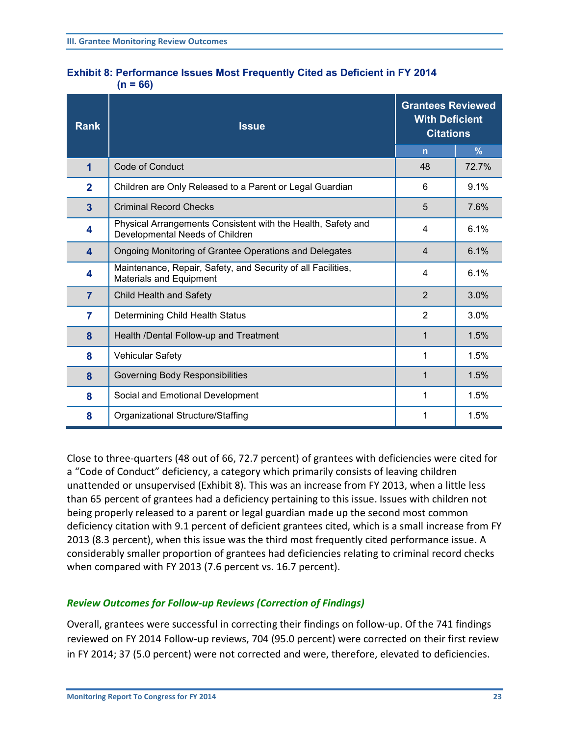**Exhibit 8: Performance Issues Most Frequently Cited as Deficient in FY 2014 (n = 66)**

| Rank | Issue | Grantees Reviewed With Deficient Citations | |
|---|---|---|---|
| | | n | % |
| 1 | Code of Conduct | 48 | 72.7% |
| 2 | Children are Only Released to a Parent or Legal Guardian | 6 | 9.1% |
| 3 | Criminal Record Checks | 5 | 7.6% |
| 4 | Physical Arrangements Consistent with the Health, Safety and Developmental Needs of Children | 4 | 6.1% |
| 4 | Ongoing Monitoring of Grantee Operations and Delegates | 4 | 6.1% |
| 4 | Maintenance, Repair, Safety, and Security of all Facilities, Materials and Equipment | 4 | 6.1% |
| 7 | Child Health and Safety | 2 | 3.0% |
| 7 | Determining Child Health Status | 2 | 3.0% |
| 8 | Health /Dental Follow-up and Treatment | 1 | 1.5% |
| 8 | Vehicular Safety | 1 | 1.5% |
| 8 | Governing Body Responsibilities | 1 | 1.5% |
| 8 | Social and Emotional Development | 1 | 1.5% |
| 8 | Organizational Structure/Staffing | 1 | 1.5% |

Close to three-quarters (48 out of 66, 72.7 percent) of grantees with deficiencies were cited for a "Code of Conduct" deficiency, a category which primarily consists of leaving children unattended or unsupervised (Exhibit 8). This was an increase from FY 2013, when a little less than 65 percent of grantees had a deficiency pertaining to this issue. Issues with children not being properly released to a parent or legal guardian made up the second most common deficiency citation with 9.1 percent of deficient grantees cited, which is a small increase from FY 2013 (8.3 percent), when this issue was the third most frequently cited performance issue. A considerably smaller proportion of grantees had deficiencies relating to criminal record checks when compared with FY 2013 (7.6 percent vs. 16.7 percent).

### *Review Outcomes for Follow-up Reviews (Correction of Findings)*

Overall, grantees were successful in correcting their findings on follow-up. Of the 741 findings reviewed on FY 2014 Follow-up reviews, 704 (95.0 percent) were corrected on their first review in FY 2014; 37 (5.0 percent) were not corrected and were, therefore, elevated to deficiencies.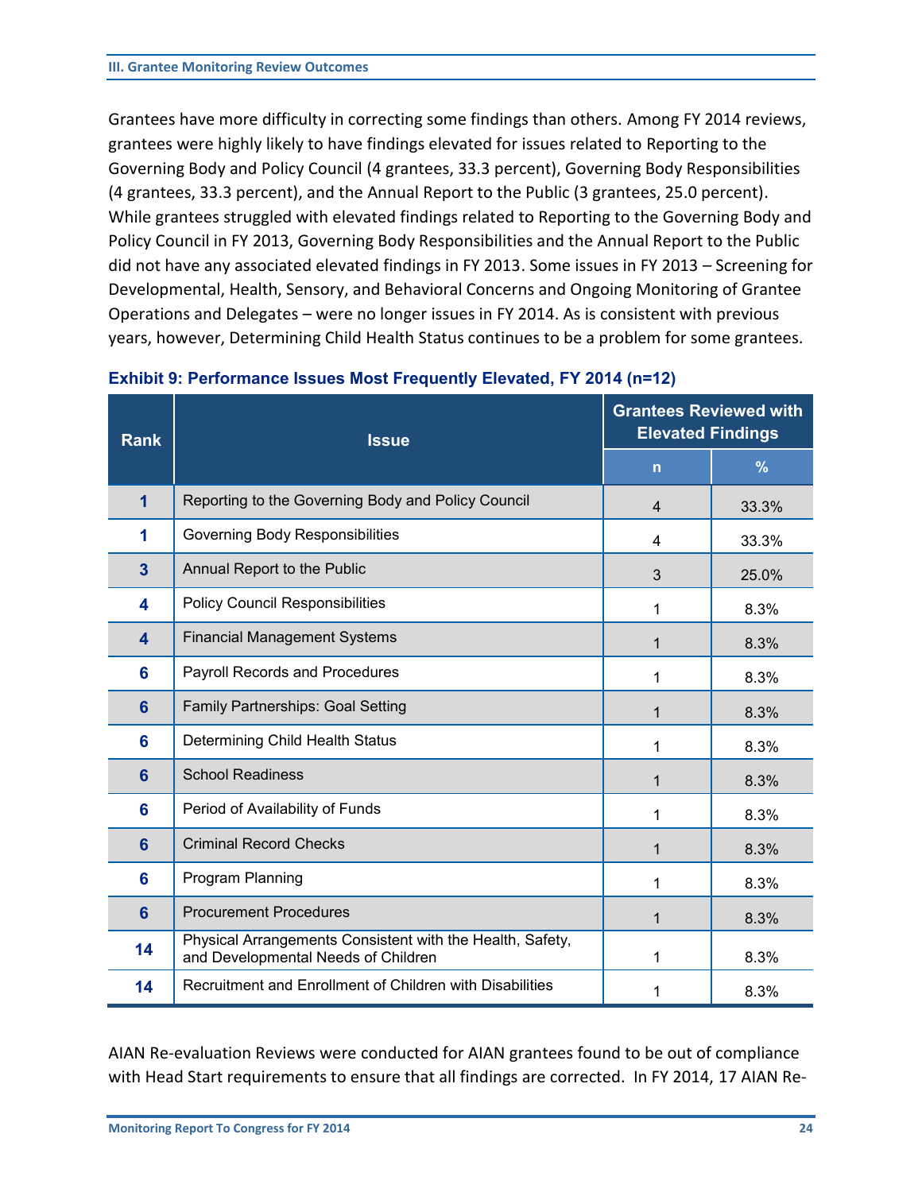Grantees have more difficulty in correcting some findings than others. Among FY 2014 reviews, grantees were highly likely to have findings elevated for issues related to Reporting to the Governing Body and Policy Council (4 grantees, 33.3 percent), Governing Body Responsibilities (4 grantees, 33.3 percent), and the Annual Report to the Public (3 grantees, 25.0 percent). While grantees struggled with elevated findings related to Reporting to the Governing Body and Policy Council in FY 2013, Governing Body Responsibilities and the Annual Report to the Public did not have any associated elevated findings in FY 2013. Some issues in FY 2013 – Screening for Developmental, Health, Sensory, and Behavioral Concerns and Ongoing Monitoring of Grantee Operations and Delegates – were no longer issues in FY 2014. As is consistent with previous years, however, Determining Child Health Status continues to be a problem for some grantees.

**Exhibit 9: Performance Issues Most Frequently Elevated, FY 2014 (n=12)**

| Rank | Issue | Grantees Reviewed with Elevated Findings | |
|---|---|---|---|
| | | n | % |
| 1 | Reporting to the Governing Body and Policy Council | 4 | 33.3% |
| 1 | Governing Body Responsibilities | 4 | 33.3% |
| 3 | Annual Report to the Public | 3 | 25.0% |
| 4 | Policy Council Responsibilities | 1 | 8.3% |
| 4 | Financial Management Systems | 1 | 8.3% |
| 6 | Payroll Records and Procedures | 1 | 8.3% |
| 6 | Family Partnerships: Goal Setting | 1 | 8.3% |
| 6 | Determining Child Health Status | 1 | 8.3% |
| 6 | School Readiness | 1 | 8.3% |
| 6 | Period of Availability of Funds | 1 | 8.3% |
| 6 | Criminal Record Checks | 1 | 8.3% |
| 6 | Program Planning | 1 | 8.3% |
| 6 | Procurement Procedures | 1 | 8.3% |
| 14 | Physical Arrangements Consistent with the Health, Safety, and Developmental Needs of Children | 1 | 8.3% |
| 14 | Recruitment and Enrollment of Children with Disabilities | 1 | 8.3% |

AIAN Re-evaluation Reviews were conducted for AIAN grantees found to be out of compliance with Head Start requirements to ensure that all findings are corrected. In FY 2014, 17 AIAN Re-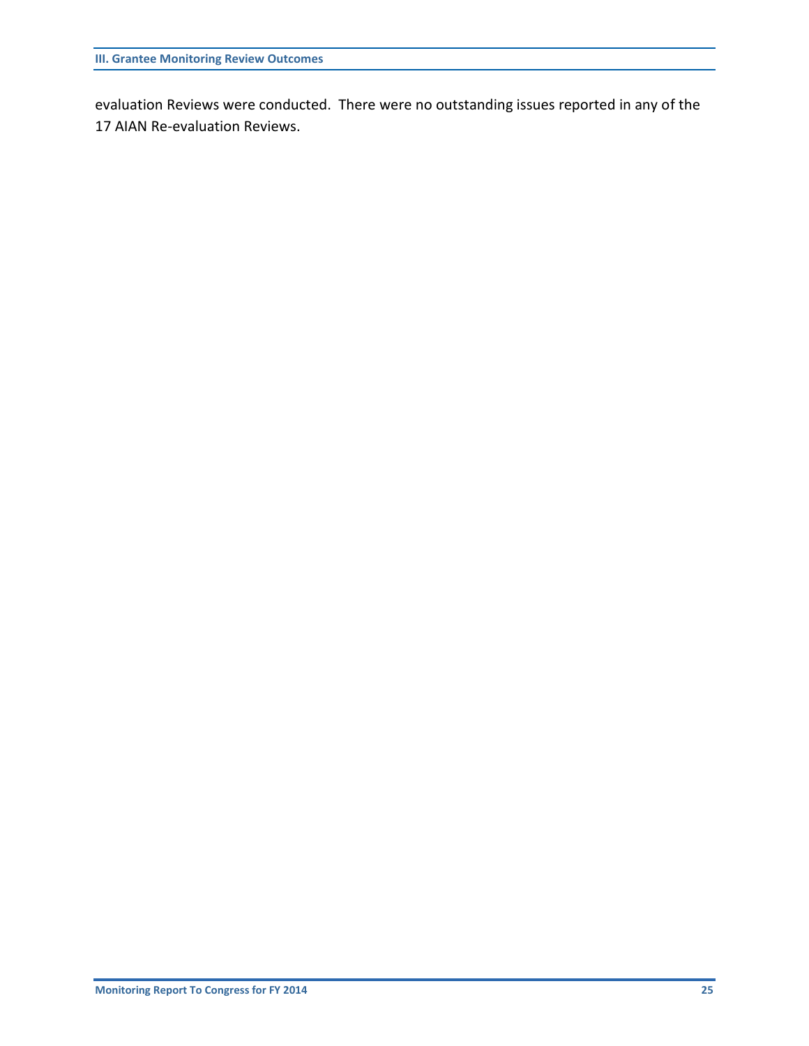evaluation Reviews were conducted.  There were no outstanding issues reported in any of the 17 AIAN Re-evaluation Reviews.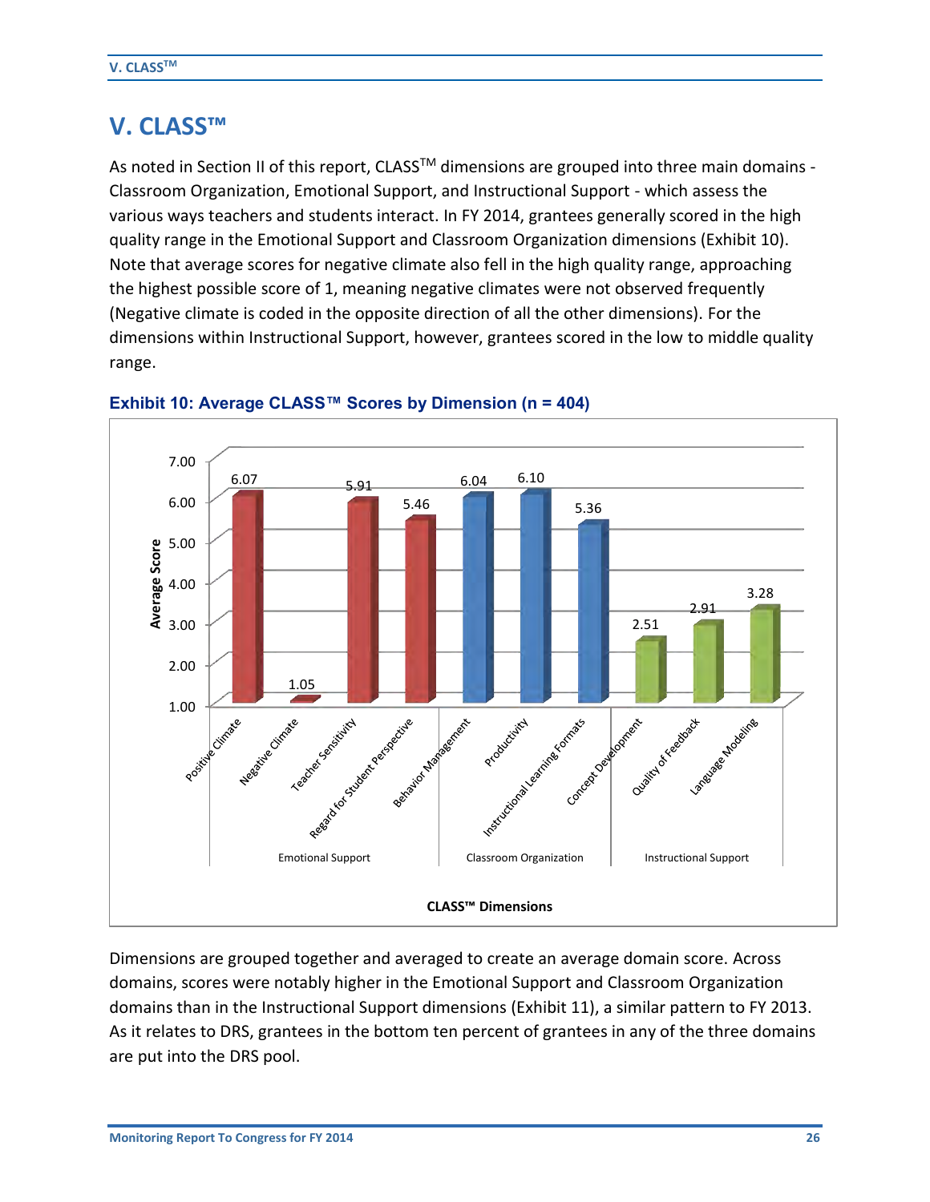# V. CLASS™

As noted in Section II of this report, CLASS™ dimensions are grouped into three main domains - Classroom Organization, Emotional Support, and Instructional Support - which assess the various ways teachers and students interact. In FY 2014, grantees generally scored in the high quality range in the Emotional Support and Classroom Organization dimensions (Exhibit 10). Note that average scores for negative climate also fell in the high quality range, approaching the highest possible score of 1, meaning negative climates were not observed frequently (Negative climate is coded in the opposite direction of all the other dimensions). For the dimensions within Instructional Support, however, grantees scored in the low to middle quality range.

**Exhibit 10: Average CLASS™ Scores by Dimension (n = 404)**

| CLASS™ Domain | CLASS™ Dimension | Average Score |
|---|---|---|
| Emotional Support | Positive Climate | 6.07 |
| | Negative Climate | 1.05 |
| | Teacher Sensitivity | 5.91 |
| | Regard for Student Perspective | 5.46 |
| Classroom Organization | Behavior Management | 6.04 |
| | Productivity | 6.10 |
| | Instructional Learning Formats | 5.36 |
| Instructional Support | Concept Development | 2.51 |
| | Quality of Feedback | 2.91 |
| | Language Modeling | 3.28 |

Dimensions are grouped together and averaged to create an average domain score. Across domains, scores were notably higher in the Emotional Support and Classroom Organization domains than in the Instructional Support dimensions (Exhibit 11), a similar pattern to FY 2013. As it relates to DRS, grantees in the bottom ten percent of grantees in any of the three domains are put into the DRS pool.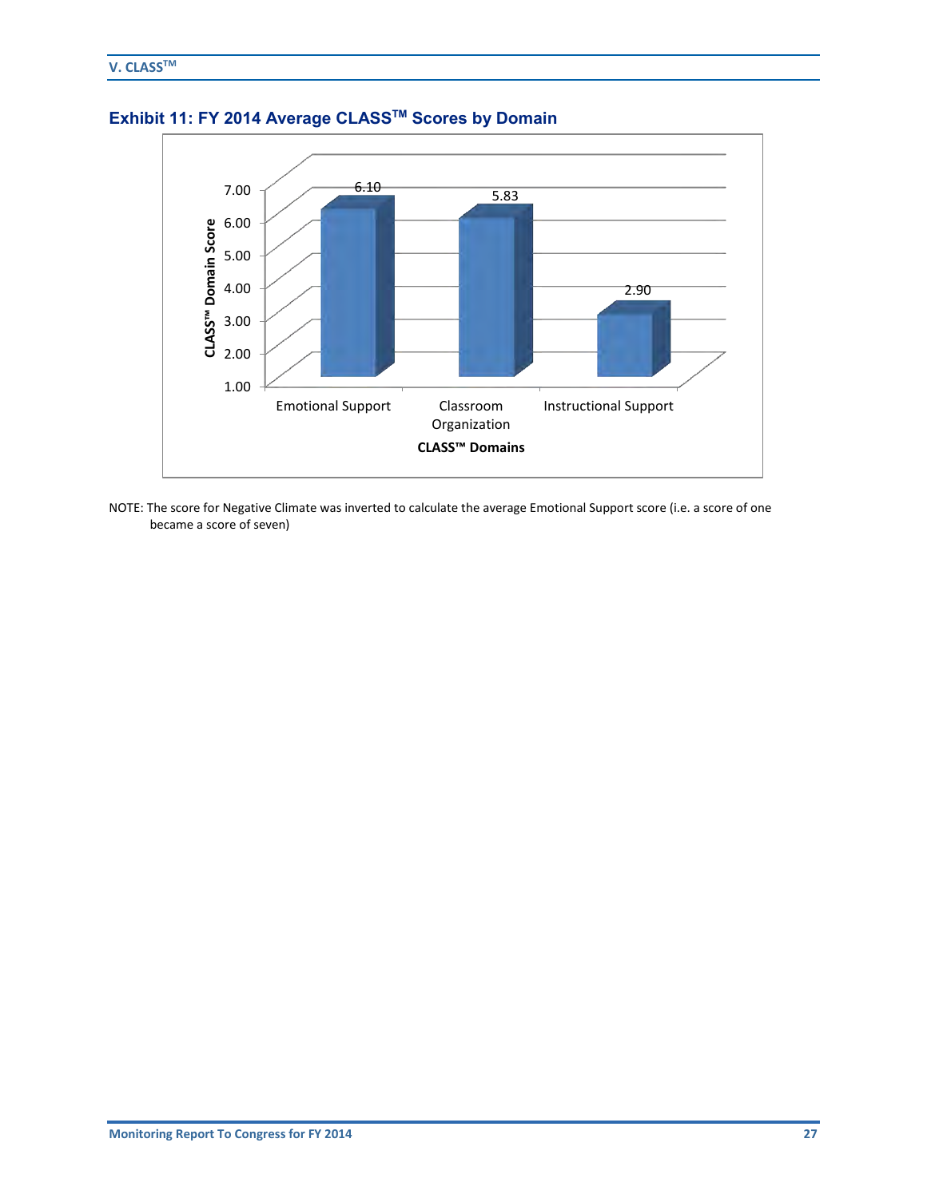## Exhibit 11: FY 2014 Average CLASS™ Scores by Domain

| CLASS™ Domains | CLASS™ Domain Score |
|---|---|
| Emotional Support | 6.10 |
| Classroom Organization | 5.83 |
| Instructional Support | 2.90 |

NOTE: The score for Negative Climate was inverted to calculate the average Emotional Support score (i.e. a score of one became a score of seven)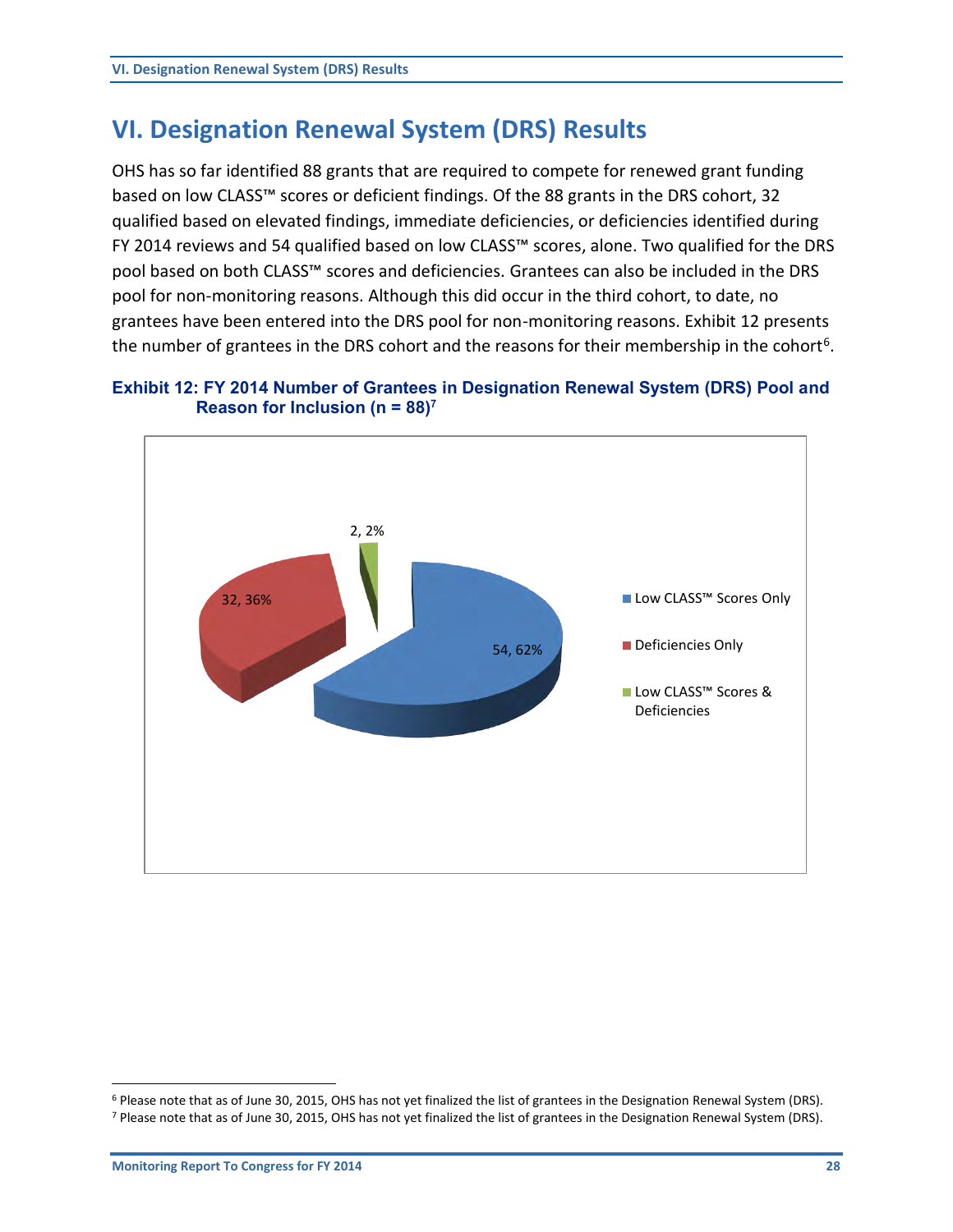# VI. Designation Renewal System (DRS) Results

OHS has so far identified 88 grants that are required to compete for renewed grant funding based on low CLASS™ scores or deficient findings. Of the 88 grants in the DRS cohort, 32 qualified based on elevated findings, immediate deficiencies, or deficiencies identified during FY 2014 reviews and 54 qualified based on low CLASS™ scores, alone. Two qualified for the DRS pool based on both CLASS™ scores and deficiencies. Grantees can also be included in the DRS pool for non-monitoring reasons. Although this did occur in the third cohort, to date, no grantees have been entered into the DRS pool for non-monitoring reasons. Exhibit 12 presents the number of grantees in the DRS cohort and the reasons for their membership in the cohort[6].

**Exhibit 12: FY 2014 Number of Grantees in Designation Renewal System (DRS) Pool and Reason for Inclusion (n = 88)[7]**

| Reason for Inclusion | Number | Percent |
|---|---|---|
| Low CLASS™ Scores Only | 54 | 62% |
| Deficiencies Only | 32 | 36% |
| Low CLASS™ Scores & Deficiencies | 2 | 2% |

[6] Please note that as of June 30, 2015, OHS has not yet finalized the list of grantees in the Designation Renewal System (DRS).

[7] Please note that as of June 30, 2015, OHS has not yet finalized the list of grantees in the Designation Renewal System (DRS).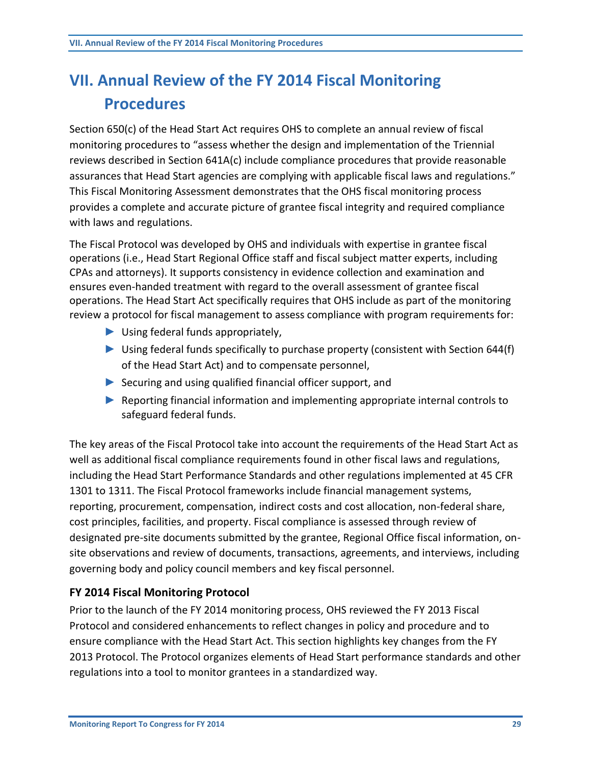# VII. Annual Review of the FY 2014 Fiscal Monitoring Procedures

Section 650(c) of the Head Start Act requires OHS to complete an annual review of fiscal monitoring procedures to "assess whether the design and implementation of the Triennial reviews described in Section 641A(c) include compliance procedures that provide reasonable assurances that Head Start agencies are complying with applicable fiscal laws and regulations." This Fiscal Monitoring Assessment demonstrates that the OHS fiscal monitoring process provides a complete and accurate picture of grantee fiscal integrity and required compliance with laws and regulations.

The Fiscal Protocol was developed by OHS and individuals with expertise in grantee fiscal operations (i.e., Head Start Regional Office staff and fiscal subject matter experts, including CPAs and attorneys). It supports consistency in evidence collection and examination and ensures even-handed treatment with regard to the overall assessment of grantee fiscal operations. The Head Start Act specifically requires that OHS include as part of the monitoring review a protocol for fiscal management to assess compliance with program requirements for:

- Using federal funds appropriately,
- Using federal funds specifically to purchase property (consistent with Section 644(f) of the Head Start Act) and to compensate personnel,
- Securing and using qualified financial officer support, and
- Reporting financial information and implementing appropriate internal controls to safeguard federal funds.

The key areas of the Fiscal Protocol take into account the requirements of the Head Start Act as well as additional fiscal compliance requirements found in other fiscal laws and regulations, including the Head Start Performance Standards and other regulations implemented at 45 CFR 1301 to 1311. The Fiscal Protocol frameworks include financial management systems, reporting, procurement, compensation, indirect costs and cost allocation, non-federal share, cost principles, facilities, and property. Fiscal compliance is assessed through review of designated pre-site documents submitted by the grantee, Regional Office fiscal information, on-site observations and review of documents, transactions, agreements, and interviews, including governing body and policy council members and key fiscal personnel.

### FY 2014 Fiscal Monitoring Protocol

Prior to the launch of the FY 2014 monitoring process, OHS reviewed the FY 2013 Fiscal Protocol and considered enhancements to reflect changes in policy and procedure and to ensure compliance with the Head Start Act. This section highlights key changes from the FY 2013 Protocol. The Protocol organizes elements of Head Start performance standards and other regulations into a tool to monitor grantees in a standardized way.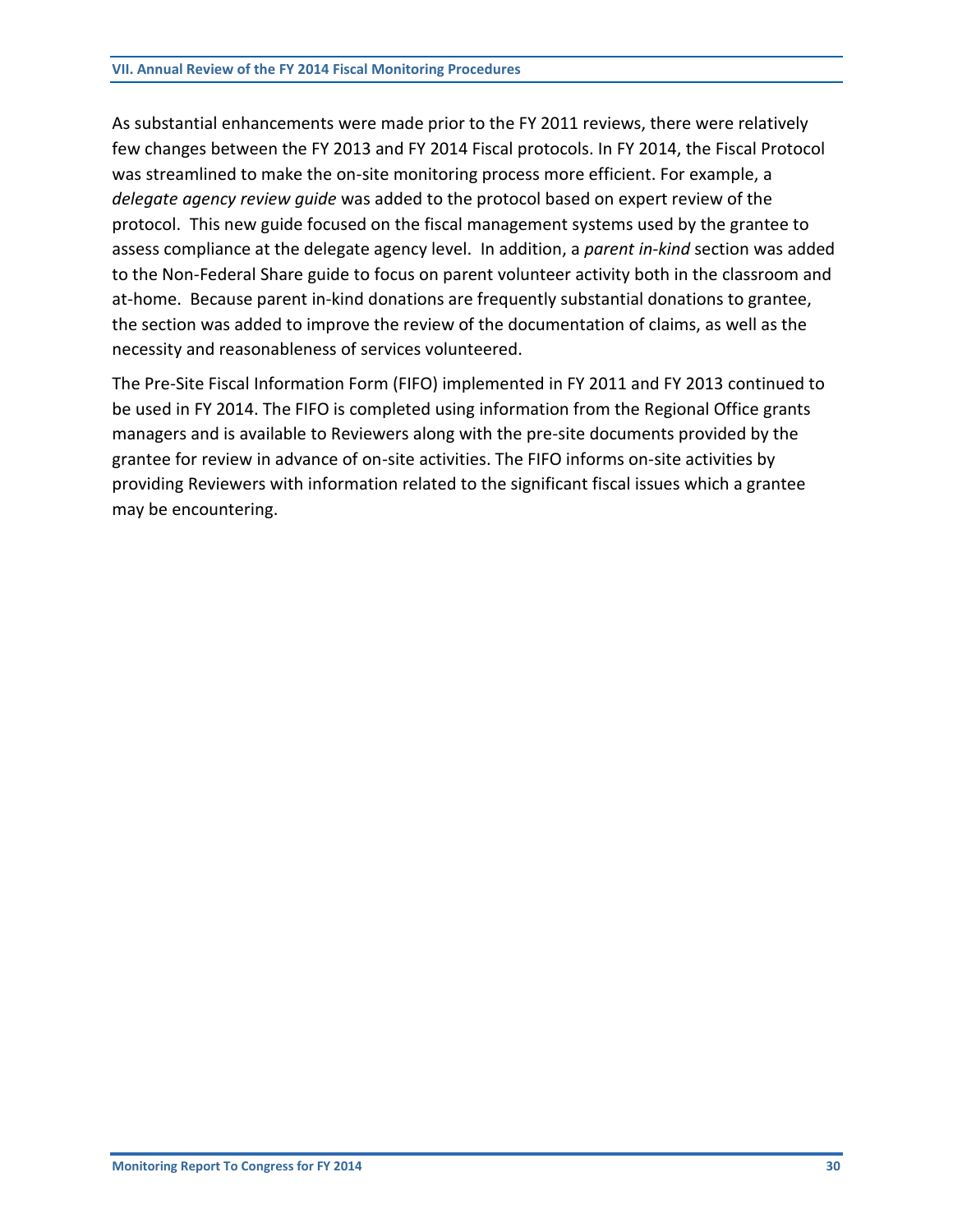As substantial enhancements were made prior to the FY 2011 reviews, there were relatively few changes between the FY 2013 and FY 2014 Fiscal protocols. In FY 2014, the Fiscal Protocol was streamlined to make the on-site monitoring process more efficient. For example, a *delegate agency review guide* was added to the protocol based on expert review of the protocol. This new guide focused on the fiscal management systems used by the grantee to assess compliance at the delegate agency level. In addition, a *parent in-kind* section was added to the Non-Federal Share guide to focus on parent volunteer activity both in the classroom and at-home. Because parent in-kind donations are frequently substantial donations to grantee, the section was added to improve the review of the documentation of claims, as well as the necessity and reasonableness of services volunteered.

The Pre-Site Fiscal Information Form (FIFO) implemented in FY 2011 and FY 2013 continued to be used in FY 2014. The FIFO is completed using information from the Regional Office grants managers and is available to Reviewers along with the pre-site documents provided by the grantee for review in advance of on-site activities. The FIFO informs on-site activities by providing Reviewers with information related to the significant fiscal issues which a grantee may be encountering.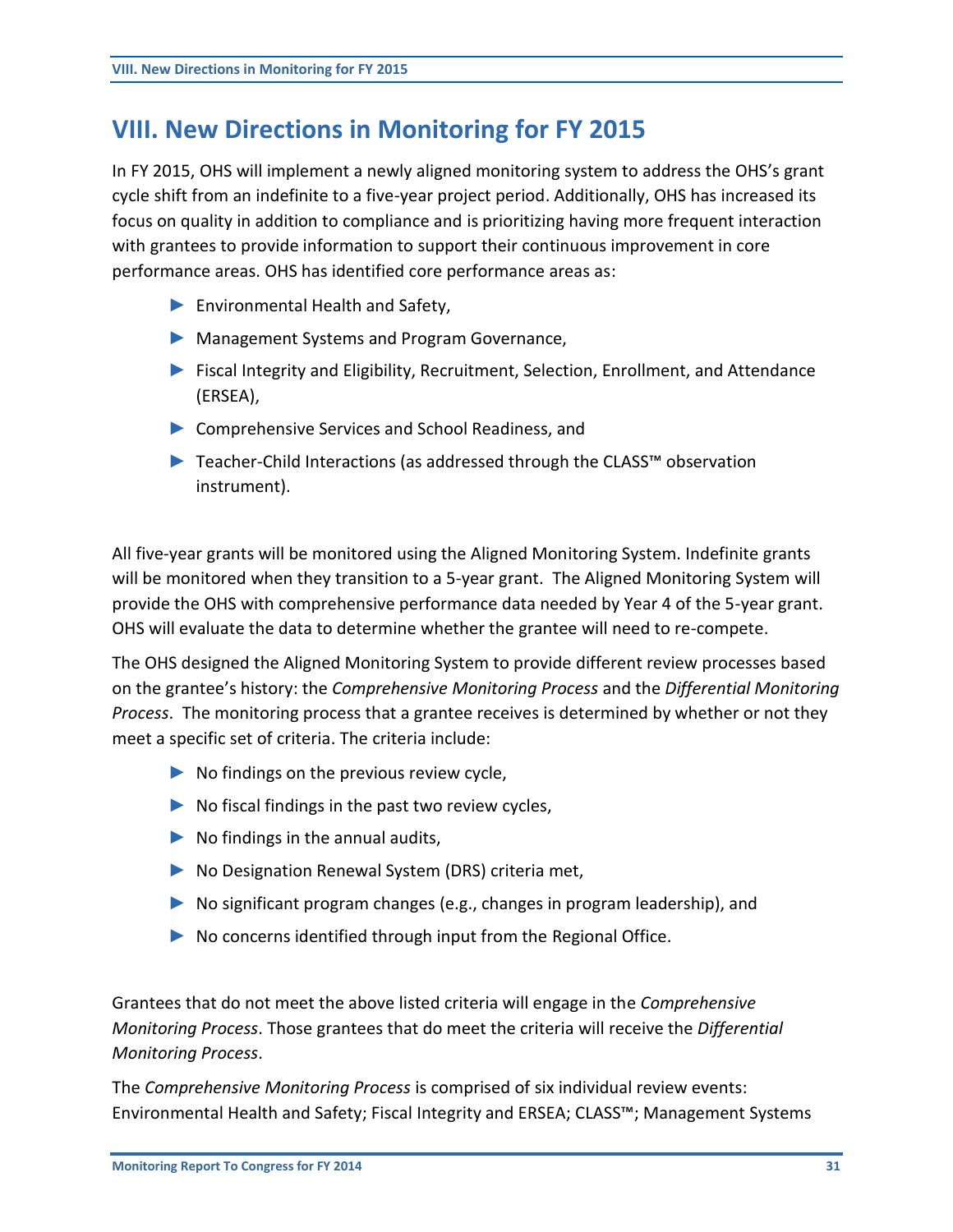# VIII. New Directions in Monitoring for FY 2015

In FY 2015, OHS will implement a newly aligned monitoring system to address the OHS's grant cycle shift from an indefinite to a five-year project period. Additionally, OHS has increased its focus on quality in addition to compliance and is prioritizing having more frequent interaction with grantees to provide information to support their continuous improvement in core performance areas. OHS has identified core performance areas as:

- Environmental Health and Safety,
- Management Systems and Program Governance,
- Fiscal Integrity and Eligibility, Recruitment, Selection, Enrollment, and Attendance (ERSEA),
- Comprehensive Services and School Readiness, and
- Teacher-Child Interactions (as addressed through the CLASS™ observation instrument).

All five-year grants will be monitored using the Aligned Monitoring System. Indefinite grants will be monitored when they transition to a 5-year grant. The Aligned Monitoring System will provide the OHS with comprehensive performance data needed by Year 4 of the 5-year grant. OHS will evaluate the data to determine whether the grantee will need to re-compete.

The OHS designed the Aligned Monitoring System to provide different review processes based on the grantee's history: the *Comprehensive Monitoring Process* and the *Differential Monitoring Process*. The monitoring process that a grantee receives is determined by whether or not they meet a specific set of criteria. The criteria include:

- No findings on the previous review cycle,
- No fiscal findings in the past two review cycles,
- No findings in the annual audits,
- No Designation Renewal System (DRS) criteria met,
- No significant program changes (e.g., changes in program leadership), and
- No concerns identified through input from the Regional Office.

Grantees that do not meet the above listed criteria will engage in the *Comprehensive Monitoring Process*. Those grantees that do meet the criteria will receive the *Differential Monitoring Process*.

The *Comprehensive Monitoring Process* is comprised of six individual review events: Environmental Health and Safety; Fiscal Integrity and ERSEA; CLASS™; Management Systems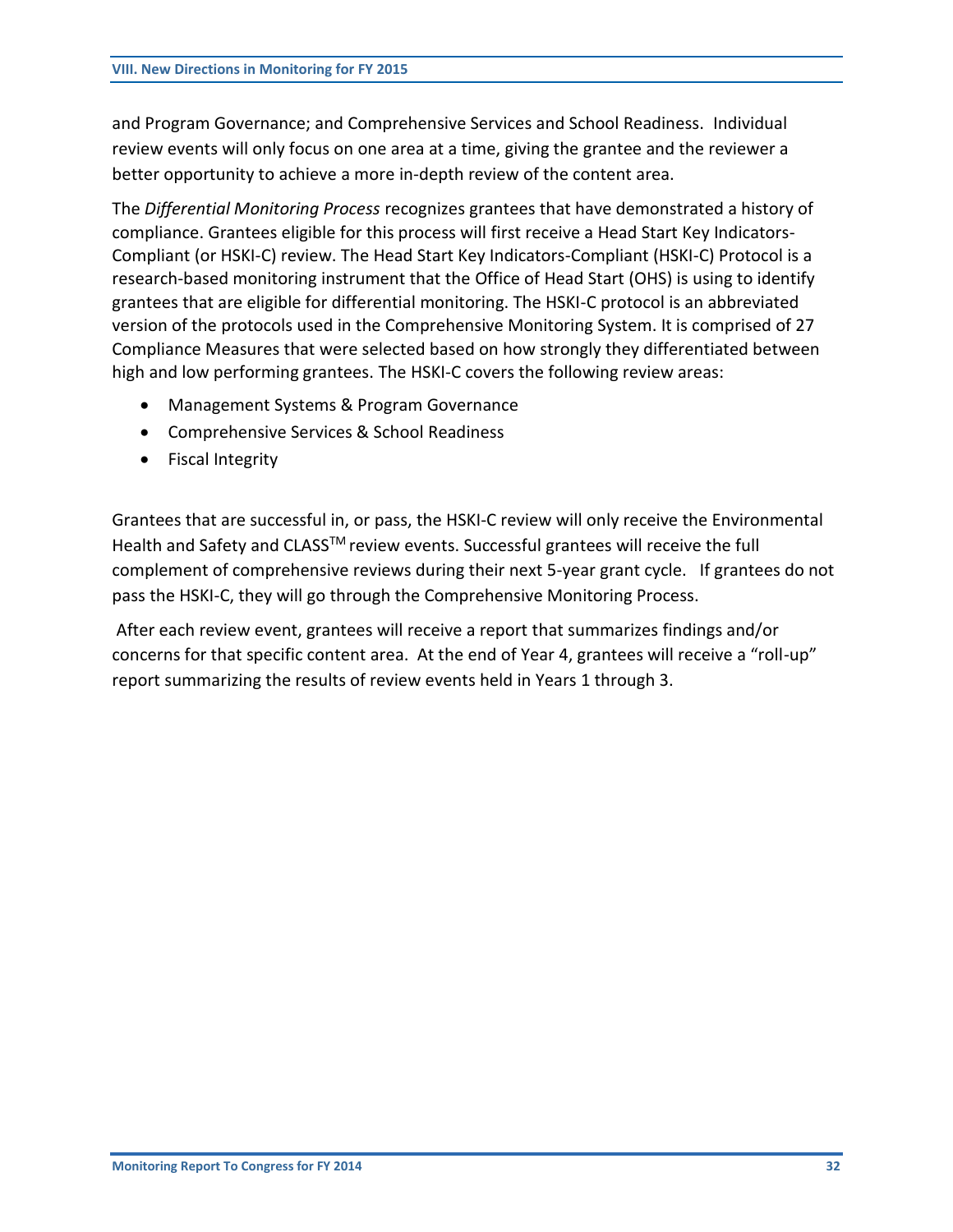and Program Governance; and Comprehensive Services and School Readiness. Individual review events will only focus on one area at a time, giving the grantee and the reviewer a better opportunity to achieve a more in-depth review of the content area.

The *Differential Monitoring Process* recognizes grantees that have demonstrated a history of compliance. Grantees eligible for this process will first receive a Head Start Key Indicators-Compliant (or HSKI-C) review. The Head Start Key Indicators-Compliant (HSKI-C) Protocol is a research-based monitoring instrument that the Office of Head Start (OHS) is using to identify grantees that are eligible for differential monitoring. The HSKI-C protocol is an abbreviated version of the protocols used in the Comprehensive Monitoring System. It is comprised of 27 Compliance Measures that were selected based on how strongly they differentiated between high and low performing grantees. The HSKI-C covers the following review areas:

- Management Systems & Program Governance
- Comprehensive Services & School Readiness
- Fiscal Integrity

Grantees that are successful in, or pass, the HSKI-C review will only receive the Environmental Health and Safety and CLASS™ review events. Successful grantees will receive the full complement of comprehensive reviews during their next 5-year grant cycle. If grantees do not pass the HSKI-C, they will go through the Comprehensive Monitoring Process.

After each review event, grantees will receive a report that summarizes findings and/or concerns for that specific content area. At the end of Year 4, grantees will receive a "roll-up" report summarizing the results of review events held in Years 1 through 3.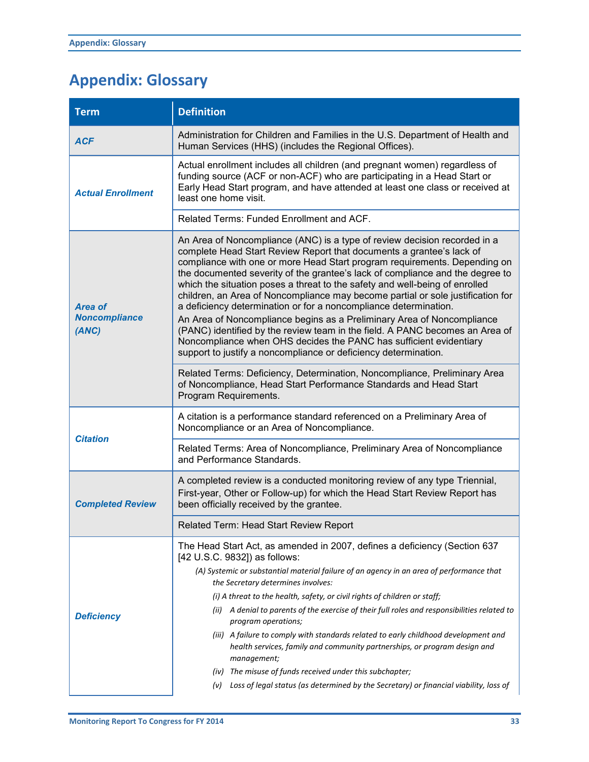# Appendix: Glossary

| Term | Definition |
|---|---|
| ***ACF*** | Administration for Children and Families in the U.S. Department of Health and Human Services (HHS) (includes the Regional Offices). |
| ***Actual Enrollment*** | Actual enrollment includes all children (and pregnant women) regardless of funding source (ACF or non-ACF) who are participating in a Head Start or Early Head Start program, and have attended at least one class or received at least one home visit. |
| | Related Terms: Funded Enrollment and ACF. |
| ***Area of Noncompliance (ANC)*** | An Area of Noncompliance (ANC) is a type of review decision recorded in a complete Head Start Review Report that documents a grantee's lack of compliance with one or more Head Start program requirements. Depending on the documented severity of the grantee's lack of compliance and the degree to which the situation poses a threat to the safety and well-being of enrolled children, an Area of Noncompliance may become partial or sole justification for a deficiency determination or for a noncompliance determination.<br>An Area of Noncompliance begins as a Preliminary Area of Noncompliance (PANC) identified by the review team in the field. A PANC becomes an Area of Noncompliance when OHS decides the PANC has sufficient evidentiary support to justify a noncompliance or deficiency determination. |
| | Related Terms: Deficiency, Determination, Noncompliance, Preliminary Area of Noncompliance, Head Start Performance Standards and Head Start Program Requirements. |
| ***Citation*** | A citation is a performance standard referenced on a Preliminary Area of Noncompliance or an Area of Noncompliance. |
| | Related Terms: Area of Noncompliance, Preliminary Area of Noncompliance and Performance Standards. |
| ***Completed Review*** | A completed review is a conducted monitoring review of any type Triennial, First-year, Other or Follow-up) for which the Head Start Review Report has been officially received by the grantee. |
| | Related Term: Head Start Review Report |
| ***Deficiency*** | The Head Start Act, as amended in 2007, defines a deficiency (Section 637 [42 U.S.C. 9832]) as follows:<br>*(A) Systemic or substantial material failure of an agency in an area of performance that the Secretary determines involves:*<br>*(i) A threat to the health, safety, or civil rights of children or staff;*<br>*(ii) A denial to parents of the exercise of their full roles and responsibilities related to program operations;*<br>*(iii) A failure to comply with standards related to early childhood development and health services, family and community partnerships, or program design and management;*<br>*(iv) The misuse of funds received under this subchapter;*<br>*(v) Loss of legal status (as determined by the Secretary) or financial viability, loss of* |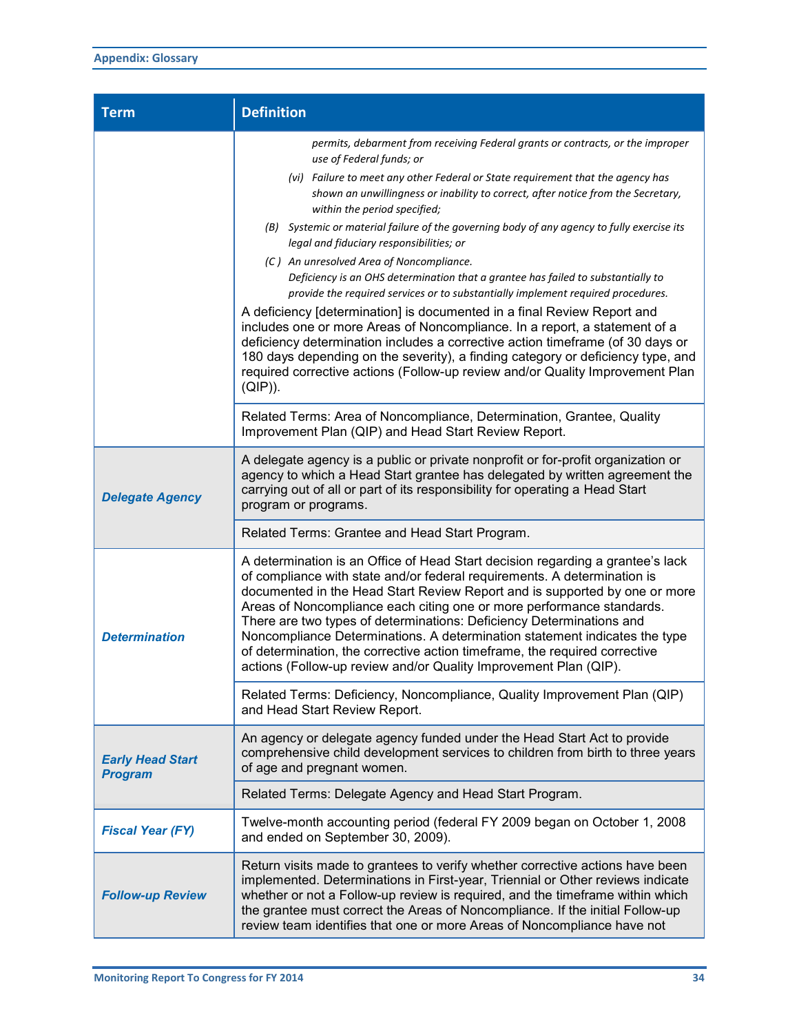| Term | Definition |
|---|---|
| | *permits, debarment from receiving Federal grants or contracts, or the improper use of Federal funds; or*<br>*(vi) Failure to meet any other Federal or State requirement that the agency has shown an unwillingness or inability to correct, after notice from the Secretary, within the period specified;*<br>*(B) Systemic or material failure of the governing body of any agency to fully exercise its legal and fiduciary responsibilities; or*<br>*(C ) An unresolved Area of Noncompliance.*<br>*Deficiency is an OHS determination that a grantee has failed to substantially to provide the required services or to substantially implement required procedures.*<br>A deficiency [determination] is documented in a final Review Report and includes one or more Areas of Noncompliance. In a report, a statement of a deficiency determination includes a corrective action timeframe (of 30 days or 180 days depending on the severity), a finding category or deficiency type, and required corrective actions (Follow-up review and/or Quality Improvement Plan (QIP)). |
| | Related Terms: Area of Noncompliance, Determination, Grantee, Quality Improvement Plan (QIP) and Head Start Review Report. |
| ***Delegate Agency*** | A delegate agency is a public or private nonprofit or for-profit organization or agency to which a Head Start grantee has delegated by written agreement the carrying out of all or part of its responsibility for operating a Head Start program or programs. |
| | Related Terms: Grantee and Head Start Program. |
| ***Determination*** | A determination is an Office of Head Start decision regarding a grantee's lack of compliance with state and/or federal requirements. A determination is documented in the Head Start Review Report and is supported by one or more Areas of Noncompliance each citing one or more performance standards. There are two types of determinations: Deficiency Determinations and Noncompliance Determinations. A determination statement indicates the type of determination, the corrective action timeframe, the required corrective actions (Follow-up review and/or Quality Improvement Plan (QIP). |
| | Related Terms: Deficiency, Noncompliance, Quality Improvement Plan (QIP) and Head Start Review Report. |
| ***Early Head Start Program*** | An agency or delegate agency funded under the Head Start Act to provide comprehensive child development services to children from birth to three years of age and pregnant women. |
| | Related Terms: Delegate Agency and Head Start Program. |
| ***Fiscal Year (FY)*** | Twelve-month accounting period (federal FY 2009 began on October 1, 2008 and ended on September 30, 2009). |
| ***Follow-up Review*** | Return visits made to grantees to verify whether corrective actions have been implemented. Determinations in First-year, Triennial or Other reviews indicate whether or not a Follow-up review is required, and the timeframe within which the grantee must correct the Areas of Noncompliance. If the initial Follow-up review team identifies that one or more Areas of Noncompliance have not |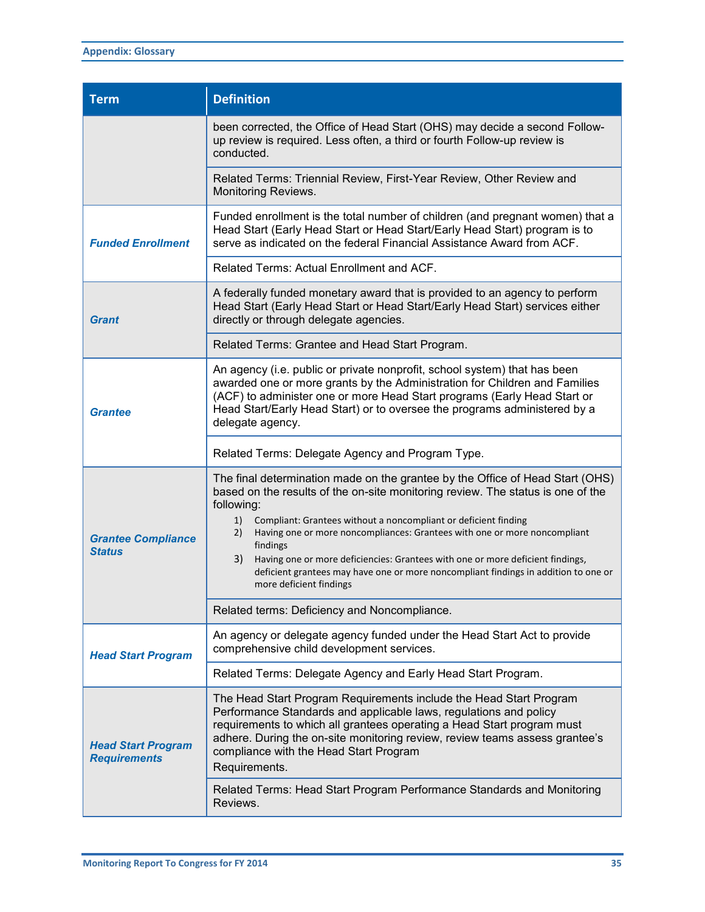| Term | Definition |
|---|---|
| | been corrected, the Office of Head Start (OHS) may decide a second Follow-up review is required. Less often, a third or fourth Follow-up review is conducted. |
| | Related Terms: Triennial Review, First-Year Review, Other Review and Monitoring Reviews. |
| ***Funded Enrollment*** | Funded enrollment is the total number of children (and pregnant women) that a Head Start (Early Head Start or Head Start/Early Head Start) program is to serve as indicated on the federal Financial Assistance Award from ACF. |
| | Related Terms: Actual Enrollment and ACF. |
| ***Grant*** | A federally funded monetary award that is provided to an agency to perform Head Start (Early Head Start or Head Start/Early Head Start) services either directly or through delegate agencies. |
| | Related Terms: Grantee and Head Start Program. |
| ***Grantee*** | An agency (i.e. public or private nonprofit, school system) that has been awarded one or more grants by the Administration for Children and Families (ACF) to administer one or more Head Start programs (Early Head Start or Head Start/Early Head Start) or to oversee the programs administered by a delegate agency. |
| | Related Terms: Delegate Agency and Program Type. |
| ***Grantee Compliance Status*** | The final determination made on the grantee by the Office of Head Start (OHS) based on the results of the on-site monitoring review. The status is one of the following: 1) Compliant: Grantees without a noncompliant or deficient finding 2) Having one or more noncompliances: Grantees with one or more noncompliant findings 3) Having one or more deficiencies: Grantees with one or more deficient findings, deficient grantees may have one or more noncompliant findings in addition to one or more deficient findings |
| | Related terms: Deficiency and Noncompliance. |
| ***Head Start Program*** | An agency or delegate agency funded under the Head Start Act to provide comprehensive child development services. |
| | Related Terms: Delegate Agency and Early Head Start Program. |
| ***Head Start Program Requirements*** | The Head Start Program Requirements include the Head Start Program Performance Standards and applicable laws, regulations and policy requirements to which all grantees operating a Head Start program must adhere. During the on-site monitoring review, review teams assess grantee's compliance with the Head Start Program Requirements. |
| | Related Terms: Head Start Program Performance Standards and Monitoring Reviews. |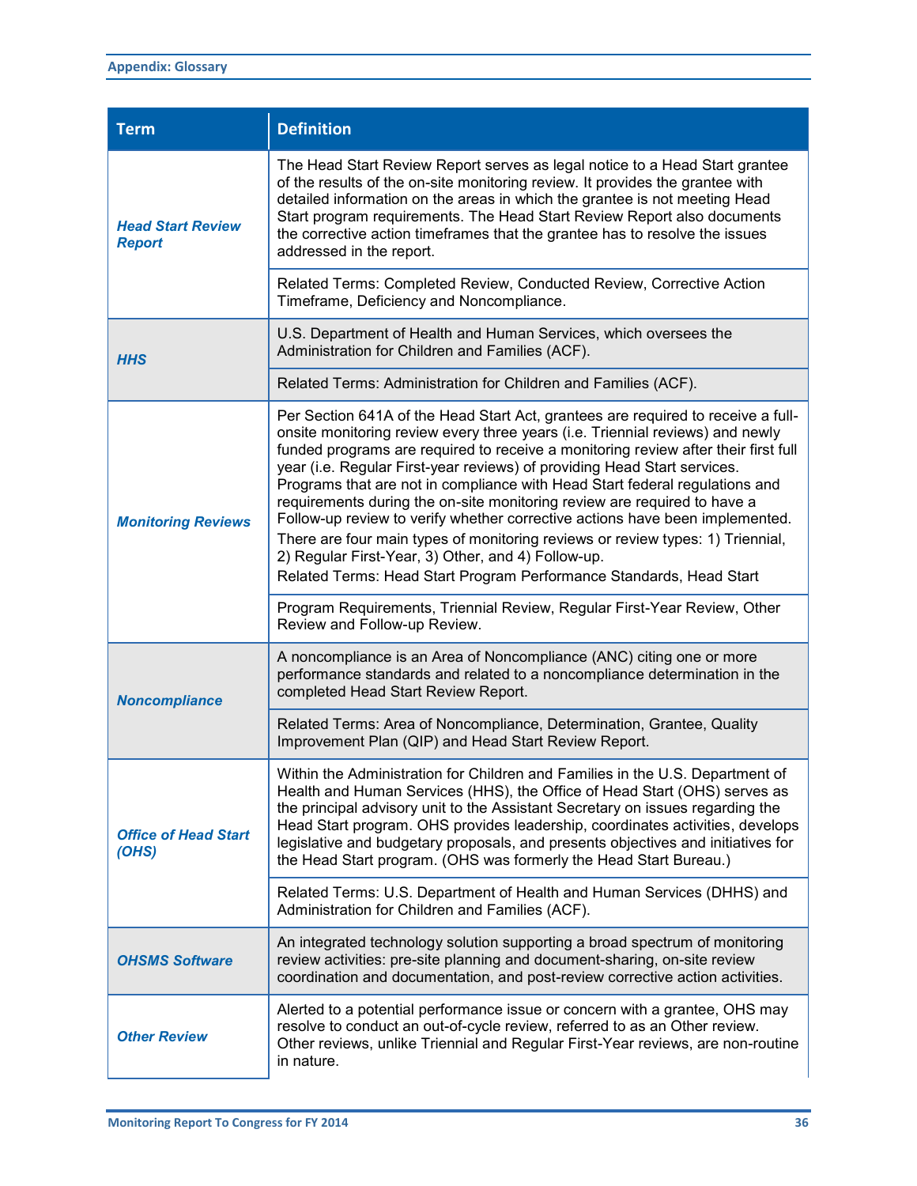| Term | Definition |
|---|---|
| ***Head Start Review Report*** | The Head Start Review Report serves as legal notice to a Head Start grantee of the results of the on-site monitoring review. It provides the grantee with detailed information on the areas in which the grantee is not meeting Head Start program requirements. The Head Start Review Report also documents the corrective action timeframes that the grantee has to resolve the issues addressed in the report. |
| | Related Terms: Completed Review, Conducted Review, Corrective Action Timeframe, Deficiency and Noncompliance. |
| ***HHS*** | U.S. Department of Health and Human Services, which oversees the Administration for Children and Families (ACF). |
| | Related Terms: Administration for Children and Families (ACF). |
| ***Monitoring Reviews*** | Per Section 641A of the Head Start Act, grantees are required to receive a full-onsite monitoring review every three years (i.e. Triennial reviews) and newly funded programs are required to receive a monitoring review after their first full year (i.e. Regular First-year reviews) of providing Head Start services. Programs that are not in compliance with Head Start federal regulations and requirements during the on-site monitoring review are required to have a Follow-up review to verify whether corrective actions have been implemented. There are four main types of monitoring reviews or review types: 1) Triennial, 2) Regular First-Year, 3) Other, and 4) Follow-up. Related Terms: Head Start Program Performance Standards, Head Start |
| | Program Requirements, Triennial Review, Regular First-Year Review, Other Review and Follow-up Review. |
| ***Noncompliance*** | A noncompliance is an Area of Noncompliance (ANC) citing one or more performance standards and related to a noncompliance determination in the completed Head Start Review Report. |
| | Related Terms: Area of Noncompliance, Determination, Grantee, Quality Improvement Plan (QIP) and Head Start Review Report. |
| ***Office of Head Start (OHS)*** | Within the Administration for Children and Families in the U.S. Department of Health and Human Services (HHS), the Office of Head Start (OHS) serves as the principal advisory unit to the Assistant Secretary on issues regarding the Head Start program. OHS provides leadership, coordinates activities, develops legislative and budgetary proposals, and presents objectives and initiatives for the Head Start program. (OHS was formerly the Head Start Bureau.) |
| | Related Terms: U.S. Department of Health and Human Services (DHHS) and Administration for Children and Families (ACF). |
| ***OHSMS Software*** | An integrated technology solution supporting a broad spectrum of monitoring review activities: pre-site planning and document-sharing, on-site review coordination and documentation, and post-review corrective action activities. |
| ***Other Review*** | Alerted to a potential performance issue or concern with a grantee, OHS may resolve to conduct an out-of-cycle review, referred to as an Other review. Other reviews, unlike Triennial and Regular First-Year reviews, are non-routine in nature. |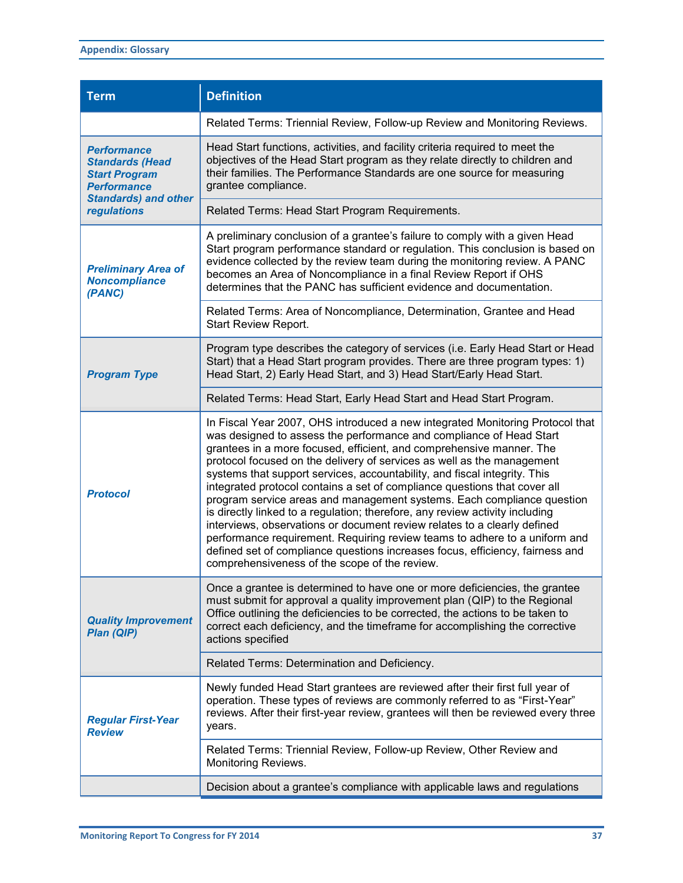| Term | Definition |
| --- | --- |
| | Related Terms: Triennial Review, Follow-up Review and Monitoring Reviews. |
| ***Performance Standards (Head Start Program Performance Standards) and other regulations*** | Head Start functions, activities, and facility criteria required to meet the objectives of the Head Start program as they relate directly to children and their families. The Performance Standards are one source for measuring grantee compliance. |
| | Related Terms: Head Start Program Requirements. |
| ***Preliminary Area of Noncompliance (PANC)*** | A preliminary conclusion of a grantee's failure to comply with a given Head Start program performance standard or regulation. This conclusion is based on evidence collected by the review team during the monitoring review. A PANC becomes an Area of Noncompliance in a final Review Report if OHS determines that the PANC has sufficient evidence and documentation. |
| | Related Terms: Area of Noncompliance, Determination, Grantee and Head Start Review Report. |
| ***Program Type*** | Program type describes the category of services (i.e. Early Head Start or Head Start) that a Head Start program provides. There are three program types: 1) Head Start, 2) Early Head Start, and 3) Head Start/Early Head Start. |
| | Related Terms: Head Start, Early Head Start and Head Start Program. |
| ***Protocol*** | In Fiscal Year 2007, OHS introduced a new integrated Monitoring Protocol that was designed to assess the performance and compliance of Head Start grantees in a more focused, efficient, and comprehensive manner. The protocol focused on the delivery of services as well as the management systems that support services, accountability, and fiscal integrity. This integrated protocol contains a set of compliance questions that cover all program service areas and management systems. Each compliance question is directly linked to a regulation; therefore, any review activity including interviews, observations or document review relates to a clearly defined performance requirement. Requiring review teams to adhere to a uniform and defined set of compliance questions increases focus, efficiency, fairness and comprehensiveness of the scope of the review. |
| ***Quality Improvement Plan (QIP)*** | Once a grantee is determined to have one or more deficiencies, the grantee must submit for approval a quality improvement plan (QIP) to the Regional Office outlining the deficiencies to be corrected, the actions to be taken to correct each deficiency, and the timeframe for accomplishing the corrective actions specified |
| | Related Terms: Determination and Deficiency. |
| ***Regular First-Year Review*** | Newly funded Head Start grantees are reviewed after their first full year of operation. These types of reviews are commonly referred to as "First-Year" reviews. After their first-year review, grantees will then be reviewed every three years. |
| | Related Terms: Triennial Review, Follow-up Review, Other Review and Monitoring Reviews. |
| | Decision about a grantee's compliance with applicable laws and regulations |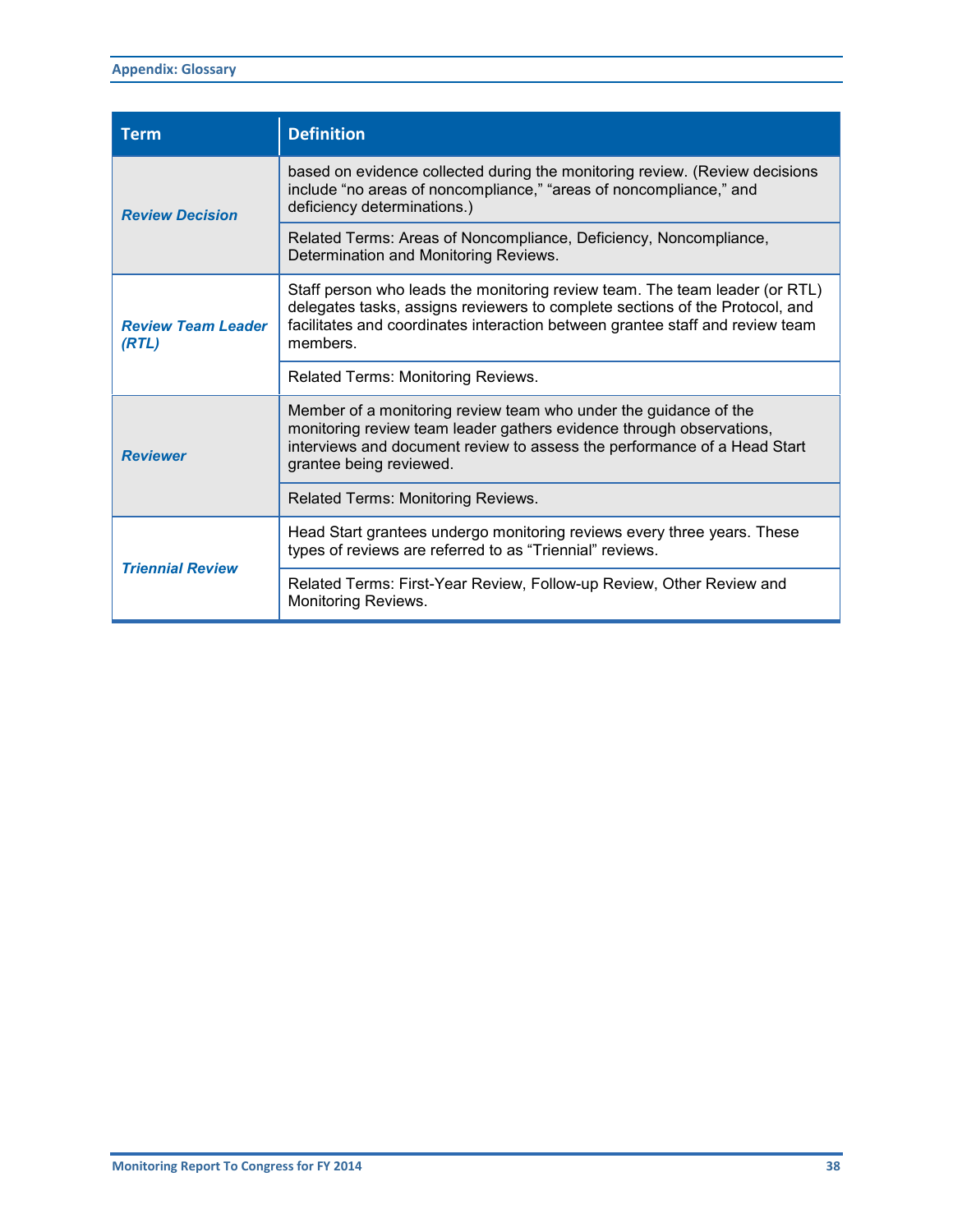| Term | Definition |
|---|---|
| ***Review Decision*** | based on evidence collected during the monitoring review. (Review decisions include “no areas of noncompliance,” “areas of noncompliance,” and deficiency determinations.) |
| | Related Terms: Areas of Noncompliance, Deficiency, Noncompliance, Determination and Monitoring Reviews. |
| ***Review Team Leader (RTL)*** | Staff person who leads the monitoring review team. The team leader (or RTL) delegates tasks, assigns reviewers to complete sections of the Protocol, and facilitates and coordinates interaction between grantee staff and review team members. |
| | Related Terms: Monitoring Reviews. |
| ***Reviewer*** | Member of a monitoring review team who under the guidance of the monitoring review team leader gathers evidence through observations, interviews and document review to assess the performance of a Head Start grantee being reviewed. |
| | Related Terms: Monitoring Reviews. |
| ***Triennial Review*** | Head Start grantees undergo monitoring reviews every three years. These types of reviews are referred to as “Triennial” reviews. |
| | Related Terms: First-Year Review, Follow-up Review, Other Review and Monitoring Reviews. |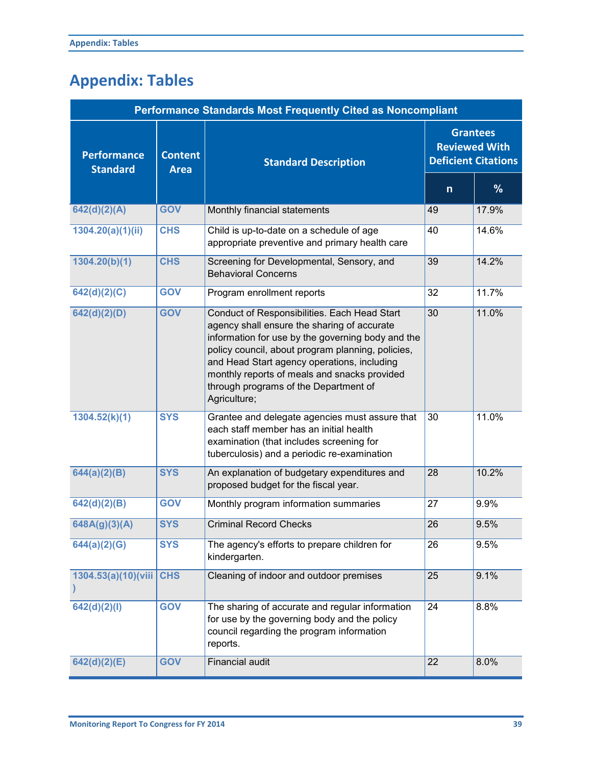# Appendix: Tables

| Performance Standards Most Frequently Cited as Noncompliant | | | | |
|---|---|---|---|---|
| **Performance Standard** | **Content Area** | **Standard Description** | **Grantees Reviewed With Deficient Citations** | |
| | | | **n** | **%** |
| 642(d)(2)(A) | GOV | Monthly financial statements | 49 | 17.9% |
| 1304.20(a)(1)(ii) | CHS | Child is up-to-date on a schedule of age appropriate preventive and primary health care | 40 | 14.6% |
| 1304.20(b)(1) | CHS | Screening for Developmental, Sensory, and Behavioral Concerns | 39 | 14.2% |
| 642(d)(2)(C) | GOV | Program enrollment reports | 32 | 11.7% |
| 642(d)(2)(D) | GOV | Conduct of Responsibilities. Each Head Start agency shall ensure the sharing of accurate information for use by the governing body and the policy council, about program planning, policies, and Head Start agency operations, including monthly reports of meals and snacks provided through programs of the Department of Agriculture; | 30 | 11.0% |
| 1304.52(k)(1) | SYS | Grantee and delegate agencies must assure that each staff member has an initial health examination (that includes screening for tuberculosis) and a periodic re-examination | 30 | 11.0% |
| 644(a)(2)(B) | SYS | An explanation of budgetary expenditures and proposed budget for the fiscal year. | 28 | 10.2% |
| 642(d)(2)(B) | GOV | Monthly program information summaries | 27 | 9.9% |
| 648A(g)(3)(A) | SYS | Criminal Record Checks | 26 | 9.5% |
| 644(a)(2)(G) | SYS | The agency's efforts to prepare children for kindergarten. | 26 | 9.5% |
| 1304.53(a)(10)(viii) | CHS | Cleaning of indoor and outdoor premises | 25 | 9.1% |
| 642(d)(2)(I) | GOV | The sharing of accurate and regular information for use by the governing body and the policy council regarding the program information reports. | 24 | 8.8% |
| 642(d)(2)(E) | GOV | Financial audit | 22 | 8.0% |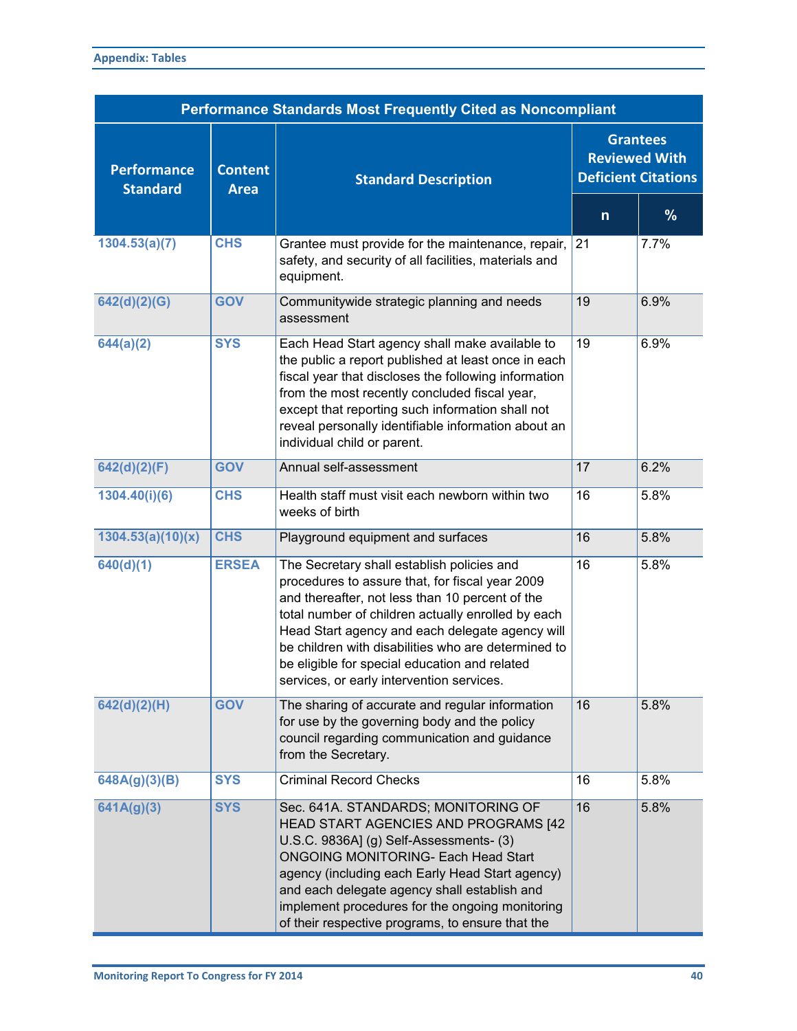**Appendix: Tables**

| Performance Standards Most Frequently Cited as Noncompliant | | | | |
|---|---|---|---|---|
| Performance Standard | Content Area | Standard Description | Grantees Reviewed With Deficient Citations | |
| | | | n | % |
| 1304.53(a)(7) | CHS | Grantee must provide for the maintenance, repair, safety, and security of all facilities, materials and equipment. | 21 | 7.7% |
| 642(d)(2)(G) | GOV | Communitywide strategic planning and needs assessment | 19 | 6.9% |
| 644(a)(2) | SYS | Each Head Start agency shall make available to the public a report published at least once in each fiscal year that discloses the following information from the most recently concluded fiscal year, except that reporting such information shall not reveal personally identifiable information about an individual child or parent. | 19 | 6.9% |
| 642(d)(2)(F) | GOV | Annual self-assessment | 17 | 6.2% |
| 1304.40(i)(6) | CHS | Health staff must visit each newborn within two weeks of birth | 16 | 5.8% |
| 1304.53(a)(10)(x) | CHS | Playground equipment and surfaces | 16 | 5.8% |
| 640(d)(1) | ERSEA | The Secretary shall establish policies and procedures to assure that, for fiscal year 2009 and thereafter, not less than 10 percent of the total number of children actually enrolled by each Head Start agency and each delegate agency will be children with disabilities who are determined to be eligible for special education and related services, or early intervention services. | 16 | 5.8% |
| 642(d)(2)(H) | GOV | The sharing of accurate and regular information for use by the governing body and the policy council regarding communication and guidance from the Secretary. | 16 | 5.8% |
| 648A(g)(3)(B) | SYS | Criminal Record Checks | 16 | 5.8% |
| 641A(g)(3) | SYS | Sec. 641A. STANDARDS; MONITORING OF HEAD START AGENCIES AND PROGRAMS [42 U.S.C. 9836A] (g) Self-Assessments- (3) ONGOING MONITORING- Each Head Start agency (including each Early Head Start agency) and each delegate agency shall establish and implement procedures for the ongoing monitoring of their respective programs, to ensure that the | 16 | 5.8% |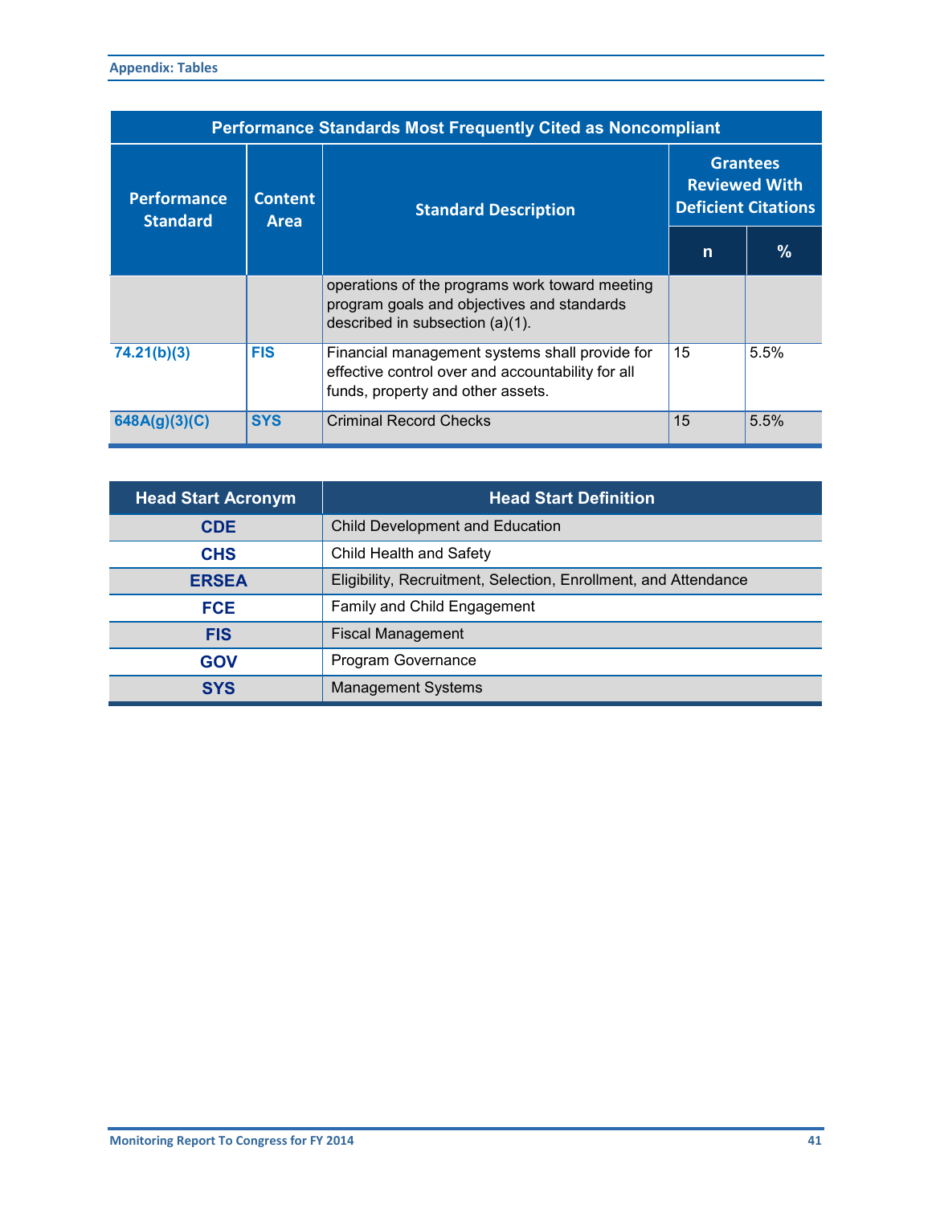| Performance Standard | Content Area | Standard Description | Grantees Reviewed With Deficient Citations | |
|---|---|---|---|---|
| | | | n | % |
| | | operations of the programs work toward meeting program goals and objectives and standards described in subsection (a)(1). | | |
| 74.21(b)(3) | FIS | Financial management systems shall provide for effective control over and accountability for all funds, property and other assets. | 15 | 5.5% |
| 648A(g)(3)(C) | SYS | Criminal Record Checks | 15 | 5.5% |

| Head Start Acronym | Head Start Definition |
|---|---|
| CDE | Child Development and Education |
| CHS | Child Health and Safety |
| ERSEA | Eligibility, Recruitment, Selection, Enrollment, and Attendance |
| FCE | Family and Child Engagement |
| FIS | Fiscal Management |
| GOV | Program Governance |
| SYS | Management Systems |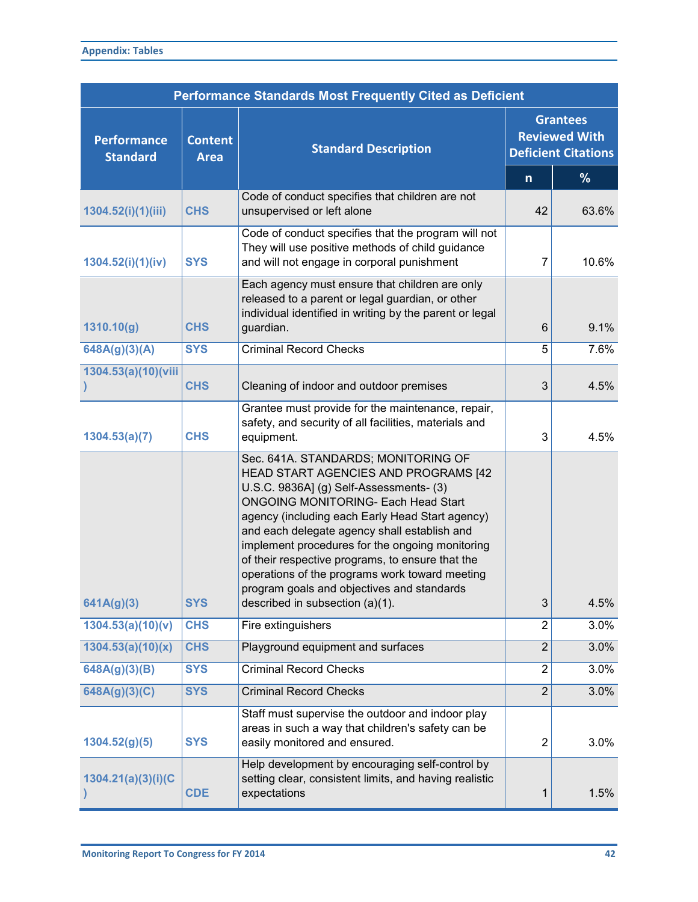## Appendix: Tables

| Performance Standards Most Frequently Cited as Deficient | | | | |
|---|---|---|---|---|
| Performance Standard | Content Area | Standard Description | Grantees Reviewed With Deficient Citations | |
| | | | n | % |
| 1304.52(i)(1)(iii) | CHS | Code of conduct specifies that children are not unsupervised or left alone | 42 | 63.6% |
| 1304.52(i)(1)(iv) | SYS | Code of conduct specifies that the program will not They will use positive methods of child guidance and will not engage in corporal punishment | 7 | 10.6% |
| 1310.10(g) | CHS | Each agency must ensure that children are only released to a parent or legal guardian, or other individual identified in writing by the parent or legal guardian. | 6 | 9.1% |
| 648A(g)(3)(A) | SYS | Criminal Record Checks | 5 | 7.6% |
| 1304.53(a)(10)(viii) | CHS | Cleaning of indoor and outdoor premises | 3 | 4.5% |
| 1304.53(a)(7) | CHS | Grantee must provide for the maintenance, repair, safety, and security of all facilities, materials and equipment. | 3 | 4.5% |
| 641A(g)(3) | SYS | Sec. 641A. STANDARDS; MONITORING OF HEAD START AGENCIES AND PROGRAMS [42 U.S.C. 9836A] (g) Self-Assessments- (3) ONGOING MONITORING- Each Head Start agency (including each Early Head Start agency) and each delegate agency shall establish and implement procedures for the ongoing monitoring of their respective programs, to ensure that the operations of the programs work toward meeting program goals and objectives and standards described in subsection (a)(1). | 3 | 4.5% |
| 1304.53(a)(10)(v) | CHS | Fire extinguishers | 2 | 3.0% |
| 1304.53(a)(10)(x) | CHS | Playground equipment and surfaces | 2 | 3.0% |
| 648A(g)(3)(B) | SYS | Criminal Record Checks | 2 | 3.0% |
| 648A(g)(3)(C) | SYS | Criminal Record Checks | 2 | 3.0% |
| 1304.52(g)(5) | SYS | Staff must supervise the outdoor and indoor play areas in such a way that children's safety can be easily monitored and ensured. | 2 | 3.0% |
| 1304.21(a)(3)(i)(C) | CDE | Help development by encouraging self-control by setting clear, consistent limits, and having realistic expectations | 1 | 1.5% |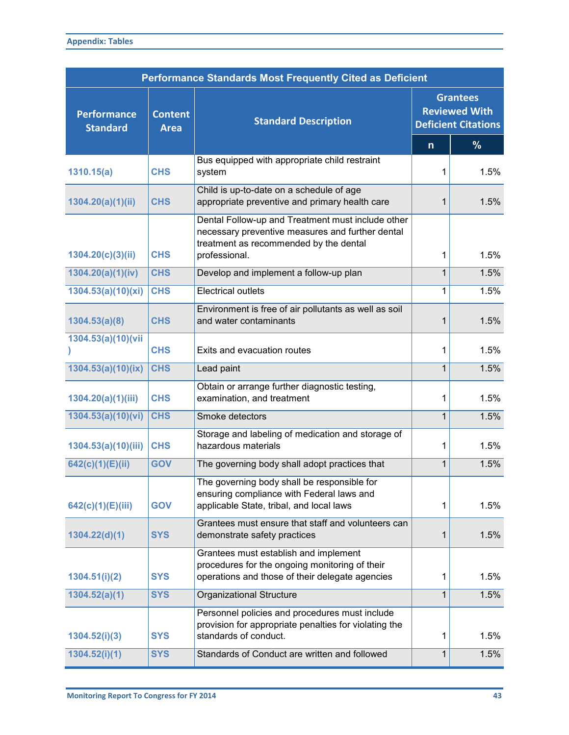**Appendix: Tables**

| Performance Standard | Content Area | Standard Description | Grantees Reviewed With Deficient Citations | |
|---|---|---|---|---|
| | | | n | % |
| 1310.15(a) | CHS | Bus equipped with appropriate child restraint system | 1 | 1.5% |
| 1304.20(a)(1)(ii) | CHS | Child is up-to-date on a schedule of age appropriate preventive and primary health care | 1 | 1.5% |
| 1304.20(c)(3)(ii) | CHS | Dental Follow-up and Treatment must include other necessary preventive measures and further dental treatment as recommended by the dental professional. | 1 | 1.5% |
| 1304.20(a)(1)(iv) | CHS | Develop and implement a follow-up plan | 1 | 1.5% |
| 1304.53(a)(10)(xi) | CHS | Electrical outlets | 1 | 1.5% |
| 1304.53(a)(8) | CHS | Environment is free of air pollutants as well as soil and water contaminants | 1 | 1.5% |
| 1304.53(a)(10)(vii) | CHS | Exits and evacuation routes | 1 | 1.5% |
| 1304.53(a)(10)(ix) | CHS | Lead paint | 1 | 1.5% |
| 1304.20(a)(1)(iii) | CHS | Obtain or arrange further diagnostic testing, examination, and treatment | 1 | 1.5% |
| 1304.53(a)(10)(vi) | CHS | Smoke detectors | 1 | 1.5% |
| 1304.53(a)(10)(iii) | CHS | Storage and labeling of medication and storage of hazardous materials | 1 | 1.5% |
| 642(c)(1)(E)(ii) | GOV | The governing body shall adopt practices that | 1 | 1.5% |
| 642(c)(1)(E)(iii) | GOV | The governing body shall be responsible for ensuring compliance with Federal laws and applicable State, tribal, and local laws | 1 | 1.5% |
| 1304.22(d)(1) | SYS | Grantees must ensure that staff and volunteers can demonstrate safety practices | 1 | 1.5% |
| 1304.51(i)(2) | SYS | Grantees must establish and implement procedures for the ongoing monitoring of their operations and those of their delegate agencies | 1 | 1.5% |
| 1304.52(a)(1) | SYS | Organizational Structure | 1 | 1.5% |
| 1304.52(i)(3) | SYS | Personnel policies and procedures must include provision for appropriate penalties for violating the standards of conduct. | 1 | 1.5% |
| 1304.52(i)(1) | SYS | Standards of Conduct are written and followed | 1 | 1.5% |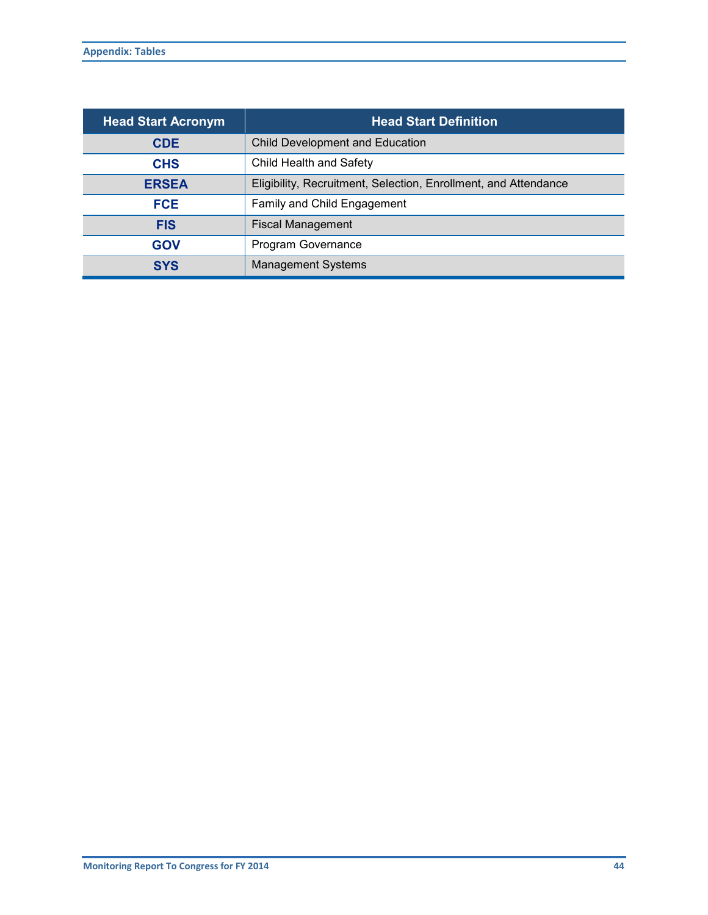| Head Start Acronym | Head Start Definition |
|---|---|
| **CDE** | Child Development and Education |
| **CHS** | Child Health and Safety |
| **ERSEA** | Eligibility, Recruitment, Selection, Enrollment, and Attendance |
| **FCE** | Family and Child Engagement |
| **FIS** | Fiscal Management |
| **GOV** | Program Governance |
| **SYS** | Management Systems |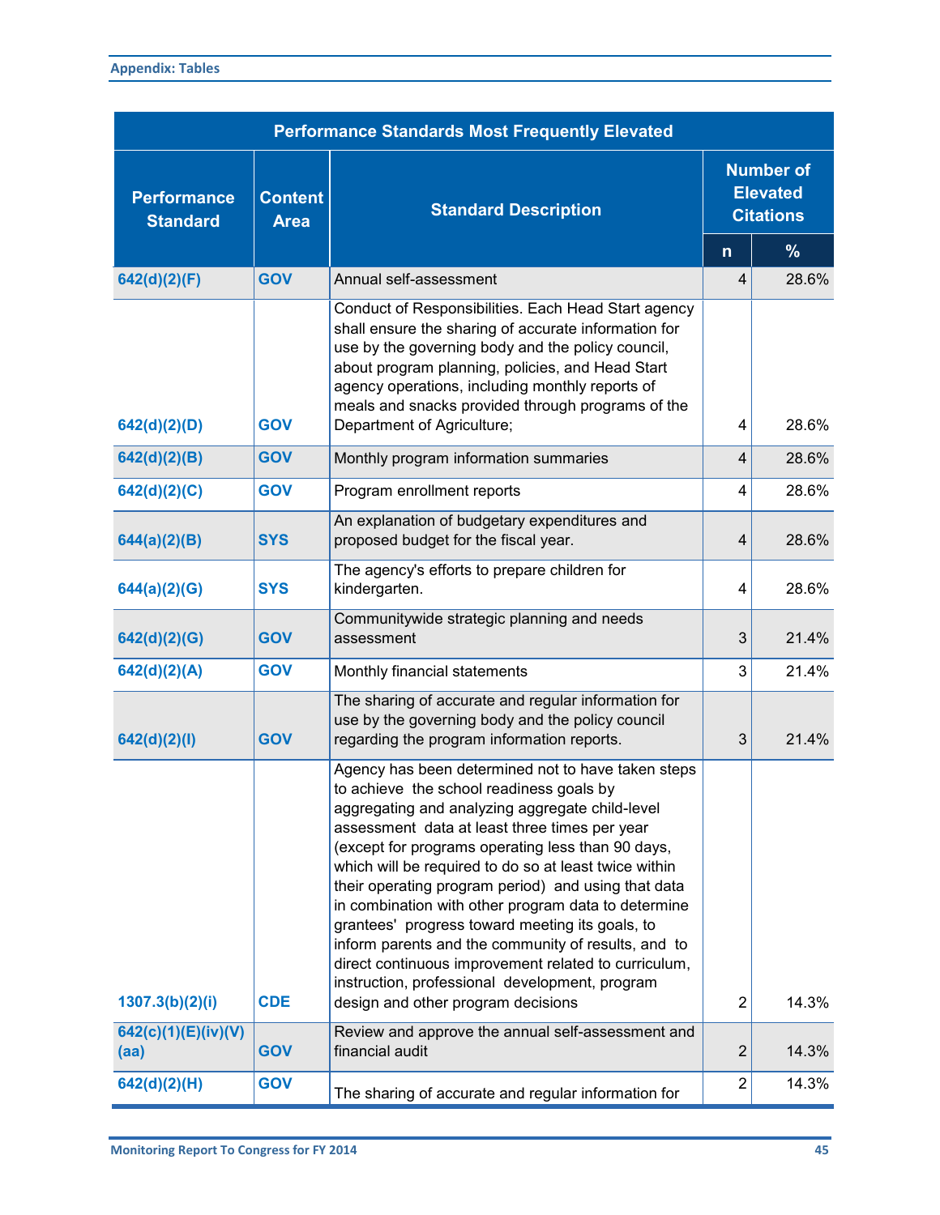| Performance Standards Most Frequently Elevated | | | | |
|---|---|---|---|---|
| Performance Standard | Content Area | Standard Description | Number of Elevated Citations | |
| | | | n | % |
| 642(d)(2)(F) | GOV | Annual self-assessment | 4 | 28.6% |
| 642(d)(2)(D) | GOV | Conduct of Responsibilities. Each Head Start agency shall ensure the sharing of accurate information for use by the governing body and the policy council, about program planning, policies, and Head Start agency operations, including monthly reports of meals and snacks provided through programs of the Department of Agriculture; | 4 | 28.6% |
| 642(d)(2)(B) | GOV | Monthly program information summaries | 4 | 28.6% |
| 642(d)(2)(C) | GOV | Program enrollment reports | 4 | 28.6% |
| 644(a)(2)(B) | SYS | An explanation of budgetary expenditures and proposed budget for the fiscal year. | 4 | 28.6% |
| 644(a)(2)(G) | SYS | The agency's efforts to prepare children for kindergarten. | 4 | 28.6% |
| 642(d)(2)(G) | GOV | Communitywide strategic planning and needs assessment | 3 | 21.4% |
| 642(d)(2)(A) | GOV | Monthly financial statements | 3 | 21.4% |
| 642(d)(2)(I) | GOV | The sharing of accurate and regular information for use by the governing body and the policy council regarding the program information reports. | 3 | 21.4% |
| 1307.3(b)(2)(i) | CDE | Agency has been determined not to have taken steps to achieve the school readiness goals by aggregating and analyzing aggregate child-level assessment data at least three times per year (except for programs operating less than 90 days, which will be required to do so at least twice within their operating program period) and using that data in combination with other program data to determine grantees' progress toward meeting its goals, to inform parents and the community of results, and to direct continuous improvement related to curriculum, instruction, professional development, program design and other program decisions | 2 | 14.3% |
| 642(c)(1)(E)(iv)(V)(aa) | GOV | Review and approve the annual self-assessment and financial audit | 2 | 14.3% |
| 642(d)(2)(H) | GOV | The sharing of accurate and regular information for | 2 | 14.3% |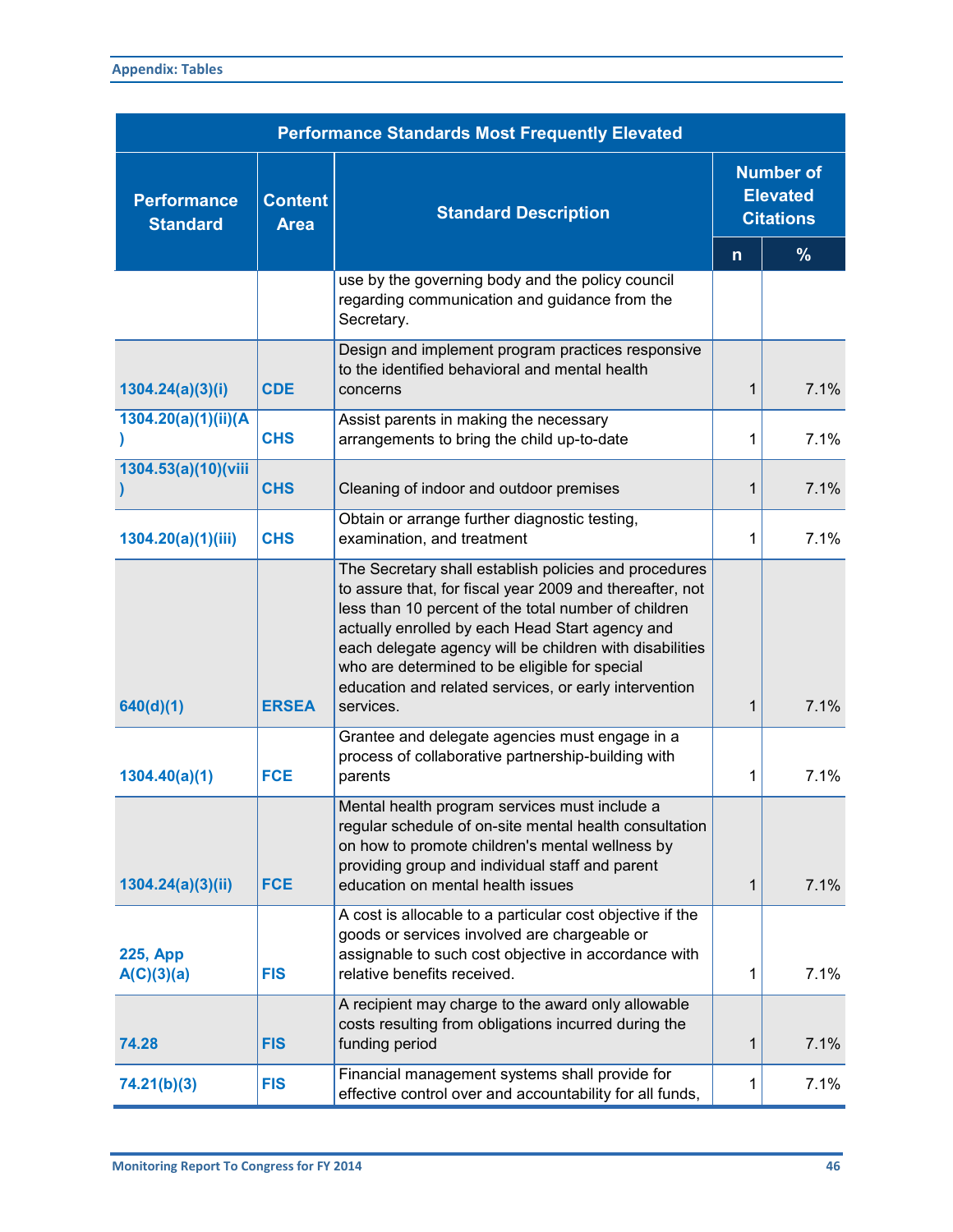| Performance Standard | Content Area | Standard Description | Number of Elevated Citations | |
|---|---|---|---|---|
| | | | n | % |
| | | use by the governing body and the policy council regarding communication and guidance from the Secretary. | | |
| 1304.24(a)(3)(i) | CDE | Design and implement program practices responsive to the identified behavioral and mental health concerns | 1 | 7.1% |
| 1304.20(a)(1)(ii)(A) | CHS | Assist parents in making the necessary arrangements to bring the child up-to-date | 1 | 7.1% |
| 1304.53(a)(10)(viii) | CHS | Cleaning of indoor and outdoor premises | 1 | 7.1% |
| 1304.20(a)(1)(iii) | CHS | Obtain or arrange further diagnostic testing, examination, and treatment | 1 | 7.1% |
| 640(d)(1) | ERSEA | The Secretary shall establish policies and procedures to assure that, for fiscal year 2009 and thereafter, not less than 10 percent of the total number of children actually enrolled by each Head Start agency and each delegate agency will be children with disabilities who are determined to be eligible for special education and related services, or early intervention services. | 1 | 7.1% |
| 1304.40(a)(1) | FCE | Grantee and delegate agencies must engage in a process of collaborative partnership-building with parents | 1 | 7.1% |
| 1304.24(a)(3)(ii) | FCE | Mental health program services must include a regular schedule of on-site mental health consultation on how to promote children's mental wellness by providing group and individual staff and parent education on mental health issues | 1 | 7.1% |
| 225, App A(C)(3)(a) | FIS | A cost is allocable to a particular cost objective if the goods or services involved are chargeable or assignable to such cost objective in accordance with relative benefits received. | 1 | 7.1% |
| 74.28 | FIS | A recipient may charge to the award only allowable costs resulting from obligations incurred during the funding period | 1 | 7.1% |
| 74.21(b)(3) | FIS | Financial management systems shall provide for effective control over and accountability for all funds, | 1 | 7.1% |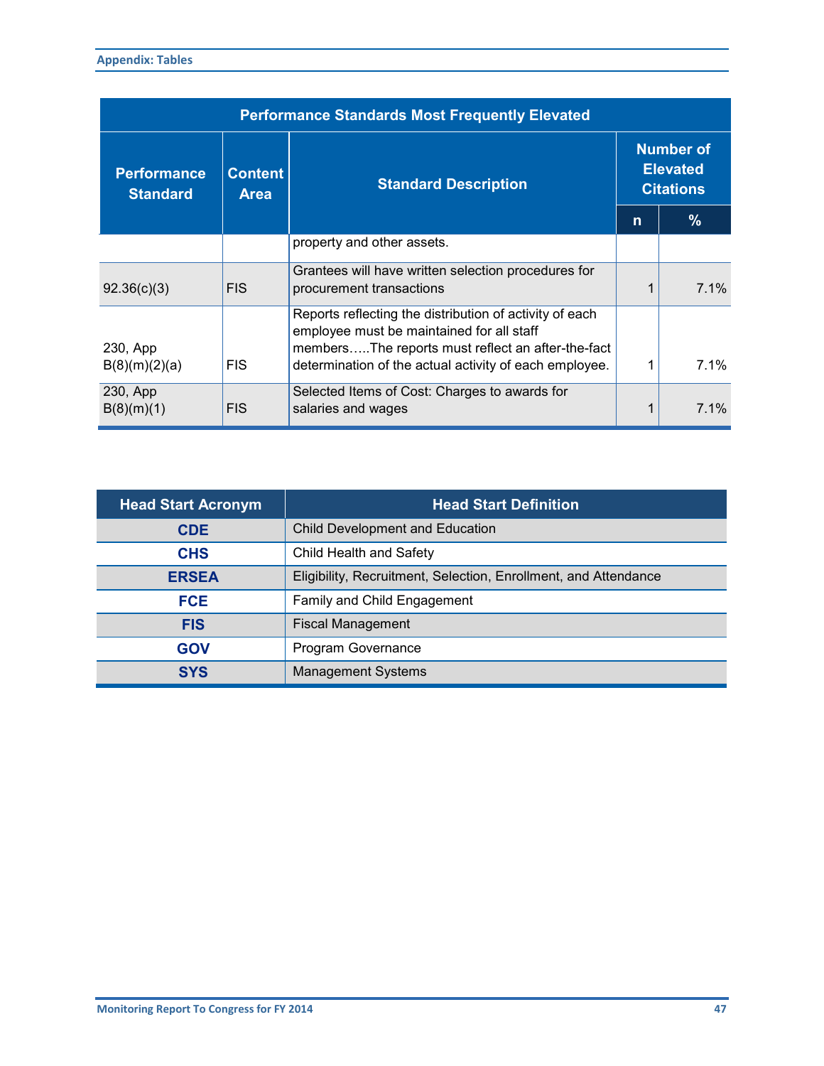| Performance Standards Most Frequently Elevated | | | | |
|---|---|---|---|---|
| Performance Standard | Content Area | Standard Description | Number of Elevated Citations | |
| | | | n | % |
| | | property and other assets. | | |
| 92.36(c)(3) | FIS | Grantees will have written selection procedures for procurement transactions | 1 | 7.1% |
| 230, App B(8)(m)(2)(a) | FIS | Reports reflecting the distribution of activity of each employee must be maintained for all staff members…..The reports must reflect an after-the-fact determination of the actual activity of each employee. | 1 | 7.1% |
| 230, App B(8)(m)(1) | FIS | Selected Items of Cost: Charges to awards for salaries and wages | 1 | 7.1% |

| Head Start Acronym | Head Start Definition |
|---|---|
| **CDE** | Child Development and Education |
| **CHS** | Child Health and Safety |
| **ERSEA** | Eligibility, Recruitment, Selection, Enrollment, and Attendance |
| **FCE** | Family and Child Engagement |
| **FIS** | Fiscal Management |
| **GOV** | Program Governance |
| **SYS** | Management Systems |